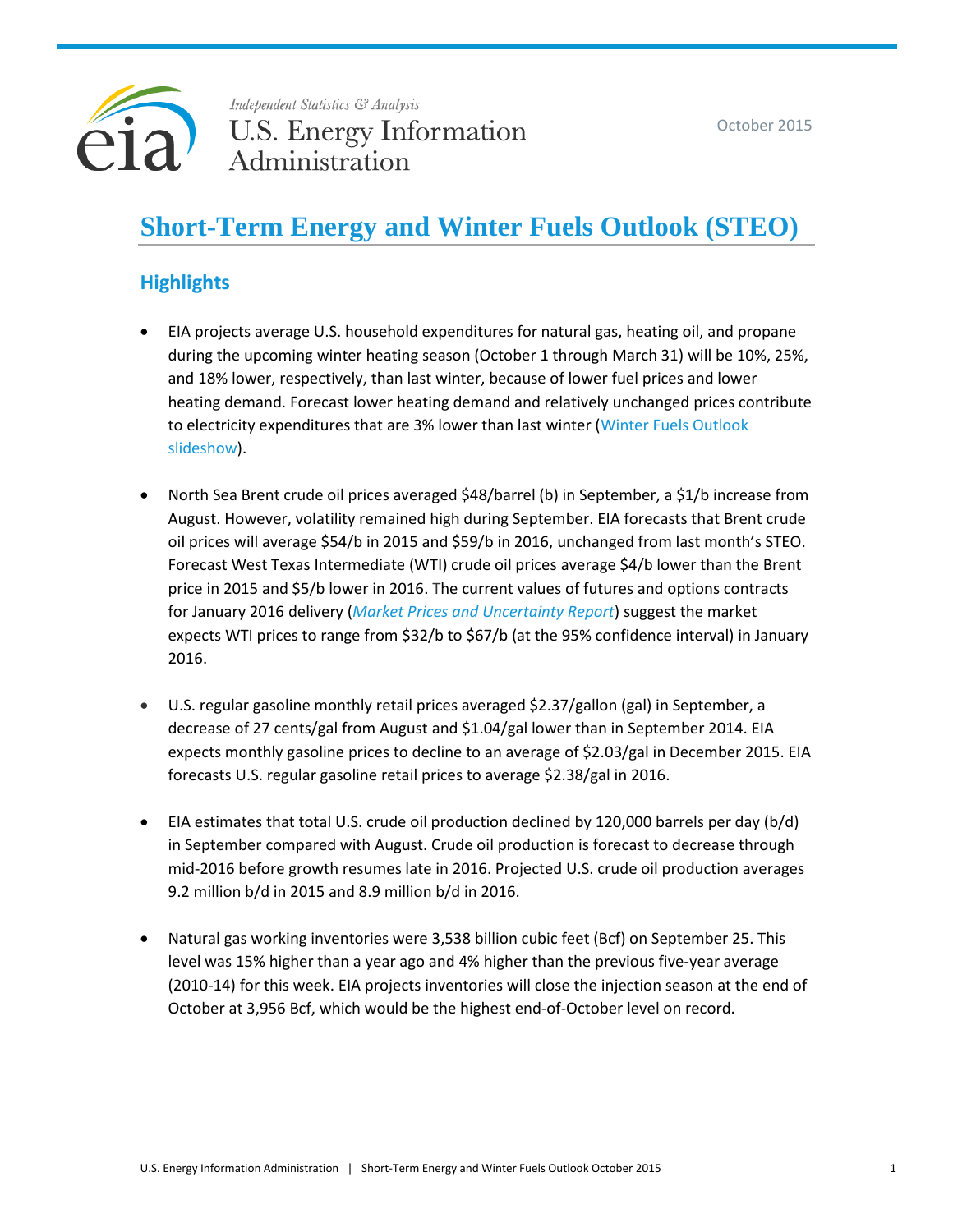Independent Statistics & Analysis
U.S. Energy Information Administration

October 2015

# Short-Term Energy and Winter Fuels Outlook (STEO)

## Highlights

- EIA projects average U.S. household expenditures for natural gas, heating oil, and propane during the upcoming winter heating season (October 1 through March 31) will be 10%, 25%, and 18% lower, respectively, than last winter, because of lower fuel prices and lower heating demand. Forecast lower heating demand and relatively unchanged prices contribute to electricity expenditures that are 3% lower than last winter (Winter Fuels Outlook slideshow).

- North Sea Brent crude oil prices averaged $48/barrel (b) in September, a $1/b increase from August. However, volatility remained high during September. EIA forecasts that Brent crude oil prices will average $54/b in 2015 and $59/b in 2016, unchanged from last month's STEO. Forecast West Texas Intermediate (WTI) crude oil prices average $4/b lower than the Brent price in 2015 and $5/b lower in 2016. The current values of futures and options contracts for January 2016 delivery (*Market Prices and Uncertainty Report*) suggest the market expects WTI prices to range from $32/b to $67/b (at the 95% confidence interval) in January 2016.

- U.S. regular gasoline monthly retail prices averaged $2.37/gallon (gal) in September, a decrease of 27 cents/gal from August and $1.04/gal lower than in September 2014. EIA expects monthly gasoline prices to decline to an average of $2.03/gal in December 2015. EIA forecasts U.S. regular gasoline retail prices to average $2.38/gal in 2016.

- EIA estimates that total U.S. crude oil production declined by 120,000 barrels per day (b/d) in September compared with August. Crude oil production is forecast to decrease through mid-2016 before growth resumes late in 2016. Projected U.S. crude oil production averages 9.2 million b/d in 2015 and 8.9 million b/d in 2016.

- Natural gas working inventories were 3,538 billion cubic feet (Bcf) on September 25. This level was 15% higher than a year ago and 4% higher than the previous five-year average (2010-14) for this week. EIA projects inventories will close the injection season at the end of October at 3,956 Bcf, which would be the highest end-of-October level on record.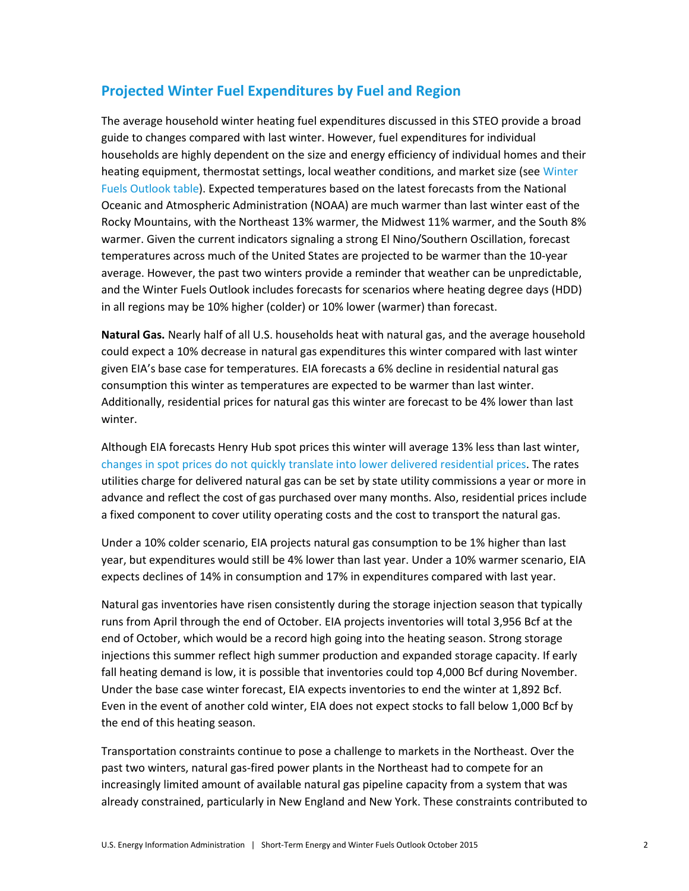## Projected Winter Fuel Expenditures by Fuel and Region

The average household winter heating fuel expenditures discussed in this STEO provide a broad guide to changes compared with last winter. However, fuel expenditures for individual households are highly dependent on the size and energy efficiency of individual homes and their heating equipment, thermostat settings, local weather conditions, and market size (see Winter Fuels Outlook table). Expected temperatures based on the latest forecasts from the National Oceanic and Atmospheric Administration (NOAA) are much warmer than last winter east of the Rocky Mountains, with the Northeast 13% warmer, the Midwest 11% warmer, and the South 8% warmer. Given the current indicators signaling a strong El Nino/Southern Oscillation, forecast temperatures across much of the United States are projected to be warmer than the 10-year average. However, the past two winters provide a reminder that weather can be unpredictable, and the Winter Fuels Outlook includes forecasts for scenarios where heating degree days (HDD) in all regions may be 10% higher (colder) or 10% lower (warmer) than forecast.

**Natural Gas.** Nearly half of all U.S. households heat with natural gas, and the average household could expect a 10% decrease in natural gas expenditures this winter compared with last winter given EIA's base case for temperatures. EIA forecasts a 6% decline in residential natural gas consumption this winter as temperatures are expected to be warmer than last winter. Additionally, residential prices for natural gas this winter are forecast to be 4% lower than last winter.

Although EIA forecasts Henry Hub spot prices this winter will average 13% less than last winter, changes in spot prices do not quickly translate into lower delivered residential prices. The rates utilities charge for delivered natural gas can be set by state utility commissions a year or more in advance and reflect the cost of gas purchased over many months. Also, residential prices include a fixed component to cover utility operating costs and the cost to transport the natural gas.

Under a 10% colder scenario, EIA projects natural gas consumption to be 1% higher than last year, but expenditures would still be 4% lower than last year. Under a 10% warmer scenario, EIA expects declines of 14% in consumption and 17% in expenditures compared with last year.

Natural gas inventories have risen consistently during the storage injection season that typically runs from April through the end of October. EIA projects inventories will total 3,956 Bcf at the end of October, which would be a record high going into the heating season. Strong storage injections this summer reflect high summer production and expanded storage capacity. If early fall heating demand is low, it is possible that inventories could top 4,000 Bcf during November. Under the base case winter forecast, EIA expects inventories to end the winter at 1,892 Bcf. Even in the event of another cold winter, EIA does not expect stocks to fall below 1,000 Bcf by the end of this heating season.

Transportation constraints continue to pose a challenge to markets in the Northeast. Over the past two winters, natural gas-fired power plants in the Northeast had to compete for an increasingly limited amount of available natural gas pipeline capacity from a system that was already constrained, particularly in New England and New York. These constraints contributed to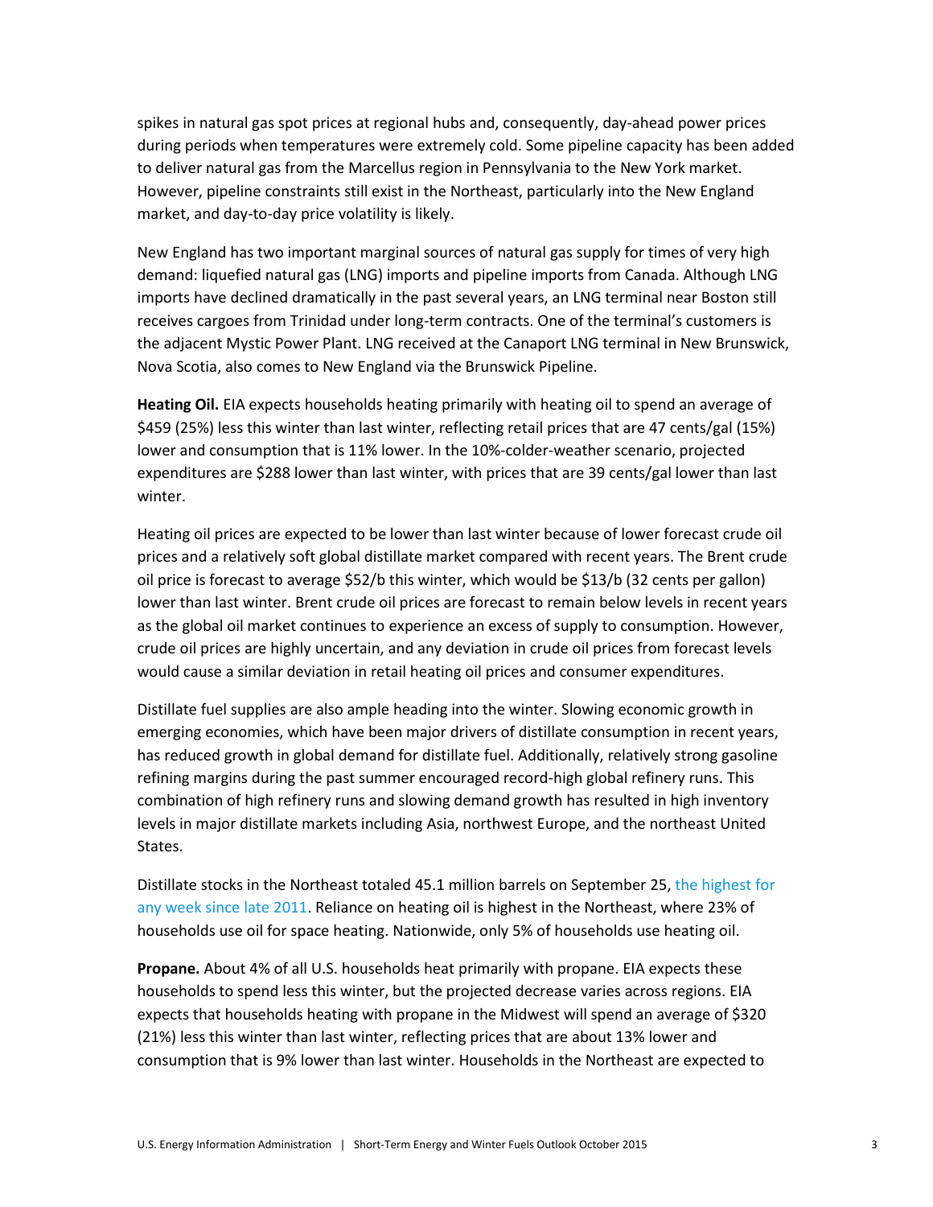spikes in natural gas spot prices at regional hubs and, consequently, day-ahead power prices during periods when temperatures were extremely cold. Some pipeline capacity has been added to deliver natural gas from the Marcellus region in Pennsylvania to the New York market. However, pipeline constraints still exist in the Northeast, particularly into the New England market, and day-to-day price volatility is likely.

New England has two important marginal sources of natural gas supply for times of very high demand: liquefied natural gas (LNG) imports and pipeline imports from Canada. Although LNG imports have declined dramatically in the past several years, an LNG terminal near Boston still receives cargoes from Trinidad under long-term contracts. One of the terminal's customers is the adjacent Mystic Power Plant. LNG received at the Canaport LNG terminal in New Brunswick, Nova Scotia, also comes to New England via the Brunswick Pipeline.

**Heating Oil.** EIA expects households heating primarily with heating oil to spend an average of $459 (25%) less this winter than last winter, reflecting retail prices that are 47 cents/gal (15%) lower and consumption that is 11% lower. In the 10%-colder-weather scenario, projected expenditures are $288 lower than last winter, with prices that are 39 cents/gal lower than last winter.

Heating oil prices are expected to be lower than last winter because of lower forecast crude oil prices and a relatively soft global distillate market compared with recent years. The Brent crude oil price is forecast to average $52/b this winter, which would be $13/b (32 cents per gallon) lower than last winter. Brent crude oil prices are forecast to remain below levels in recent years as the global oil market continues to experience an excess of supply to consumption. However, crude oil prices are highly uncertain, and any deviation in crude oil prices from forecast levels would cause a similar deviation in retail heating oil prices and consumer expenditures.

Distillate fuel supplies are also ample heading into the winter. Slowing economic growth in emerging economies, which have been major drivers of distillate consumption in recent years, has reduced growth in global demand for distillate fuel. Additionally, relatively strong gasoline refining margins during the past summer encouraged record-high global refinery runs. This combination of high refinery runs and slowing demand growth has resulted in high inventory levels in major distillate markets including Asia, northwest Europe, and the northeast United States.

Distillate stocks in the Northeast totaled 45.1 million barrels on September 25, the highest for any week since late 2011. Reliance on heating oil is highest in the Northeast, where 23% of households use oil for space heating. Nationwide, only 5% of households use heating oil.

**Propane.** About 4% of all U.S. households heat primarily with propane. EIA expects these households to spend less this winter, but the projected decrease varies across regions. EIA expects that households heating with propane in the Midwest will spend an average of $320 (21%) less this winter than last winter, reflecting prices that are about 13% lower and consumption that is 9% lower than last winter. Households in the Northeast are expected to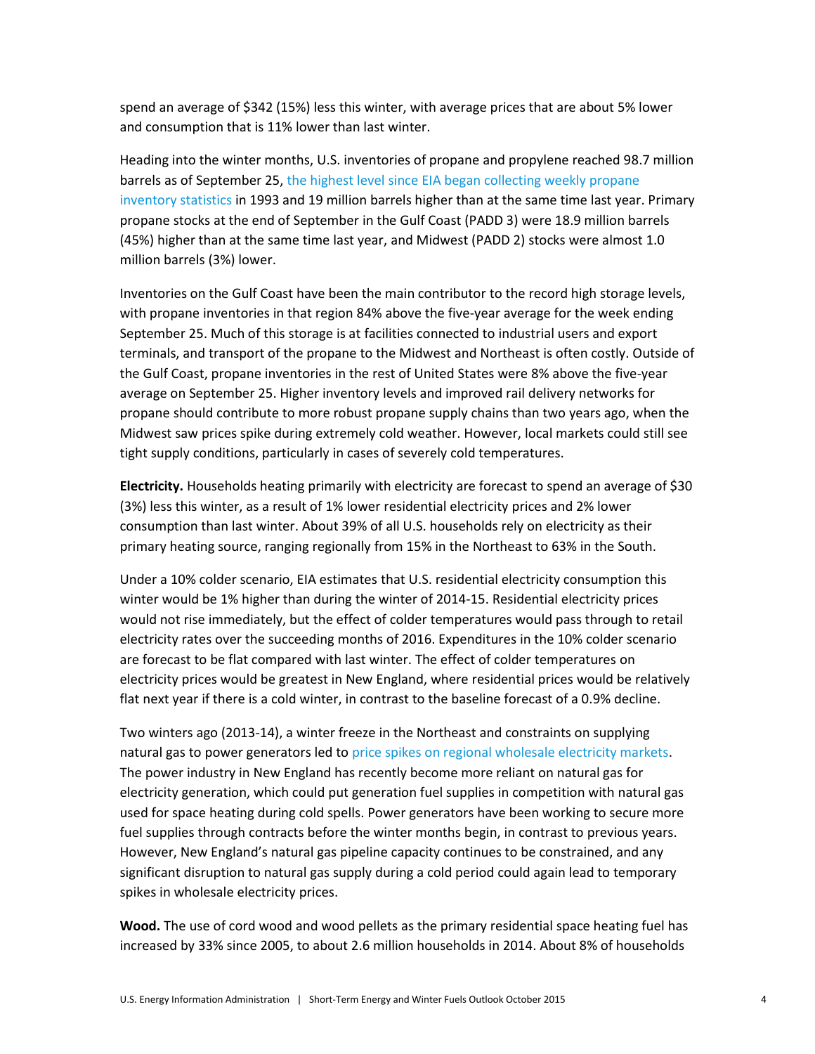spend an average of $342 (15%) less this winter, with average prices that are about 5% lower and consumption that is 11% lower than last winter.

Heading into the winter months, U.S. inventories of propane and propylene reached 98.7 million barrels as of September 25, the highest level since EIA began collecting weekly propane inventory statistics in 1993 and 19 million barrels higher than at the same time last year. Primary propane stocks at the end of September in the Gulf Coast (PADD 3) were 18.9 million barrels (45%) higher than at the same time last year, and Midwest (PADD 2) stocks were almost 1.0 million barrels (3%) lower.

Inventories on the Gulf Coast have been the main contributor to the record high storage levels, with propane inventories in that region 84% above the five-year average for the week ending September 25. Much of this storage is at facilities connected to industrial users and export terminals, and transport of the propane to the Midwest and Northeast is often costly. Outside of the Gulf Coast, propane inventories in the rest of United States were 8% above the five-year average on September 25. Higher inventory levels and improved rail delivery networks for propane should contribute to more robust propane supply chains than two years ago, when the Midwest saw prices spike during extremely cold weather. However, local markets could still see tight supply conditions, particularly in cases of severely cold temperatures.

**Electricity.** Households heating primarily with electricity are forecast to spend an average of $30 (3%) less this winter, as a result of 1% lower residential electricity prices and 2% lower consumption than last winter. About 39% of all U.S. households rely on electricity as their primary heating source, ranging regionally from 15% in the Northeast to 63% in the South.

Under a 10% colder scenario, EIA estimates that U.S. residential electricity consumption this winter would be 1% higher than during the winter of 2014-15. Residential electricity prices would not rise immediately, but the effect of colder temperatures would pass through to retail electricity rates over the succeeding months of 2016. Expenditures in the 10% colder scenario are forecast to be flat compared with last winter. The effect of colder temperatures on electricity prices would be greatest in New England, where residential prices would be relatively flat next year if there is a cold winter, in contrast to the baseline forecast of a 0.9% decline.

Two winters ago (2013-14), a winter freeze in the Northeast and constraints on supplying natural gas to power generators led to price spikes on regional wholesale electricity markets. The power industry in New England has recently become more reliant on natural gas for electricity generation, which could put generation fuel supplies in competition with natural gas used for space heating during cold spells. Power generators have been working to secure more fuel supplies through contracts before the winter months begin, in contrast to previous years. However, New England's natural gas pipeline capacity continues to be constrained, and any significant disruption to natural gas supply during a cold period could again lead to temporary spikes in wholesale electricity prices.

**Wood.** The use of cord wood and wood pellets as the primary residential space heating fuel has increased by 33% since 2005, to about 2.6 million households in 2014. About 8% of households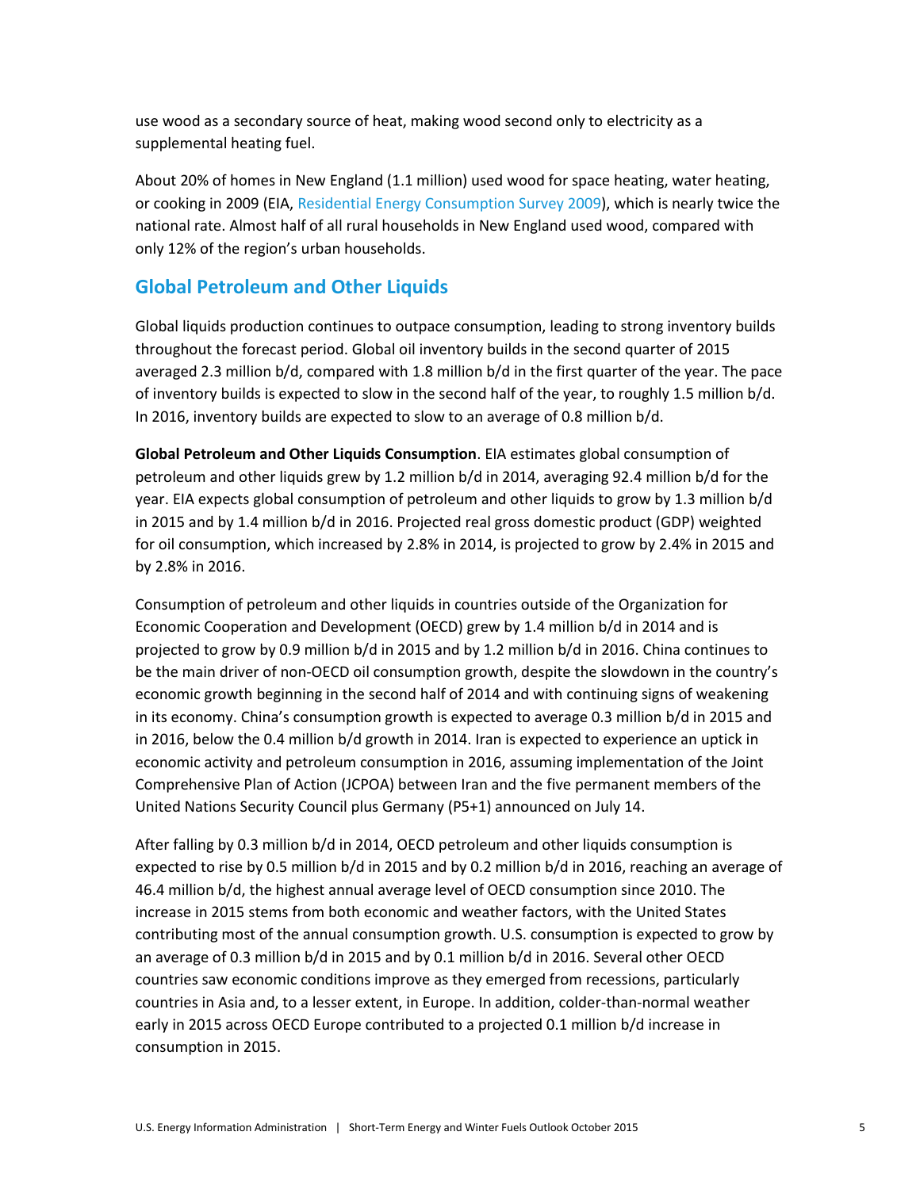use wood as a secondary source of heat, making wood second only to electricity as a supplemental heating fuel.

About 20% of homes in New England (1.1 million) used wood for space heating, water heating, or cooking in 2009 (EIA, Residential Energy Consumption Survey 2009), which is nearly twice the national rate. Almost half of all rural households in New England used wood, compared with only 12% of the region's urban households.

## Global Petroleum and Other Liquids

Global liquids production continues to outpace consumption, leading to strong inventory builds throughout the forecast period. Global oil inventory builds in the second quarter of 2015 averaged 2.3 million b/d, compared with 1.8 million b/d in the first quarter of the year. The pace of inventory builds is expected to slow in the second half of the year, to roughly 1.5 million b/d. In 2016, inventory builds are expected to slow to an average of 0.8 million b/d.

**Global Petroleum and Other Liquids Consumption**. EIA estimates global consumption of petroleum and other liquids grew by 1.2 million b/d in 2014, averaging 92.4 million b/d for the year. EIA expects global consumption of petroleum and other liquids to grow by 1.3 million b/d in 2015 and by 1.4 million b/d in 2016. Projected real gross domestic product (GDP) weighted for oil consumption, which increased by 2.8% in 2014, is projected to grow by 2.4% in 2015 and by 2.8% in 2016.

Consumption of petroleum and other liquids in countries outside of the Organization for Economic Cooperation and Development (OECD) grew by 1.4 million b/d in 2014 and is projected to grow by 0.9 million b/d in 2015 and by 1.2 million b/d in 2016. China continues to be the main driver of non-OECD oil consumption growth, despite the slowdown in the country's economic growth beginning in the second half of 2014 and with continuing signs of weakening in its economy. China's consumption growth is expected to average 0.3 million b/d in 2015 and in 2016, below the 0.4 million b/d growth in 2014. Iran is expected to experience an uptick in economic activity and petroleum consumption in 2016, assuming implementation of the Joint Comprehensive Plan of Action (JCPOA) between Iran and the five permanent members of the United Nations Security Council plus Germany (P5+1) announced on July 14.

After falling by 0.3 million b/d in 2014, OECD petroleum and other liquids consumption is expected to rise by 0.5 million b/d in 2015 and by 0.2 million b/d in 2016, reaching an average of 46.4 million b/d, the highest annual average level of OECD consumption since 2010. The increase in 2015 stems from both economic and weather factors, with the United States contributing most of the annual consumption growth. U.S. consumption is expected to grow by an average of 0.3 million b/d in 2015 and by 0.1 million b/d in 2016. Several other OECD countries saw economic conditions improve as they emerged from recessions, particularly countries in Asia and, to a lesser extent, in Europe. In addition, colder-than-normal weather early in 2015 across OECD Europe contributed to a projected 0.1 million b/d increase in consumption in 2015.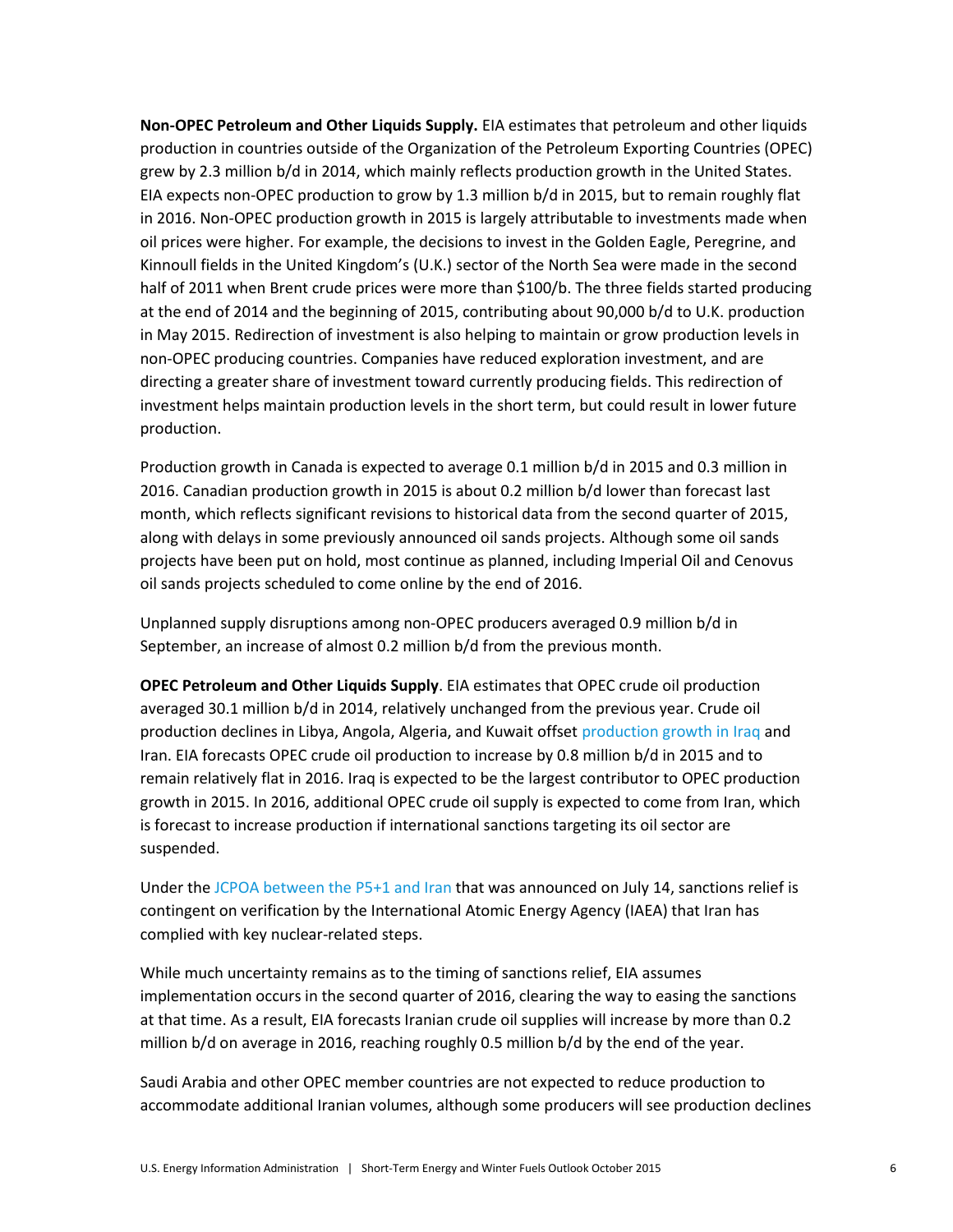**Non-OPEC Petroleum and Other Liquids Supply.** EIA estimates that petroleum and other liquids production in countries outside of the Organization of the Petroleum Exporting Countries (OPEC) grew by 2.3 million b/d in 2014, which mainly reflects production growth in the United States. EIA expects non-OPEC production to grow by 1.3 million b/d in 2015, but to remain roughly flat in 2016. Non-OPEC production growth in 2015 is largely attributable to investments made when oil prices were higher. For example, the decisions to invest in the Golden Eagle, Peregrine, and Kinnoull fields in the United Kingdom's (U.K.) sector of the North Sea were made in the second half of 2011 when Brent crude prices were more than $100/b. The three fields started producing at the end of 2014 and the beginning of 2015, contributing about 90,000 b/d to U.K. production in May 2015. Redirection of investment is also helping to maintain or grow production levels in non-OPEC producing countries. Companies have reduced exploration investment, and are directing a greater share of investment toward currently producing fields. This redirection of investment helps maintain production levels in the short term, but could result in lower future production.

Production growth in Canada is expected to average 0.1 million b/d in 2015 and 0.3 million in 2016. Canadian production growth in 2015 is about 0.2 million b/d lower than forecast last month, which reflects significant revisions to historical data from the second quarter of 2015, along with delays in some previously announced oil sands projects. Although some oil sands projects have been put on hold, most continue as planned, including Imperial Oil and Cenovus oil sands projects scheduled to come online by the end of 2016.

Unplanned supply disruptions among non-OPEC producers averaged 0.9 million b/d in September, an increase of almost 0.2 million b/d from the previous month.

**OPEC Petroleum and Other Liquids Supply**. EIA estimates that OPEC crude oil production averaged 30.1 million b/d in 2014, relatively unchanged from the previous year. Crude oil production declines in Libya, Angola, Algeria, and Kuwait offset production growth in Iraq and Iran. EIA forecasts OPEC crude oil production to increase by 0.8 million b/d in 2015 and to remain relatively flat in 2016. Iraq is expected to be the largest contributor to OPEC production growth in 2015. In 2016, additional OPEC crude oil supply is expected to come from Iran, which is forecast to increase production if international sanctions targeting its oil sector are suspended.

Under the JCPOA between the P5+1 and Iran that was announced on July 14, sanctions relief is contingent on verification by the International Atomic Energy Agency (IAEA) that Iran has complied with key nuclear-related steps.

While much uncertainty remains as to the timing of sanctions relief, EIA assumes implementation occurs in the second quarter of 2016, clearing the way to easing the sanctions at that time. As a result, EIA forecasts Iranian crude oil supplies will increase by more than 0.2 million b/d on average in 2016, reaching roughly 0.5 million b/d by the end of the year.

Saudi Arabia and other OPEC member countries are not expected to reduce production to accommodate additional Iranian volumes, although some producers will see production declines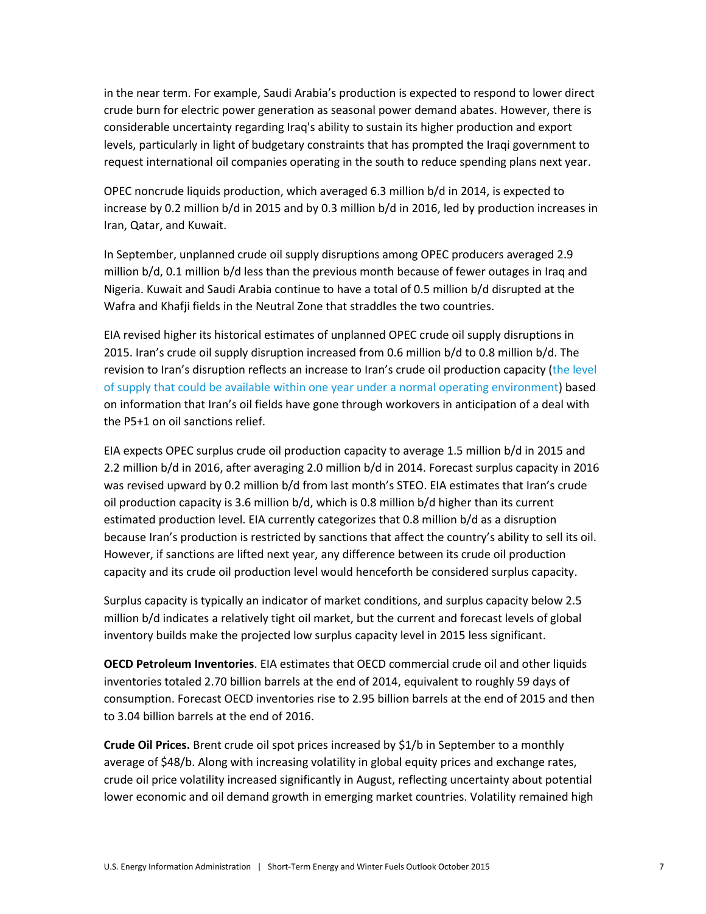in the near term. For example, Saudi Arabia's production is expected to respond to lower direct crude burn for electric power generation as seasonal power demand abates. However, there is considerable uncertainty regarding Iraq's ability to sustain its higher production and export levels, particularly in light of budgetary constraints that has prompted the Iraqi government to request international oil companies operating in the south to reduce spending plans next year.

OPEC noncrude liquids production, which averaged 6.3 million b/d in 2014, is expected to increase by 0.2 million b/d in 2015 and by 0.3 million b/d in 2016, led by production increases in Iran, Qatar, and Kuwait.

In September, unplanned crude oil supply disruptions among OPEC producers averaged 2.9 million b/d, 0.1 million b/d less than the previous month because of fewer outages in Iraq and Nigeria. Kuwait and Saudi Arabia continue to have a total of 0.5 million b/d disrupted at the Wafra and Khafji fields in the Neutral Zone that straddles the two countries.

EIA revised higher its historical estimates of unplanned OPEC crude oil supply disruptions in 2015. Iran's crude oil supply disruption increased from 0.6 million b/d to 0.8 million b/d. The revision to Iran's disruption reflects an increase to Iran's crude oil production capacity (the level of supply that could be available within one year under a normal operating environment) based on information that Iran's oil fields have gone through workovers in anticipation of a deal with the P5+1 on oil sanctions relief.

EIA expects OPEC surplus crude oil production capacity to average 1.5 million b/d in 2015 and 2.2 million b/d in 2016, after averaging 2.0 million b/d in 2014. Forecast surplus capacity in 2016 was revised upward by 0.2 million b/d from last month's STEO. EIA estimates that Iran's crude oil production capacity is 3.6 million b/d, which is 0.8 million b/d higher than its current estimated production level. EIA currently categorizes that 0.8 million b/d as a disruption because Iran's production is restricted by sanctions that affect the country's ability to sell its oil. However, if sanctions are lifted next year, any difference between its crude oil production capacity and its crude oil production level would henceforth be considered surplus capacity.

Surplus capacity is typically an indicator of market conditions, and surplus capacity below 2.5 million b/d indicates a relatively tight oil market, but the current and forecast levels of global inventory builds make the projected low surplus capacity level in 2015 less significant.

**OECD Petroleum Inventories**. EIA estimates that OECD commercial crude oil and other liquids inventories totaled 2.70 billion barrels at the end of 2014, equivalent to roughly 59 days of consumption. Forecast OECD inventories rise to 2.95 billion barrels at the end of 2015 and then to 3.04 billion barrels at the end of 2016.

**Crude Oil Prices.** Brent crude oil spot prices increased by $1/b in September to a monthly average of $48/b. Along with increasing volatility in global equity prices and exchange rates, crude oil price volatility increased significantly in August, reflecting uncertainty about potential lower economic and oil demand growth in emerging market countries. Volatility remained high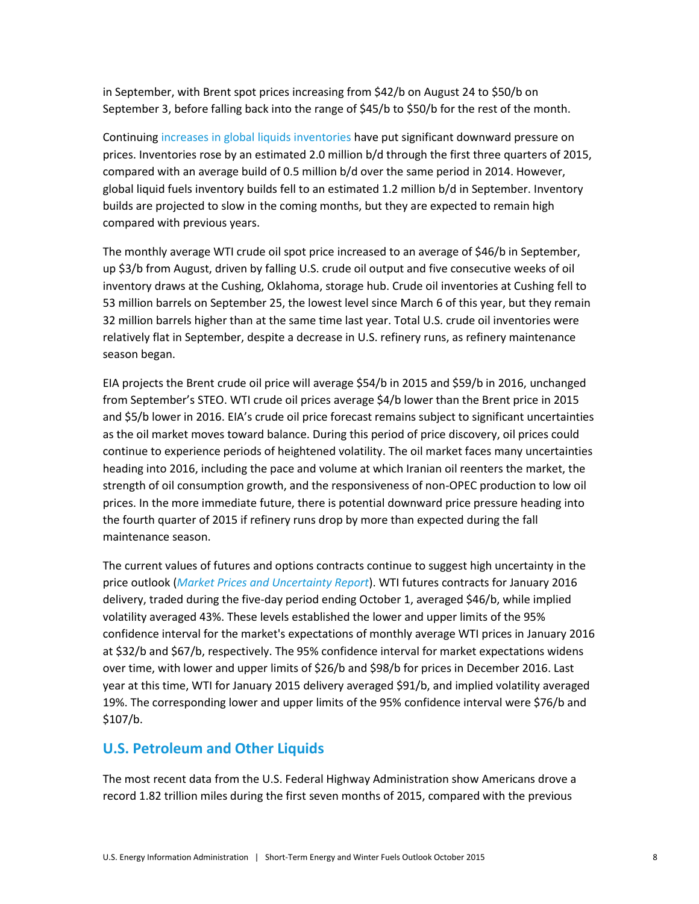in September, with Brent spot prices increasing from $42/b on August 24 to $50/b on September 3, before falling back into the range of $45/b to $50/b for the rest of the month.

Continuing increases in global liquids inventories have put significant downward pressure on prices. Inventories rose by an estimated 2.0 million b/d through the first three quarters of 2015, compared with an average build of 0.5 million b/d over the same period in 2014. However, global liquid fuels inventory builds fell to an estimated 1.2 million b/d in September. Inventory builds are projected to slow in the coming months, but they are expected to remain high compared with previous years.

The monthly average WTI crude oil spot price increased to an average of $46/b in September, up $3/b from August, driven by falling U.S. crude oil output and five consecutive weeks of oil inventory draws at the Cushing, Oklahoma, storage hub. Crude oil inventories at Cushing fell to 53 million barrels on September 25, the lowest level since March 6 of this year, but they remain 32 million barrels higher than at the same time last year. Total U.S. crude oil inventories were relatively flat in September, despite a decrease in U.S. refinery runs, as refinery maintenance season began.

EIA projects the Brent crude oil price will average $54/b in 2015 and $59/b in 2016, unchanged from September's STEO. WTI crude oil prices average $4/b lower than the Brent price in 2015 and $5/b lower in 2016. EIA's crude oil price forecast remains subject to significant uncertainties as the oil market moves toward balance. During this period of price discovery, oil prices could continue to experience periods of heightened volatility. The oil market faces many uncertainties heading into 2016, including the pace and volume at which Iranian oil reenters the market, the strength of oil consumption growth, and the responsiveness of non-OPEC production to low oil prices. In the more immediate future, there is potential downward price pressure heading into the fourth quarter of 2015 if refinery runs drop by more than expected during the fall maintenance season.

The current values of futures and options contracts continue to suggest high uncertainty in the price outlook (*Market Prices and Uncertainty Report*). WTI futures contracts for January 2016 delivery, traded during the five-day period ending October 1, averaged $46/b, while implied volatility averaged 43%. These levels established the lower and upper limits of the 95% confidence interval for the market's expectations of monthly average WTI prices in January 2016 at $32/b and $67/b, respectively. The 95% confidence interval for market expectations widens over time, with lower and upper limits of $26/b and $98/b for prices in December 2016. Last year at this time, WTI for January 2015 delivery averaged $91/b, and implied volatility averaged 19%. The corresponding lower and upper limits of the 95% confidence interval were $76/b and $107/b.

## U.S. Petroleum and Other Liquids

The most recent data from the U.S. Federal Highway Administration show Americans drove a record 1.82 trillion miles during the first seven months of 2015, compared with the previous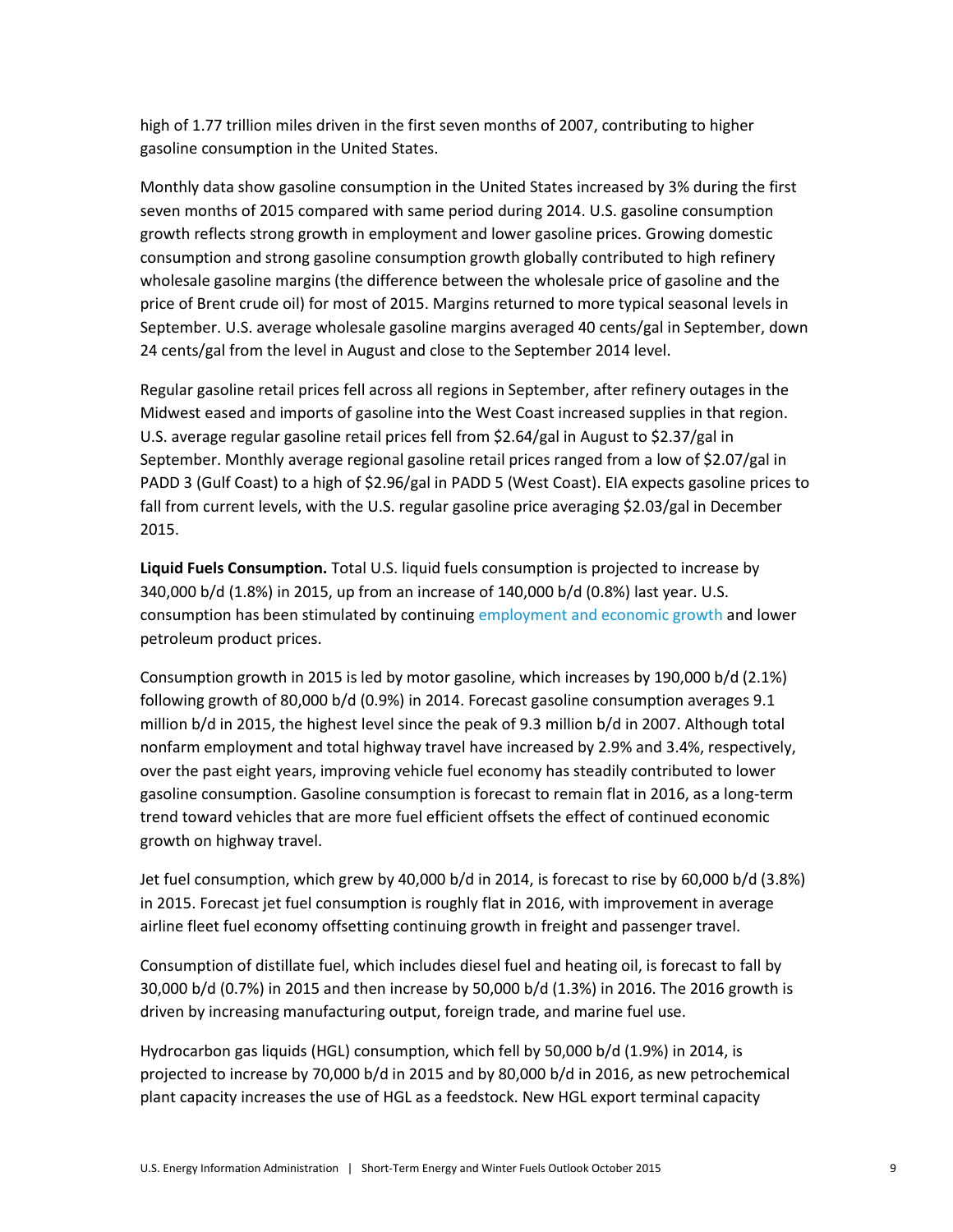high of 1.77 trillion miles driven in the first seven months of 2007, contributing to higher gasoline consumption in the United States.

Monthly data show gasoline consumption in the United States increased by 3% during the first seven months of 2015 compared with same period during 2014. U.S. gasoline consumption growth reflects strong growth in employment and lower gasoline prices. Growing domestic consumption and strong gasoline consumption growth globally contributed to high refinery wholesale gasoline margins (the difference between the wholesale price of gasoline and the price of Brent crude oil) for most of 2015. Margins returned to more typical seasonal levels in September. U.S. average wholesale gasoline margins averaged 40 cents/gal in September, down 24 cents/gal from the level in August and close to the September 2014 level.

Regular gasoline retail prices fell across all regions in September, after refinery outages in the Midwest eased and imports of gasoline into the West Coast increased supplies in that region. U.S. average regular gasoline retail prices fell from $2.64/gal in August to $2.37/gal in September. Monthly average regional gasoline retail prices ranged from a low of $2.07/gal in PADD 3 (Gulf Coast) to a high of $2.96/gal in PADD 5 (West Coast). EIA expects gasoline prices to fall from current levels, with the U.S. regular gasoline price averaging $2.03/gal in December 2015.

**Liquid Fuels Consumption.** Total U.S. liquid fuels consumption is projected to increase by 340,000 b/d (1.8%) in 2015, up from an increase of 140,000 b/d (0.8%) last year. U.S. consumption has been stimulated by continuing employment and economic growth and lower petroleum product prices.

Consumption growth in 2015 is led by motor gasoline, which increases by 190,000 b/d (2.1%) following growth of 80,000 b/d (0.9%) in 2014. Forecast gasoline consumption averages 9.1 million b/d in 2015, the highest level since the peak of 9.3 million b/d in 2007. Although total nonfarm employment and total highway travel have increased by 2.9% and 3.4%, respectively, over the past eight years, improving vehicle fuel economy has steadily contributed to lower gasoline consumption. Gasoline consumption is forecast to remain flat in 2016, as a long-term trend toward vehicles that are more fuel efficient offsets the effect of continued economic growth on highway travel.

Jet fuel consumption, which grew by 40,000 b/d in 2014, is forecast to rise by 60,000 b/d (3.8%) in 2015. Forecast jet fuel consumption is roughly flat in 2016, with improvement in average airline fleet fuel economy offsetting continuing growth in freight and passenger travel.

Consumption of distillate fuel, which includes diesel fuel and heating oil, is forecast to fall by 30,000 b/d (0.7%) in 2015 and then increase by 50,000 b/d (1.3%) in 2016. The 2016 growth is driven by increasing manufacturing output, foreign trade, and marine fuel use.

Hydrocarbon gas liquids (HGL) consumption, which fell by 50,000 b/d (1.9%) in 2014, is projected to increase by 70,000 b/d in 2015 and by 80,000 b/d in 2016, as new petrochemical plant capacity increases the use of HGL as a feedstock. New HGL export terminal capacity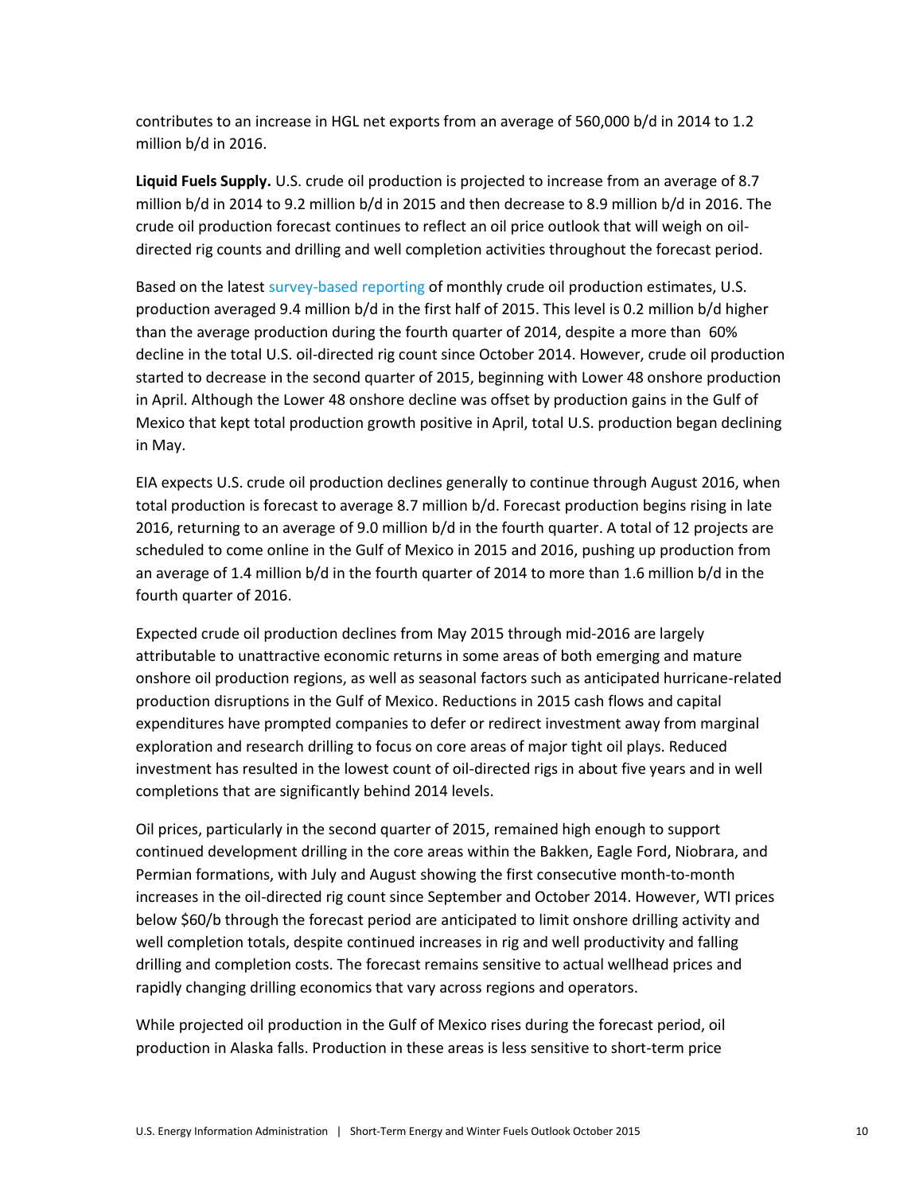contributes to an increase in HGL net exports from an average of 560,000 b/d in 2014 to 1.2 million b/d in 2016.

**Liquid Fuels Supply.** U.S. crude oil production is projected to increase from an average of 8.7 million b/d in 2014 to 9.2 million b/d in 2015 and then decrease to 8.9 million b/d in 2016. The crude oil production forecast continues to reflect an oil price outlook that will weigh on oil-directed rig counts and drilling and well completion activities throughout the forecast period.

Based on the latest survey-based reporting of monthly crude oil production estimates, U.S. production averaged 9.4 million b/d in the first half of 2015. This level is 0.2 million b/d higher than the average production during the fourth quarter of 2014, despite a more than 60% decline in the total U.S. oil-directed rig count since October 2014. However, crude oil production started to decrease in the second quarter of 2015, beginning with Lower 48 onshore production in April. Although the Lower 48 onshore decline was offset by production gains in the Gulf of Mexico that kept total production growth positive in April, total U.S. production began declining in May.

EIA expects U.S. crude oil production declines generally to continue through August 2016, when total production is forecast to average 8.7 million b/d. Forecast production begins rising in late 2016, returning to an average of 9.0 million b/d in the fourth quarter. A total of 12 projects are scheduled to come online in the Gulf of Mexico in 2015 and 2016, pushing up production from an average of 1.4 million b/d in the fourth quarter of 2014 to more than 1.6 million b/d in the fourth quarter of 2016.

Expected crude oil production declines from May 2015 through mid-2016 are largely attributable to unattractive economic returns in some areas of both emerging and mature onshore oil production regions, as well as seasonal factors such as anticipated hurricane-related production disruptions in the Gulf of Mexico. Reductions in 2015 cash flows and capital expenditures have prompted companies to defer or redirect investment away from marginal exploration and research drilling to focus on core areas of major tight oil plays. Reduced investment has resulted in the lowest count of oil-directed rigs in about five years and in well completions that are significantly behind 2014 levels.

Oil prices, particularly in the second quarter of 2015, remained high enough to support continued development drilling in the core areas within the Bakken, Eagle Ford, Niobrara, and Permian formations, with July and August showing the first consecutive month-to-month increases in the oil-directed rig count since September and October 2014. However, WTI prices below $60/b through the forecast period are anticipated to limit onshore drilling activity and well completion totals, despite continued increases in rig and well productivity and falling drilling and completion costs. The forecast remains sensitive to actual wellhead prices and rapidly changing drilling economics that vary across regions and operators.

While projected oil production in the Gulf of Mexico rises during the forecast period, oil production in Alaska falls. Production in these areas is less sensitive to short-term price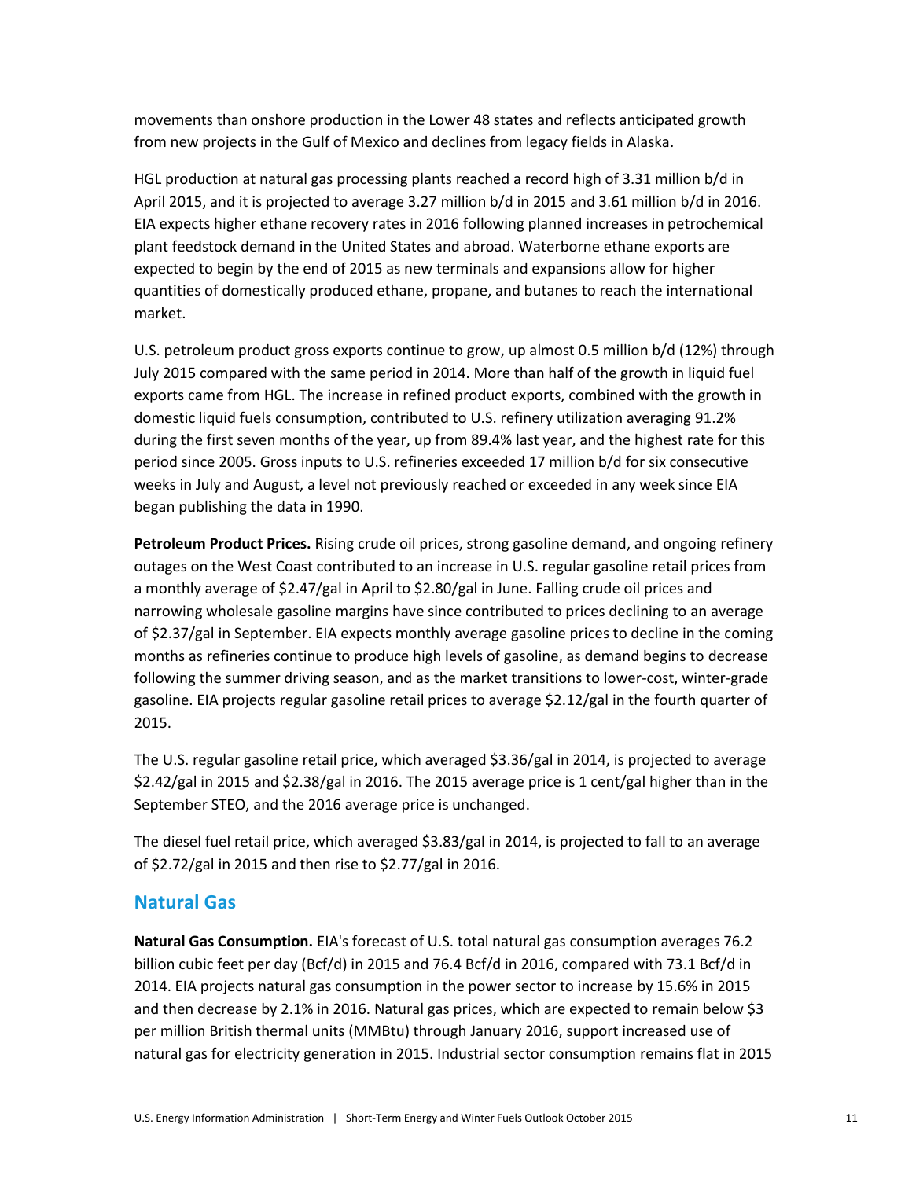movements than onshore production in the Lower 48 states and reflects anticipated growth from new projects in the Gulf of Mexico and declines from legacy fields in Alaska.

HGL production at natural gas processing plants reached a record high of 3.31 million b/d in April 2015, and it is projected to average 3.27 million b/d in 2015 and 3.61 million b/d in 2016. EIA expects higher ethane recovery rates in 2016 following planned increases in petrochemical plant feedstock demand in the United States and abroad. Waterborne ethane exports are expected to begin by the end of 2015 as new terminals and expansions allow for higher quantities of domestically produced ethane, propane, and butanes to reach the international market.

U.S. petroleum product gross exports continue to grow, up almost 0.5 million b/d (12%) through July 2015 compared with the same period in 2014. More than half of the growth in liquid fuel exports came from HGL. The increase in refined product exports, combined with the growth in domestic liquid fuels consumption, contributed to U.S. refinery utilization averaging 91.2% during the first seven months of the year, up from 89.4% last year, and the highest rate for this period since 2005. Gross inputs to U.S. refineries exceeded 17 million b/d for six consecutive weeks in July and August, a level not previously reached or exceeded in any week since EIA began publishing the data in 1990.

**Petroleum Product Prices.** Rising crude oil prices, strong gasoline demand, and ongoing refinery outages on the West Coast contributed to an increase in U.S. regular gasoline retail prices from a monthly average of $2.47/gal in April to $2.80/gal in June. Falling crude oil prices and narrowing wholesale gasoline margins have since contributed to prices declining to an average of $2.37/gal in September. EIA expects monthly average gasoline prices to decline in the coming months as refineries continue to produce high levels of gasoline, as demand begins to decrease following the summer driving season, and as the market transitions to lower-cost, winter-grade gasoline. EIA projects regular gasoline retail prices to average $2.12/gal in the fourth quarter of 2015.

The U.S. regular gasoline retail price, which averaged $3.36/gal in 2014, is projected to average $2.42/gal in 2015 and $2.38/gal in 2016. The 2015 average price is 1 cent/gal higher than in the September STEO, and the 2016 average price is unchanged.

The diesel fuel retail price, which averaged $3.83/gal in 2014, is projected to fall to an average of $2.72/gal in 2015 and then rise to $2.77/gal in 2016.

## Natural Gas

**Natural Gas Consumption.** EIA's forecast of U.S. total natural gas consumption averages 76.2 billion cubic feet per day (Bcf/d) in 2015 and 76.4 Bcf/d in 2016, compared with 73.1 Bcf/d in 2014. EIA projects natural gas consumption in the power sector to increase by 15.6% in 2015 and then decrease by 2.1% in 2016. Natural gas prices, which are expected to remain below $3 per million British thermal units (MMBtu) through January 2016, support increased use of natural gas for electricity generation in 2015. Industrial sector consumption remains flat in 2015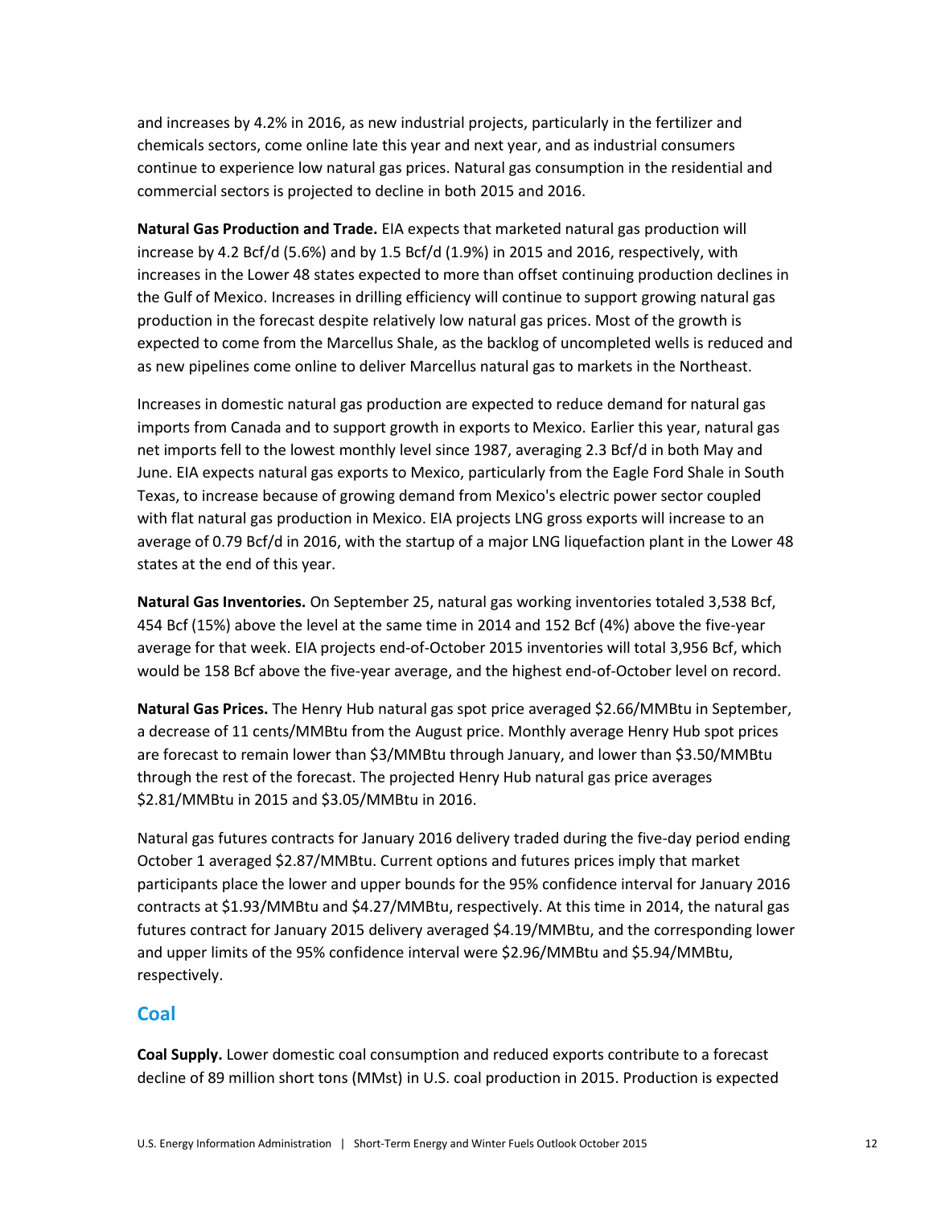and increases by 4.2% in 2016, as new industrial projects, particularly in the fertilizer and chemicals sectors, come online late this year and next year, and as industrial consumers continue to experience low natural gas prices. Natural gas consumption in the residential and commercial sectors is projected to decline in both 2015 and 2016.

**Natural Gas Production and Trade.** EIA expects that marketed natural gas production will increase by 4.2 Bcf/d (5.6%) and by 1.5 Bcf/d (1.9%) in 2015 and 2016, respectively, with increases in the Lower 48 states expected to more than offset continuing production declines in the Gulf of Mexico. Increases in drilling efficiency will continue to support growing natural gas production in the forecast despite relatively low natural gas prices. Most of the growth is expected to come from the Marcellus Shale, as the backlog of uncompleted wells is reduced and as new pipelines come online to deliver Marcellus natural gas to markets in the Northeast.

Increases in domestic natural gas production are expected to reduce demand for natural gas imports from Canada and to support growth in exports to Mexico. Earlier this year, natural gas net imports fell to the lowest monthly level since 1987, averaging 2.3 Bcf/d in both May and June. EIA expects natural gas exports to Mexico, particularly from the Eagle Ford Shale in South Texas, to increase because of growing demand from Mexico's electric power sector coupled with flat natural gas production in Mexico. EIA projects LNG gross exports will increase to an average of 0.79 Bcf/d in 2016, with the startup of a major LNG liquefaction plant in the Lower 48 states at the end of this year.

**Natural Gas Inventories.** On September 25, natural gas working inventories totaled 3,538 Bcf, 454 Bcf (15%) above the level at the same time in 2014 and 152 Bcf (4%) above the five-year average for that week. EIA projects end-of-October 2015 inventories will total 3,956 Bcf, which would be 158 Bcf above the five-year average, and the highest end-of-October level on record.

**Natural Gas Prices.** The Henry Hub natural gas spot price averaged $2.66/MMBtu in September, a decrease of 11 cents/MMBtu from the August price. Monthly average Henry Hub spot prices are forecast to remain lower than $3/MMBtu through January, and lower than $3.50/MMBtu through the rest of the forecast. The projected Henry Hub natural gas price averages $2.81/MMBtu in 2015 and $3.05/MMBtu in 2016.

Natural gas futures contracts for January 2016 delivery traded during the five-day period ending October 1 averaged $2.87/MMBtu. Current options and futures prices imply that market participants place the lower and upper bounds for the 95% confidence interval for January 2016 contracts at $1.93/MMBtu and $4.27/MMBtu, respectively. At this time in 2014, the natural gas futures contract for January 2015 delivery averaged $4.19/MMBtu, and the corresponding lower and upper limits of the 95% confidence interval were $2.96/MMBtu and $5.94/MMBtu, respectively.

## Coal

**Coal Supply.** Lower domestic coal consumption and reduced exports contribute to a forecast decline of 89 million short tons (MMst) in U.S. coal production in 2015. Production is expected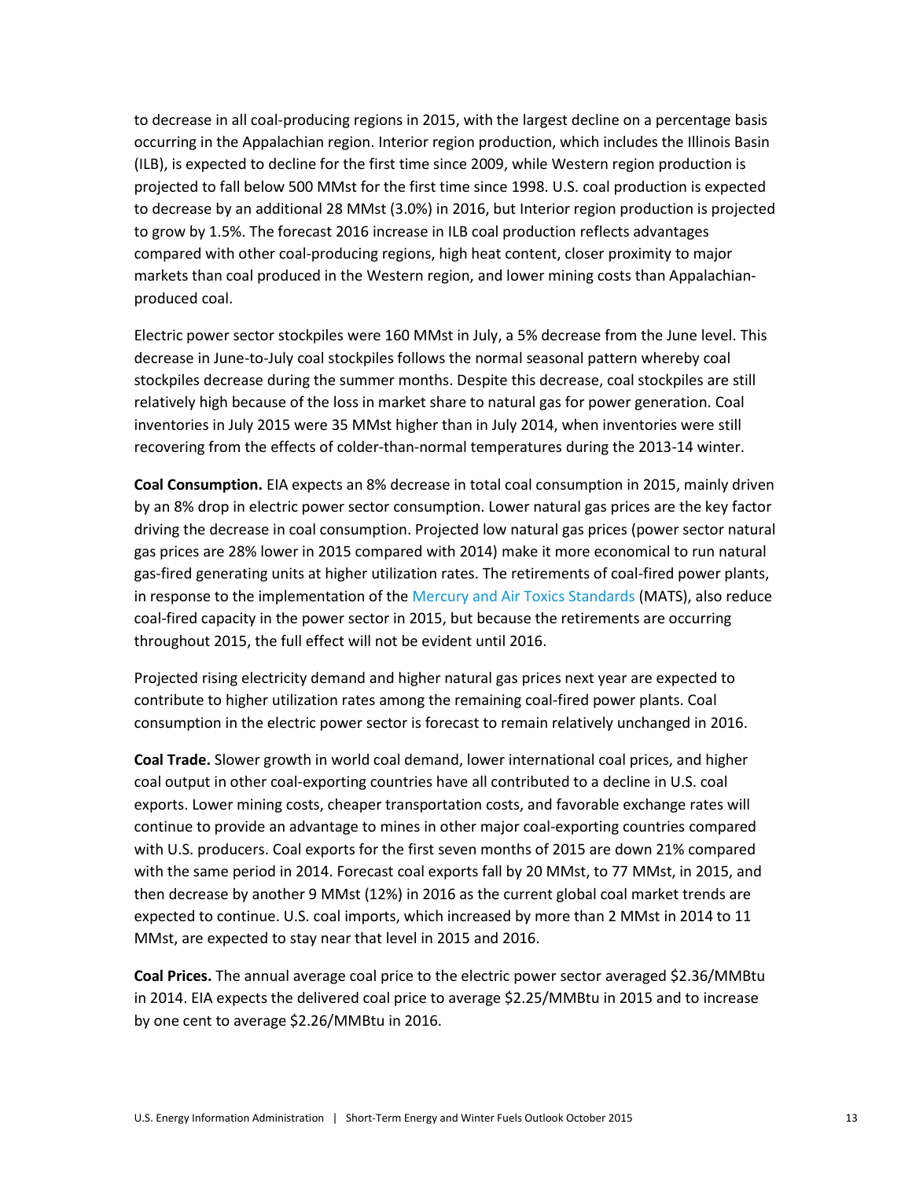to decrease in all coal-producing regions in 2015, with the largest decline on a percentage basis occurring in the Appalachian region. Interior region production, which includes the Illinois Basin (ILB), is expected to decline for the first time since 2009, while Western region production is projected to fall below 500 MMst for the first time since 1998. U.S. coal production is expected to decrease by an additional 28 MMst (3.0%) in 2016, but Interior region production is projected to grow by 1.5%. The forecast 2016 increase in ILB coal production reflects advantages compared with other coal-producing regions, high heat content, closer proximity to major markets than coal produced in the Western region, and lower mining costs than Appalachian-produced coal.

Electric power sector stockpiles were 160 MMst in July, a 5% decrease from the June level. This decrease in June-to-July coal stockpiles follows the normal seasonal pattern whereby coal stockpiles decrease during the summer months. Despite this decrease, coal stockpiles are still relatively high because of the loss in market share to natural gas for power generation. Coal inventories in July 2015 were 35 MMst higher than in July 2014, when inventories were still recovering from the effects of colder-than-normal temperatures during the 2013-14 winter.

**Coal Consumption.** EIA expects an 8% decrease in total coal consumption in 2015, mainly driven by an 8% drop in electric power sector consumption. Lower natural gas prices are the key factor driving the decrease in coal consumption. Projected low natural gas prices (power sector natural gas prices are 28% lower in 2015 compared with 2014) make it more economical to run natural gas-fired generating units at higher utilization rates. The retirements of coal-fired power plants, in response to the implementation of the Mercury and Air Toxics Standards (MATS), also reduce coal-fired capacity in the power sector in 2015, but because the retirements are occurring throughout 2015, the full effect will not be evident until 2016.

Projected rising electricity demand and higher natural gas prices next year are expected to contribute to higher utilization rates among the remaining coal-fired power plants. Coal consumption in the electric power sector is forecast to remain relatively unchanged in 2016.

**Coal Trade.** Slower growth in world coal demand, lower international coal prices, and higher coal output in other coal-exporting countries have all contributed to a decline in U.S. coal exports. Lower mining costs, cheaper transportation costs, and favorable exchange rates will continue to provide an advantage to mines in other major coal-exporting countries compared with U.S. producers. Coal exports for the first seven months of 2015 are down 21% compared with the same period in 2014. Forecast coal exports fall by 20 MMst, to 77 MMst, in 2015, and then decrease by another 9 MMst (12%) in 2016 as the current global coal market trends are expected to continue. U.S. coal imports, which increased by more than 2 MMst in 2014 to 11 MMst, are expected to stay near that level in 2015 and 2016.

**Coal Prices.** The annual average coal price to the electric power sector averaged $2.36/MMBtu in 2014. EIA expects the delivered coal price to average $2.25/MMBtu in 2015 and to increase by one cent to average $2.26/MMBtu in 2016.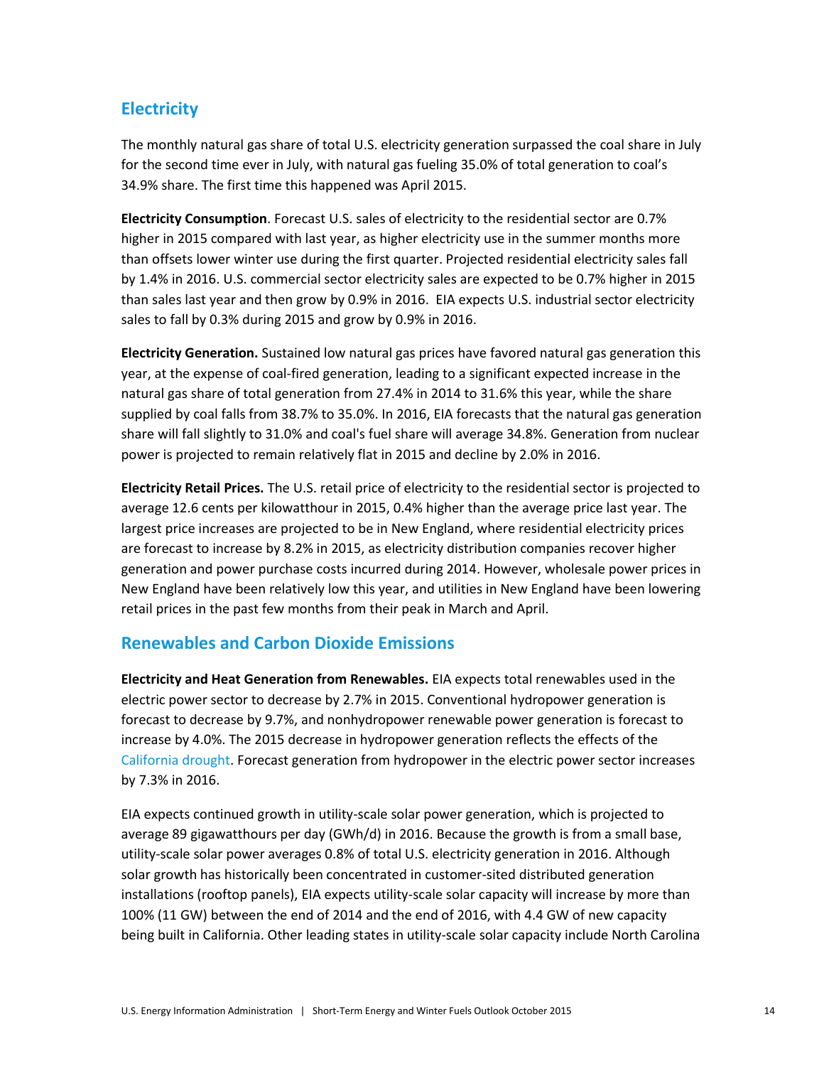## Electricity

The monthly natural gas share of total U.S. electricity generation surpassed the coal share in July for the second time ever in July, with natural gas fueling 35.0% of total generation to coal's 34.9% share. The first time this happened was April 2015.

**Electricity Consumption**. Forecast U.S. sales of electricity to the residential sector are 0.7% higher in 2015 compared with last year, as higher electricity use in the summer months more than offsets lower winter use during the first quarter. Projected residential electricity sales fall by 1.4% in 2016. U.S. commercial sector electricity sales are expected to be 0.7% higher in 2015 than sales last year and then grow by 0.9% in 2016. EIA expects U.S. industrial sector electricity sales to fall by 0.3% during 2015 and grow by 0.9% in 2016.

**Electricity Generation.** Sustained low natural gas prices have favored natural gas generation this year, at the expense of coal-fired generation, leading to a significant expected increase in the natural gas share of total generation from 27.4% in 2014 to 31.6% this year, while the share supplied by coal falls from 38.7% to 35.0%. In 2016, EIA forecasts that the natural gas generation share will fall slightly to 31.0% and coal's fuel share will average 34.8%. Generation from nuclear power is projected to remain relatively flat in 2015 and decline by 2.0% in 2016.

**Electricity Retail Prices.** The U.S. retail price of electricity to the residential sector is projected to average 12.6 cents per kilowatthour in 2015, 0.4% higher than the average price last year. The largest price increases are projected to be in New England, where residential electricity prices are forecast to increase by 8.2% in 2015, as electricity distribution companies recover higher generation and power purchase costs incurred during 2014. However, wholesale power prices in New England have been relatively low this year, and utilities in New England have been lowering retail prices in the past few months from their peak in March and April.

## Renewables and Carbon Dioxide Emissions

**Electricity and Heat Generation from Renewables.** EIA expects total renewables used in the electric power sector to decrease by 2.7% in 2015. Conventional hydropower generation is forecast to decrease by 9.7%, and nonhydropower renewable power generation is forecast to increase by 4.0%. The 2015 decrease in hydropower generation reflects the effects of the California drought. Forecast generation from hydropower in the electric power sector increases by 7.3% in 2016.

EIA expects continued growth in utility-scale solar power generation, which is projected to average 89 gigawatthours per day (GWh/d) in 2016. Because the growth is from a small base, utility-scale solar power averages 0.8% of total U.S. electricity generation in 2016. Although solar growth has historically been concentrated in customer-sited distributed generation installations (rooftop panels), EIA expects utility-scale solar capacity will increase by more than 100% (11 GW) between the end of 2014 and the end of 2016, with 4.4 GW of new capacity being built in California. Other leading states in utility-scale solar capacity include North Carolina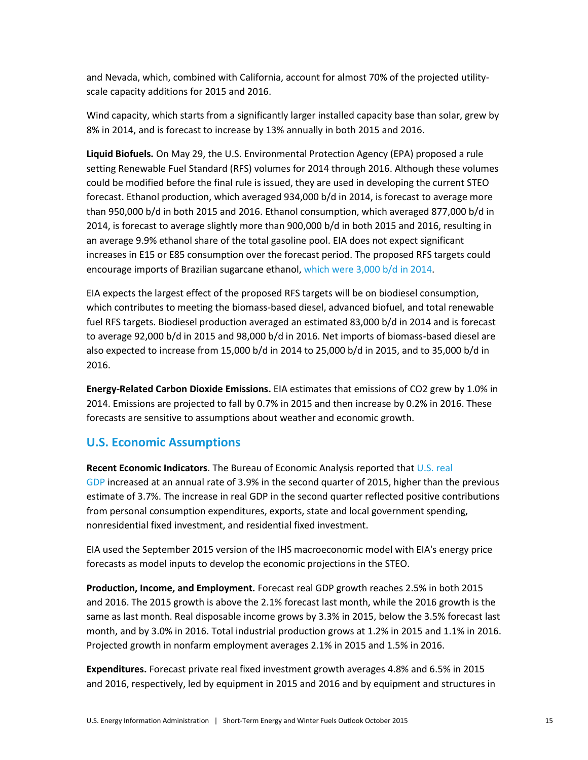and Nevada, which, combined with California, account for almost 70% of the projected utility-scale capacity additions for 2015 and 2016.

Wind capacity, which starts from a significantly larger installed capacity base than solar, grew by 8% in 2014, and is forecast to increase by 13% annually in both 2015 and 2016.

**Liquid Biofuels.** On May 29, the U.S. Environmental Protection Agency (EPA) proposed a rule setting Renewable Fuel Standard (RFS) volumes for 2014 through 2016. Although these volumes could be modified before the final rule is issued, they are used in developing the current STEO forecast. Ethanol production, which averaged 934,000 b/d in 2014, is forecast to average more than 950,000 b/d in both 2015 and 2016. Ethanol consumption, which averaged 877,000 b/d in 2014, is forecast to average slightly more than 900,000 b/d in both 2015 and 2016, resulting in an average 9.9% ethanol share of the total gasoline pool. EIA does not expect significant increases in E15 or E85 consumption over the forecast period. The proposed RFS targets could encourage imports of Brazilian sugarcane ethanol, which were 3,000 b/d in 2014.

EIA expects the largest effect of the proposed RFS targets will be on biodiesel consumption, which contributes to meeting the biomass-based diesel, advanced biofuel, and total renewable fuel RFS targets. Biodiesel production averaged an estimated 83,000 b/d in 2014 and is forecast to average 92,000 b/d in 2015 and 98,000 b/d in 2016. Net imports of biomass-based diesel are also expected to increase from 15,000 b/d in 2014 to 25,000 b/d in 2015, and to 35,000 b/d in 2016.

**Energy-Related Carbon Dioxide Emissions.** EIA estimates that emissions of CO2 grew by 1.0% in 2014. Emissions are projected to fall by 0.7% in 2015 and then increase by 0.2% in 2016. These forecasts are sensitive to assumptions about weather and economic growth.

## U.S. Economic Assumptions

**Recent Economic Indicators**. The Bureau of Economic Analysis reported that U.S. real GDP increased at an annual rate of 3.9% in the second quarter of 2015, higher than the previous estimate of 3.7%. The increase in real GDP in the second quarter reflected positive contributions from personal consumption expenditures, exports, state and local government spending, nonresidential fixed investment, and residential fixed investment.

EIA used the September 2015 version of the IHS macroeconomic model with EIA's energy price forecasts as model inputs to develop the economic projections in the STEO.

**Production, Income, and Employment.** Forecast real GDP growth reaches 2.5% in both 2015 and 2016. The 2015 growth is above the 2.1% forecast last month, while the 2016 growth is the same as last month. Real disposable income grows by 3.3% in 2015, below the 3.5% forecast last month, and by 3.0% in 2016. Total industrial production grows at 1.2% in 2015 and 1.1% in 2016. Projected growth in nonfarm employment averages 2.1% in 2015 and 1.5% in 2016.

**Expenditures.** Forecast private real fixed investment growth averages 4.8% and 6.5% in 2015 and 2016, respectively, led by equipment in 2015 and 2016 and by equipment and structures in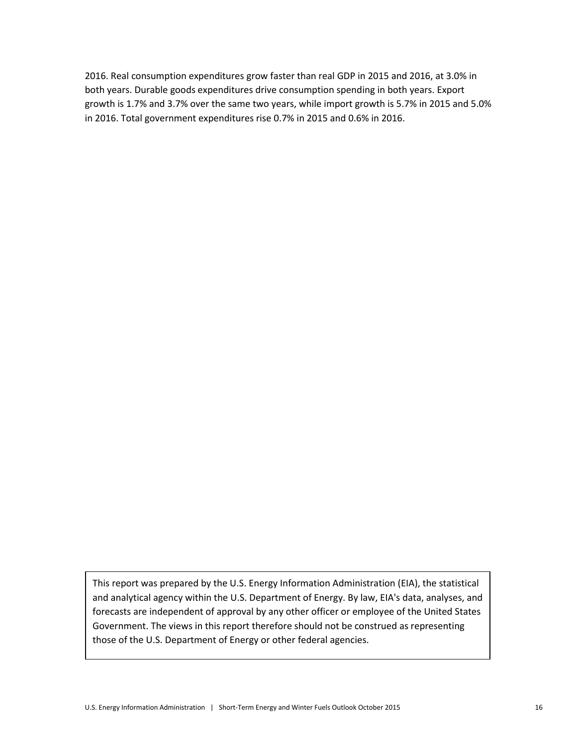2016. Real consumption expenditures grow faster than real GDP in 2015 and 2016, at 3.0% in both years. Durable goods expenditures drive consumption spending in both years. Export growth is 1.7% and 3.7% over the same two years, while import growth is 5.7% in 2015 and 5.0% in 2016. Total government expenditures rise 0.7% in 2015 and 0.6% in 2016.

This report was prepared by the U.S. Energy Information Administration (EIA), the statistical and analytical agency within the U.S. Department of Energy. By law, EIA's data, analyses, and forecasts are independent of approval by any other officer or employee of the United States Government. The views in this report therefore should not be construed as representing those of the U.S. Department of Energy or other federal agencies.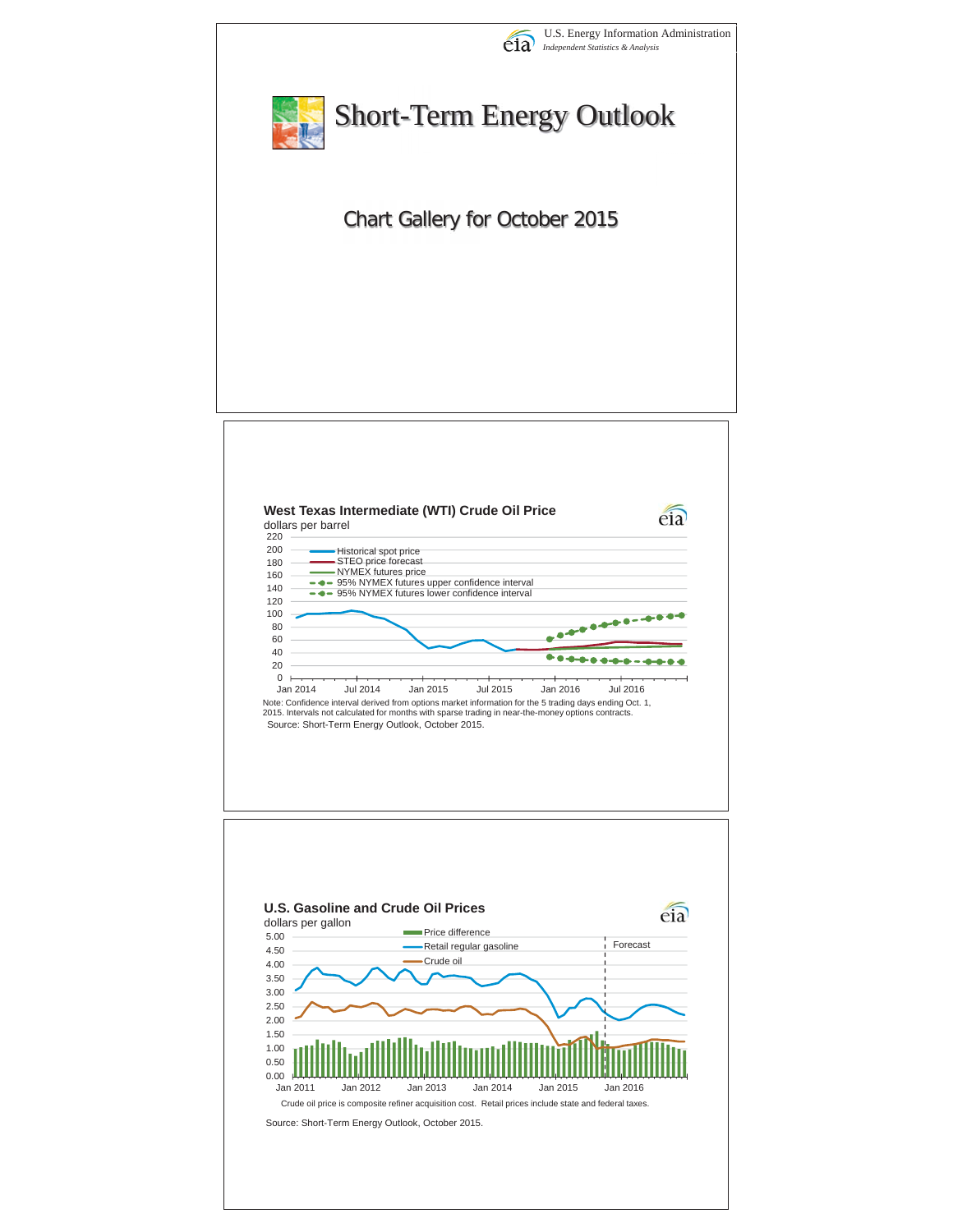U.S. Energy Information Administration
*Independent Statistics & Analysis*

# Short-Term Energy Outlook

## Chart Gallery for October 2015

### West Texas Intermediate (WTI) Crude Oil Price

dollars per barrel

- Historical spot price
- STEO price forecast
- NYMEX futures price
- 95% NYMEX futures upper confidence interval
- 95% NYMEX futures lower confidence interval

Note: Confidence interval derived from options market information for the 5 trading days ending Oct. 1, 2015. Intervals not calculated for months with sparse trading in near-the-money options contracts.

Source: Short-Term Energy Outlook, October 2015.

### U.S. Gasoline and Crude Oil Prices

dollars per gallon

- Price difference
- Retail regular gasoline
- Crude oil

Forecast

Crude oil price is composite refiner acquisition cost. Retail prices include state and federal taxes.

Source: Short-Term Energy Outlook, October 2015.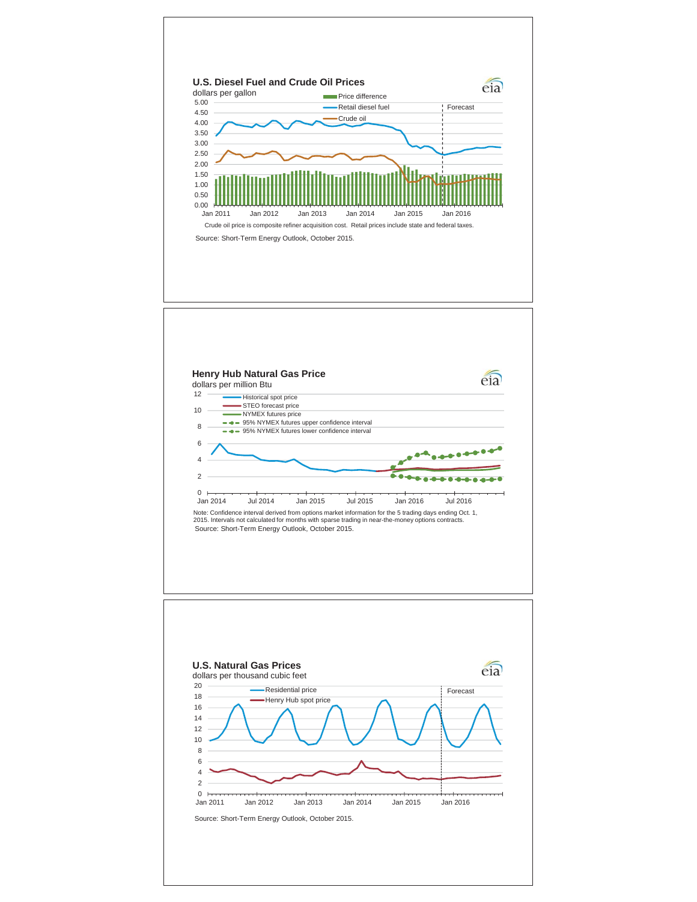## U.S. Diesel Fuel and Crude Oil Prices

dollars per gallon

Price difference
Retail diesel fuel
Crude oil
Forecast

Crude oil price is composite refiner acquisition cost. Retail prices include state and federal taxes.

Source: Short-Term Energy Outlook, October 2015.

## Henry Hub Natural Gas Price

dollars per million Btu

Historical spot price
STEO forecast price
NYMEX futures price
95% NYMEX futures upper confidence interval
95% NYMEX futures lower confidence interval

Note: Confidence interval derived from options market information for the 5 trading days ending Oct. 1, 2015. Intervals not calculated for months with sparse trading in near-the-money options contracts.

Source: Short-Term Energy Outlook, October 2015.

## U.S. Natural Gas Prices

dollars per thousand cubic feet

Residential price
Henry Hub spot price
Forecast

Source: Short-Term Energy Outlook, October 2015.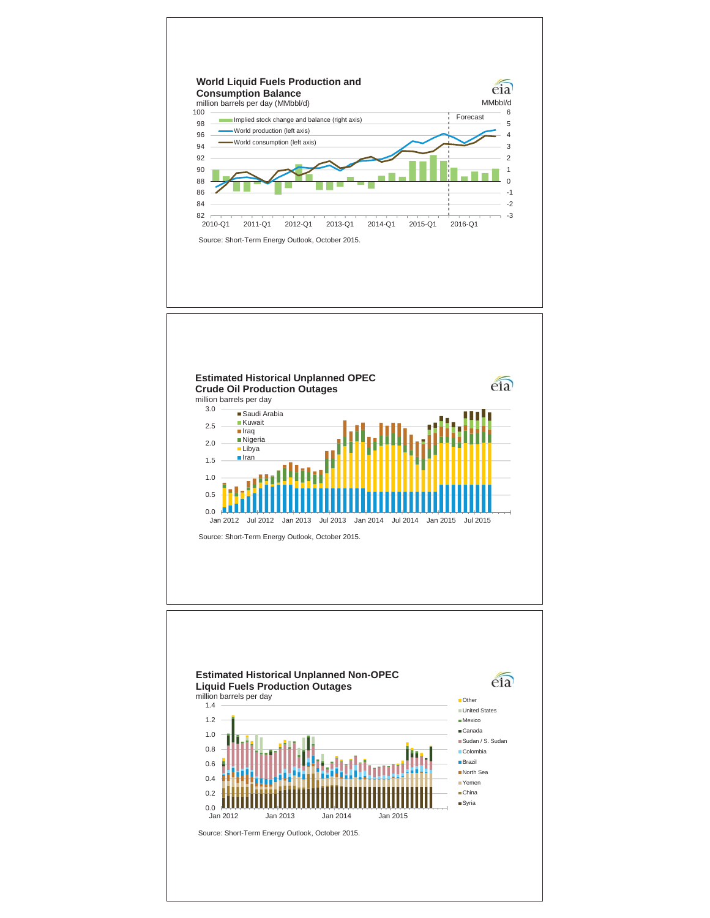## World Liquid Fuels Production and Consumption Balance

million barrels per day (MMbbl/d)

MMbbl/d

- Implied stock change and balance (right axis)
- World production (left axis)
- World consumption (left axis)

Forecast

Source: Short-Term Energy Outlook, October 2015.

## Estimated Historical Unplanned OPEC Crude Oil Production Outages

million barrels per day

- Saudi Arabia
- Kuwait
- Iraq
- Nigeria
- Libya
- Iran

Source: Short-Term Energy Outlook, October 2015.

## Estimated Historical Unplanned Non-OPEC Liquid Fuels Production Outages

million barrels per day

- Other
- United States
- Mexico
- Canada
- Sudan / S. Sudan
- Colombia
- Brazil
- North Sea
- Yemen
- China
- Syria

Source: Short-Term Energy Outlook, October 2015.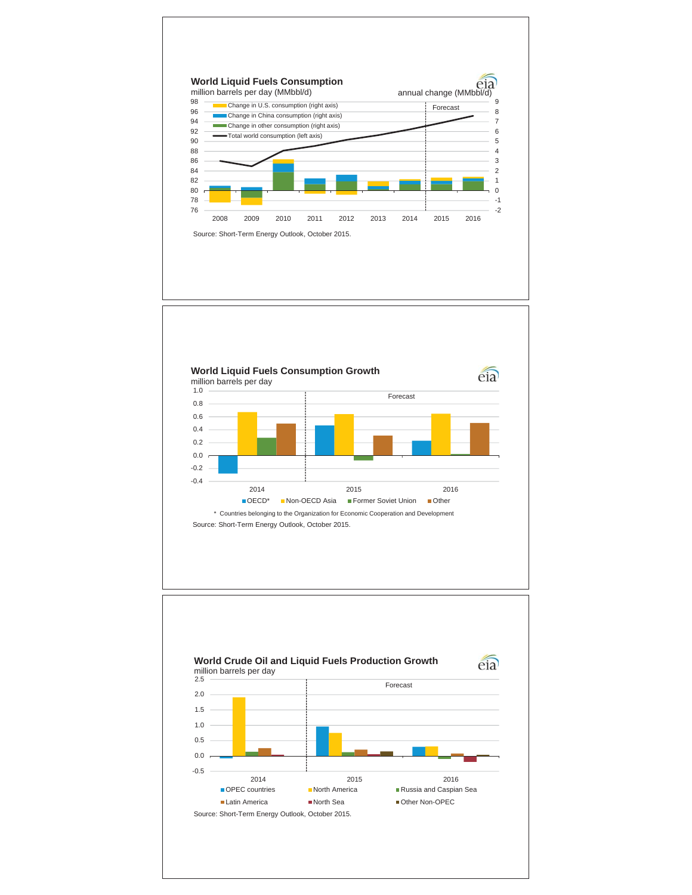## World Liquid Fuels Consumption

million barrels per day (MMbbl/d)

annual change (MMbbl/d)

- Change in U.S. consumption (right axis)
- Change in China consumption (right axis)
- Change in other consumption (right axis)
- Total world consumption (left axis)

Forecast

Source: Short-Term Energy Outlook, October 2015.

## World Liquid Fuels Consumption Growth

million barrels per day

Forecast

OECD* · Non-OECD Asia · Former Soviet Union · Other

\* Countries belonging to the Organization for Economic Cooperation and Development

Source: Short-Term Energy Outlook, October 2015.

## World Crude Oil and Liquid Fuels Production Growth

million barrels per day

Forecast

OPEC countries · North America · Russia and Caspian Sea · Latin America · North Sea · Other Non-OPEC

Source: Short-Term Energy Outlook, October 2015.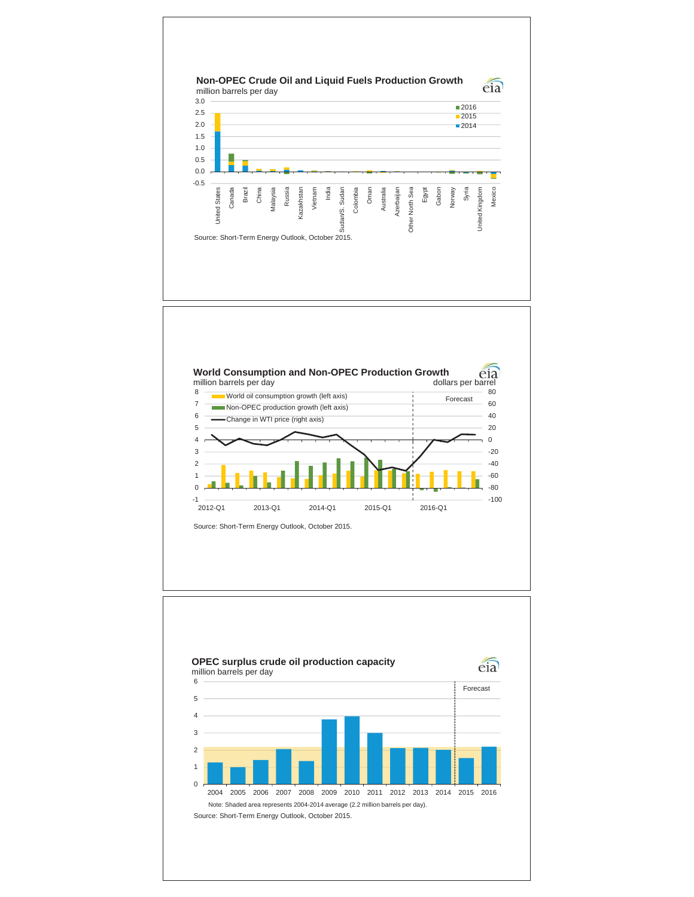## Non-OPEC Crude Oil and Liquid Fuels Production Growth

million barrels per day

Source: Short-Term Energy Outlook, October 2015.

## World Consumption and Non-OPEC Production Growth

million barrels per day — dollars per barrel

Source: Short-Term Energy Outlook, October 2015.

## OPEC surplus crude oil production capacity

million barrels per day

Note: Shaded area represents 2004-2014 average (2.2 million barrels per day).

Source: Short-Term Energy Outlook, October 2015.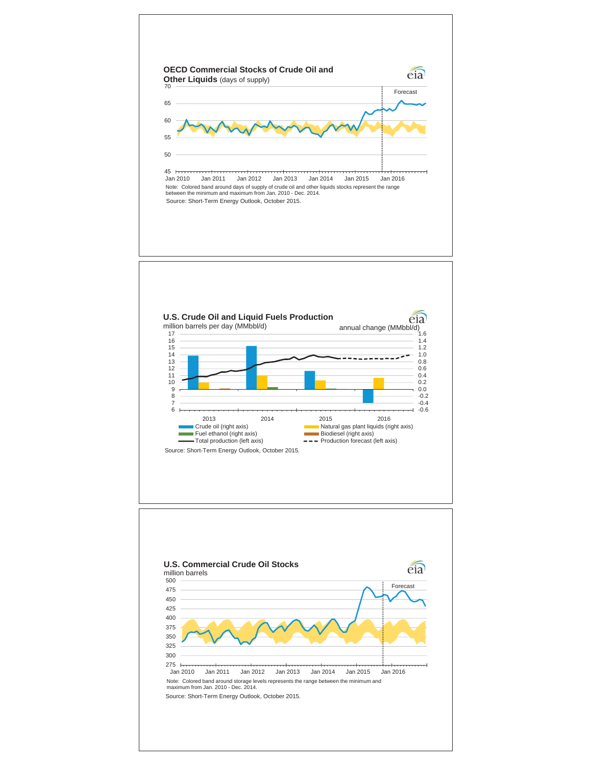## OECD Commercial Stocks of Crude Oil and Other Liquids (days of supply)

Forecast

Note: Colored band around days of supply of crude oil and other liquids stocks represent the range between the minimum and maximum from Jan. 2010 - Dec. 2014.

Source: Short-Term Energy Outlook, October 2015.

## U.S. Crude Oil and Liquid Fuels Production

million barrels per day (MMbbl/d)

annual change (MMbbl/d)

- Crude oil (right axis)
- Natural gas plant liquids (right axis)
- Fuel ethanol (right axis)
- Biodiesel (right axis)
- Total production (left axis)
- Production forecast (left axis)

Source: Short-Term Energy Outlook, October 2015.

## U.S. Commercial Crude Oil Stocks

million barrels

Forecast

Note: Colored band around storage levels represents the range between the minimum and maximum from Jan. 2010 - Dec. 2014.

Source: Short-Term Energy Outlook, October 2015.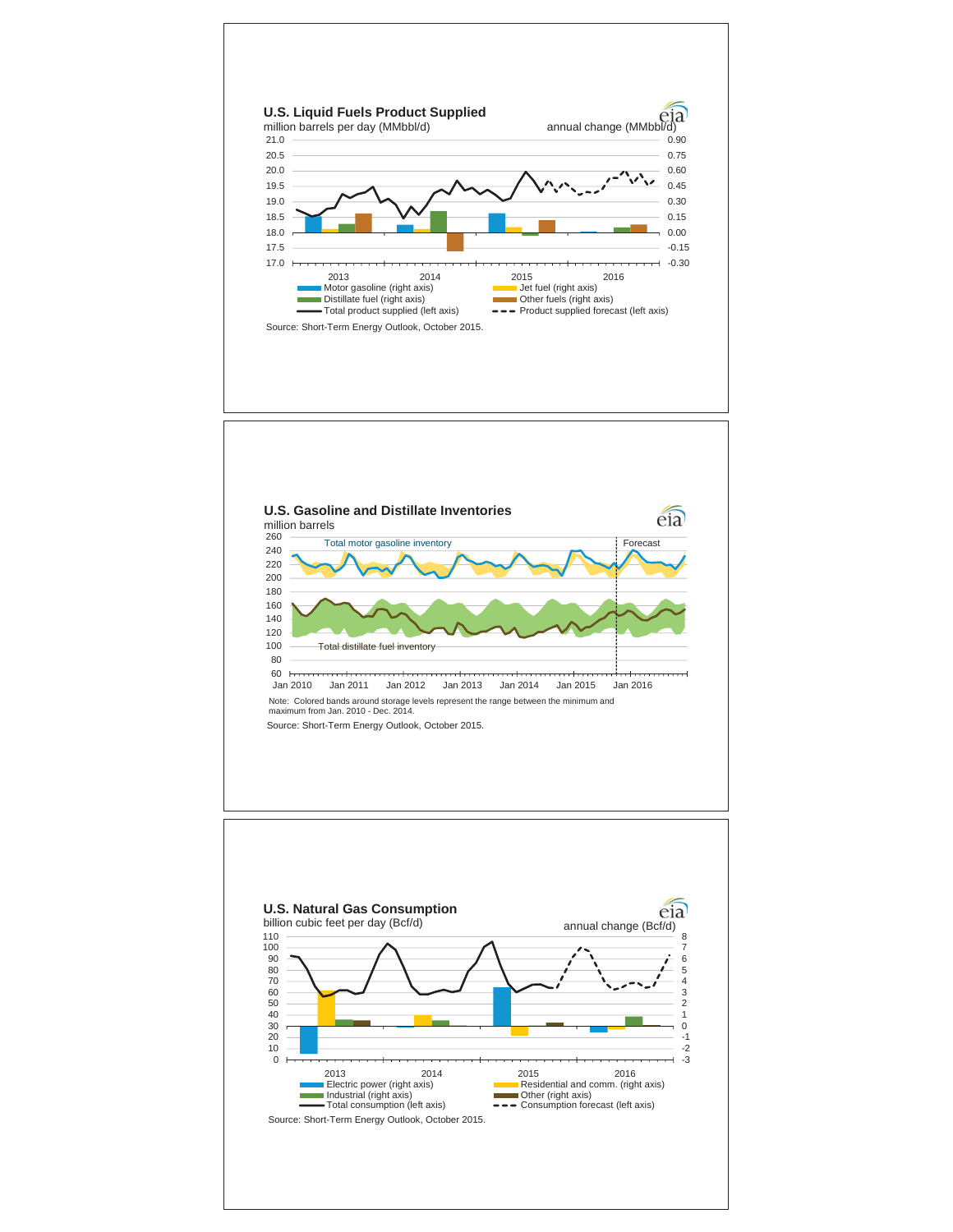## U.S. Liquid Fuels Product Supplied

million barrels per day (MMbbl/d) — annual change (MMbbl/d)

Left axis: 17.0 – 21.0; Right axis: -0.30 – 0.90

2013 | 2014 | 2015 | 2016

- Motor gasoline (right axis)
- Jet fuel (right axis)
- Distillate fuel (right axis)
- Other fuels (right axis)
- Total product supplied (left axis)
- Product supplied forecast (left axis)

Source: Short-Term Energy Outlook, October 2015.

## U.S. Gasoline and Distillate Inventories

million barrels

Total motor gasoline inventory

Forecast

Total distillate fuel inventory

Jan 2010 | Jan 2011 | Jan 2012 | Jan 2013 | Jan 2014 | Jan 2015 | Jan 2016

Note: Colored bands around storage levels represent the range between the minimum and maximum from Jan. 2010 - Dec. 2014.

Source: Short-Term Energy Outlook, October 2015.

## U.S. Natural Gas Consumption

billion cubic feet per day (Bcf/d) — annual change (Bcf/d)

Left axis: 0 – 110; Right axis: -3 – 8

2013 | 2014 | 2015 | 2016

- Electric power (right axis)
- Residential and comm. (right axis)
- Industrial (right axis)
- Other (right axis)
- Total consumption (left axis)
- Consumption forecast (left axis)

Source: Short-Term Energy Outlook, October 2015.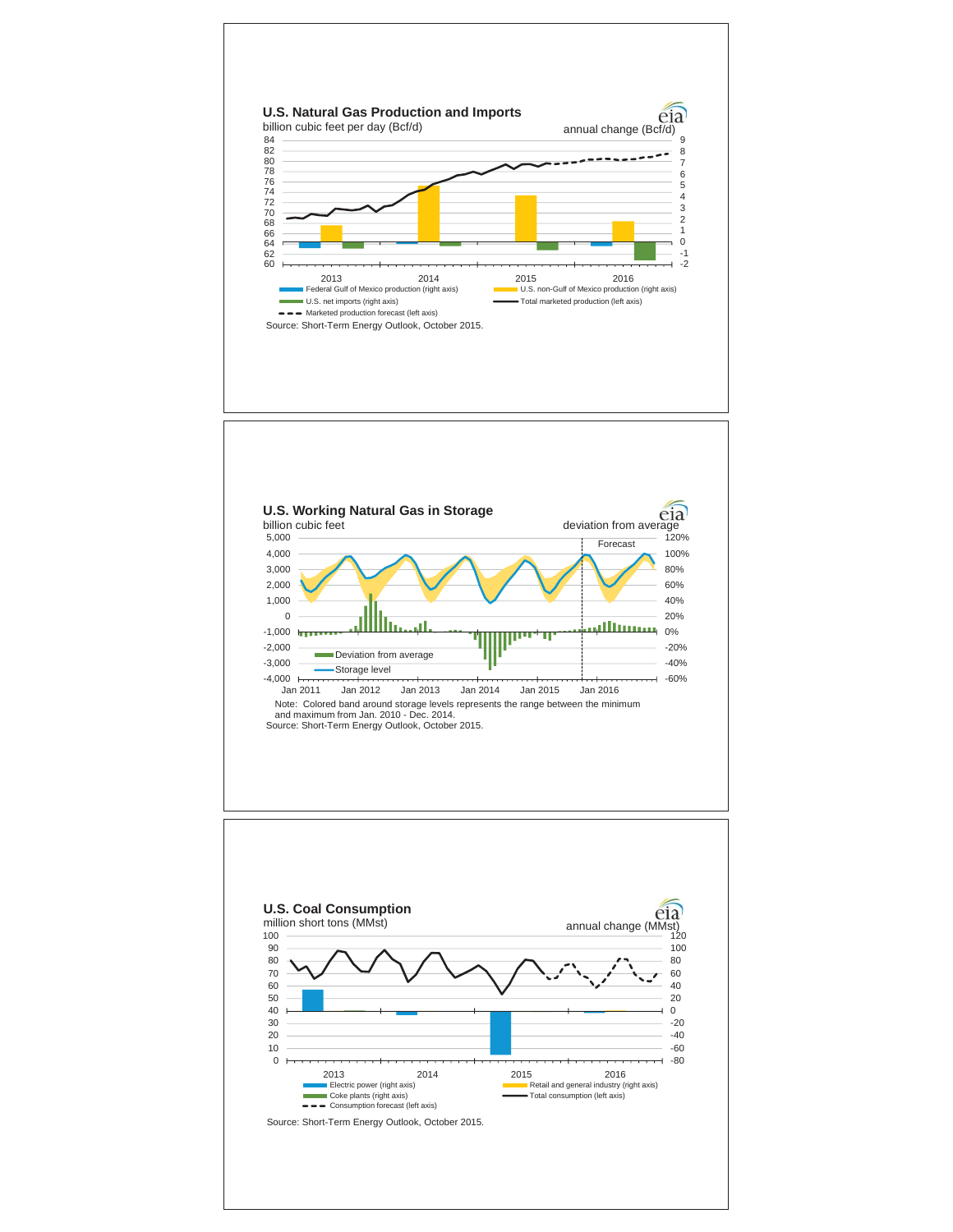## U.S. Natural Gas Production and Imports

billion cubic feet per day (Bcf/d)

annual change (Bcf/d)

- Federal Gulf of Mexico production (right axis)
- U.S. non-Gulf of Mexico production (right axis)
- U.S. net imports (right axis)
- Total marketed production (left axis)
- Marketed production forecast (left axis)

Source: Short-Term Energy Outlook, October 2015.

## U.S. Working Natural Gas in Storage

billion cubic feet

deviation from average

Forecast

- Deviation from average
- Storage level

Note: Colored band around storage levels represents the range between the minimum and maximum from Jan. 2010 - Dec. 2014.

Source: Short-Term Energy Outlook, October 2015.

## U.S. Coal Consumption

million short tons (MMst)

annual change (MMst)

- Electric power (right axis)
- Retail and general industry (right axis)
- Coke plants (right axis)
- Total consumption (left axis)
- Consumption forecast (left axis)

Source: Short-Term Energy Outlook, October 2015.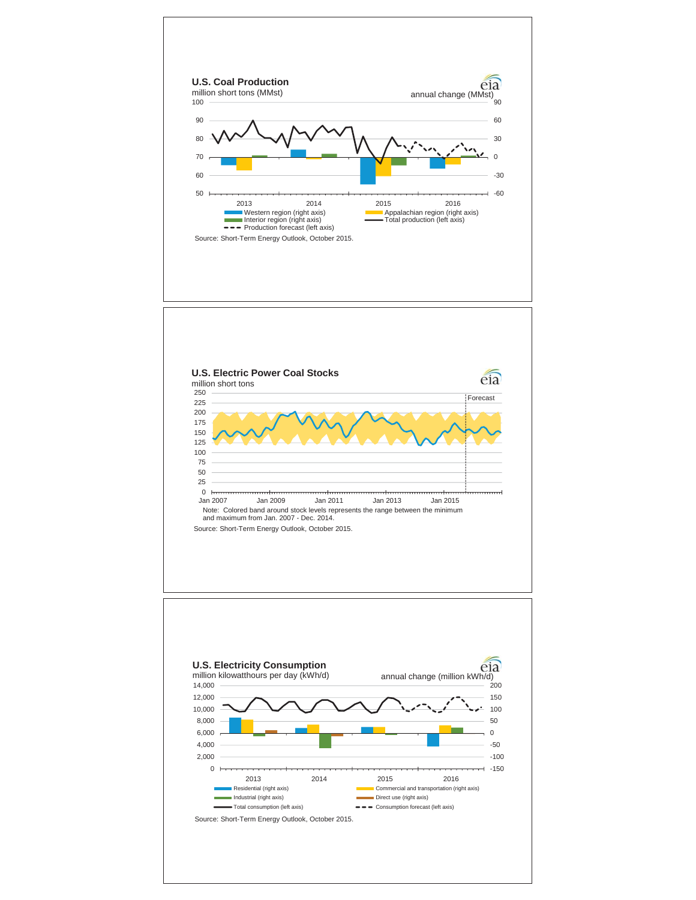## U.S. Coal Production

million short tons (MMst)

annual change (MMst)

Western region (right axis)
Appalachian region (right axis)
Interior region (right axis)
Total production (left axis)
Production forecast (left axis)

Source: Short-Term Energy Outlook, October 2015.

## U.S. Electric Power Coal Stocks

million short tons

Forecast

Note: Colored band around stock levels represents the range between the minimum and maximum from Jan. 2007 - Dec. 2014.

Source: Short-Term Energy Outlook, October 2015.

## U.S. Electricity Consumption

million kilowatthours per day (kWh/d)

annual change (million kWh/d)

Residential (right axis)
Commercial and transportation (right axis)
Industrial (right axis)
Direct use (right axis)
Total consumption (left axis)
Consumption forecast (left axis)

Source: Short-Term Energy Outlook, October 2015.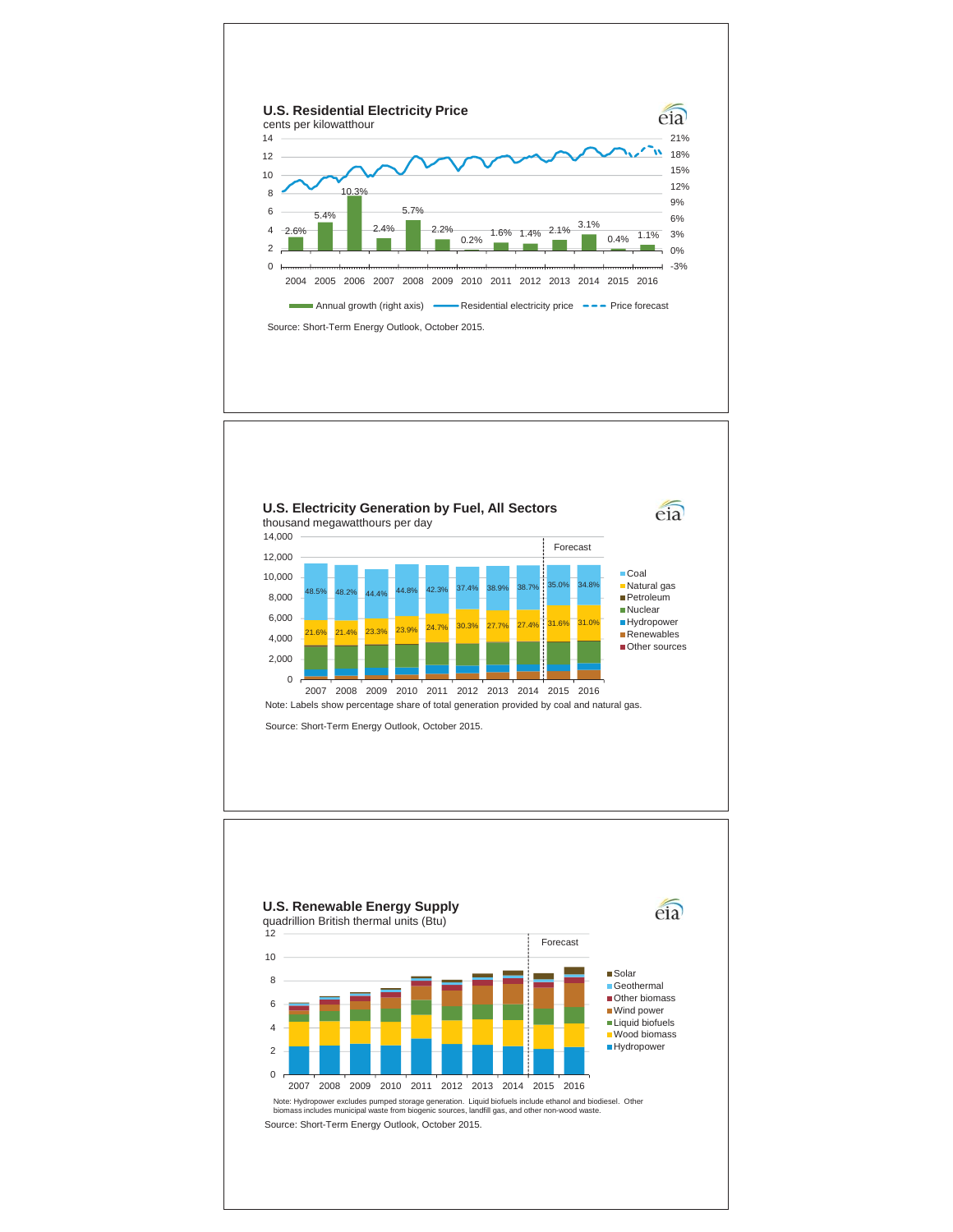## U.S. Residential Electricity Price

cents per kilowatthour

| Year | Annual growth (right axis) |
|---|---|
| 2004 | 2.6% |
| 2005 | 5.4% |
| 2006 | 10.3% |
| 2007 | 2.4% |
| 2008 | 5.7% |
| 2009 | 2.2% |
| 2010 | 0.2% |
| 2011 | 1.6% |
| 2012 | 1.4% |
| 2013 | 2.1% |
| 2014 | 3.1% |
| 2015 | 0.4% |
| 2016 | 1.1% |

Annual growth (right axis) — Residential electricity price — Price forecast

Source: Short-Term Energy Outlook, October 2015.

## U.S. Electricity Generation by Fuel, All Sectors

thousand megawatthours per day

| Year | Coal | Natural gas |
|---|---|---|
| 2007 | 48.5% | 21.6% |
| 2008 | 48.2% | 21.4% |
| 2009 | 44.4% | 23.3% |
| 2010 | 44.8% | 23.9% |
| 2011 | 42.3% | 24.7% |
| 2012 | 37.4% | 30.3% |
| 2013 | 38.9% | 27.7% |
| 2014 | 38.7% | 27.4% |
| 2015 (Forecast) | 35.0% | 31.6% |
| 2016 (Forecast) | 34.8% | 31.0% |

Legend: Coal, Natural gas, Petroleum, Nuclear, Hydropower, Renewables, Other sources

Note: Labels show percentage share of total generation provided by coal and natural gas.

Source: Short-Term Energy Outlook, October 2015.

## U.S. Renewable Energy Supply

quadrillion British thermal units (Btu)

Legend: Solar, Geothermal, Other biomass, Wind power, Liquid biofuels, Wood biomass, Hydropower (2007–2016; Forecast 2015–2016)

Note: Hydropower excludes pumped storage generation. Liquid biofuels include ethanol and biodiesel. Other biomass includes municipal waste from biogenic sources, landfill gas, and other non-wood waste.

Source: Short-Term Energy Outlook, October 2015.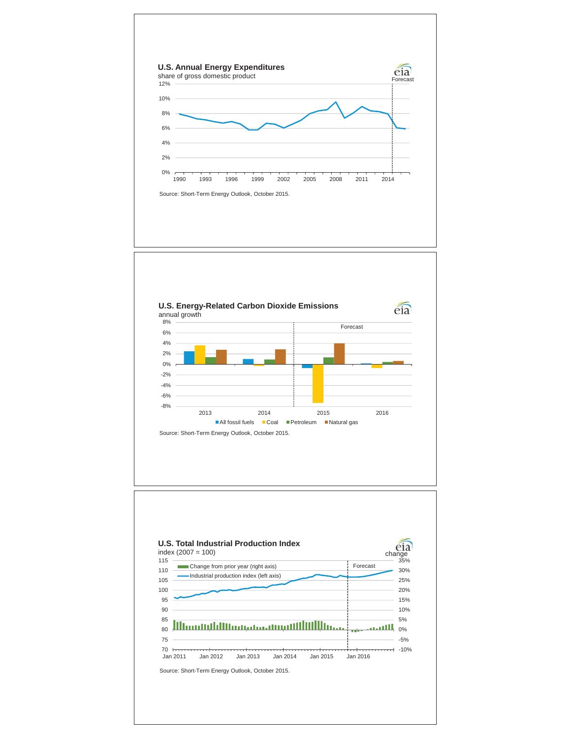## U.S. Annual Energy Expenditures

share of gross domestic product

Source: Short-Term Energy Outlook, October 2015.

## U.S. Energy-Related Carbon Dioxide Emissions

annual growth

Source: Short-Term Energy Outlook, October 2015.

## U.S. Total Industrial Production Index

index (2007 = 100)

Source: Short-Term Energy Outlook, October 2015.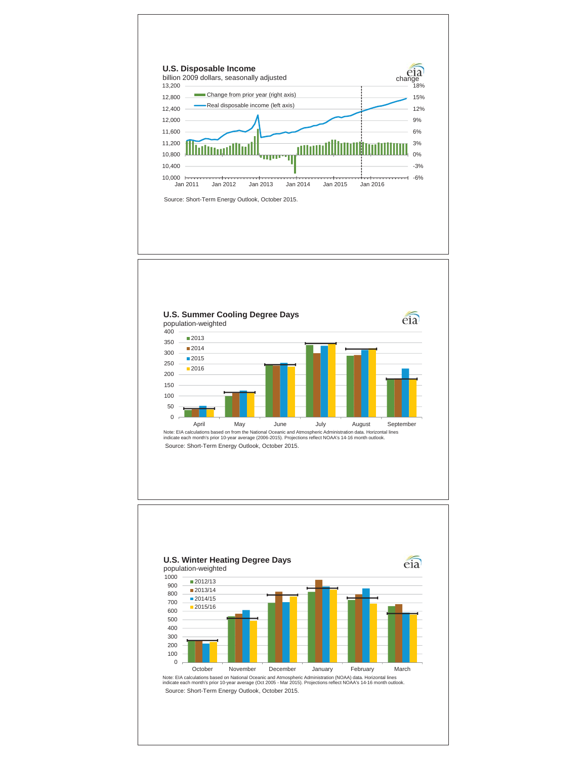## U.S. Disposable Income

billion 2009 dollars, seasonally adjusted

Change from prior year (right axis)

Real disposable income (left axis)

Source: Short-Term Energy Outlook, October 2015.

## U.S. Summer Cooling Degree Days

population-weighted

Note: EIA calculations based on from the National Oceanic and Atmospheric Administration data. Horizontal lines indicate each month's prior 10-year average (2006-2015). Projections reflect NOAA's 14-16 month outlook.

Source: Short-Term Energy Outlook, October 2015.

## U.S. Winter Heating Degree Days

population-weighted

Note: EIA calculations based on National Oceanic and Atmospheric Administration (NOAA) data. Horizontal lines indicate each month's prior 10-year average (Oct 2005 - Mar 2015). Projections reflect NOAA's 14-16 month outlook.

Source: Short-Term Energy Outlook, October 2015.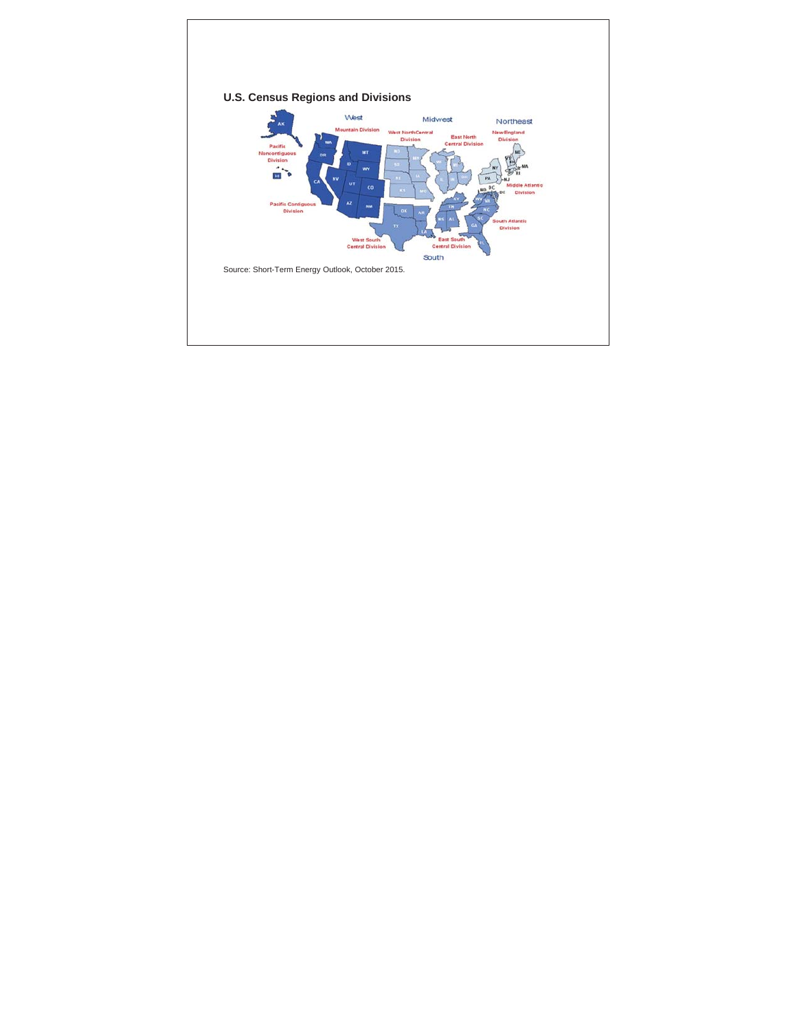**U.S. Census Regions and Divisions**

Source: Short-Term Energy Outlook, October 2015.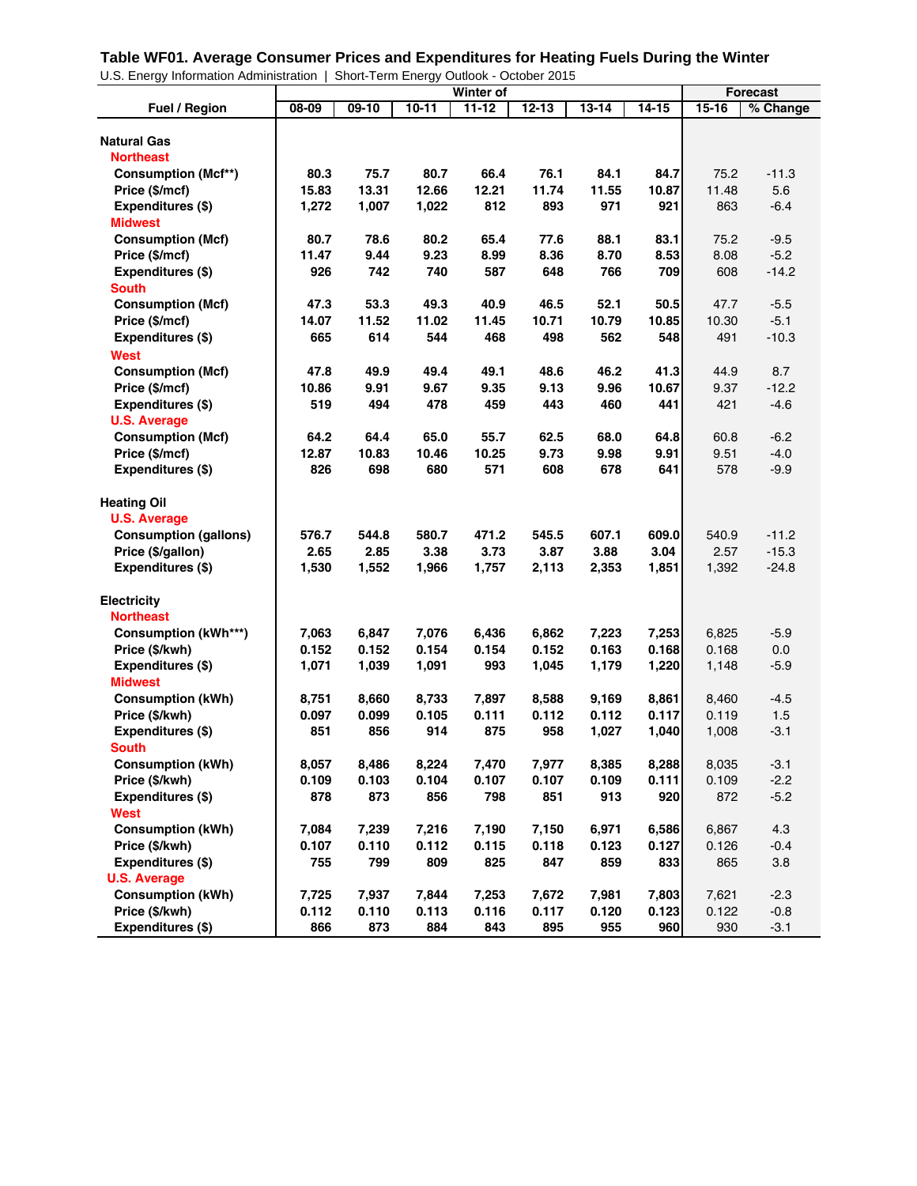## Table WF01. Average Consumer Prices and Expenditures for Heating Fuels During the Winter

U.S. Energy Information Administration | Short-Term Energy Outlook - October 2015

| Fuel / Region | Winter of | | | | | | | Forecast | |
|---|---|---|---|---|---|---|---|---|---|
| | 08-09 | 09-10 | 10-11 | 11-12 | 12-13 | 13-14 | 14-15 | 15-16 | % Change |
| **Natural Gas** | | | | | | | | | |
| **Northeast** | | | | | | | | | |
| Consumption (Mcf**) | 80.3 | 75.7 | 80.7 | 66.4 | 76.1 | 84.1 | 84.7 | 75.2 | -11.3 |
| Price ($/mcf) | 15.83 | 13.31 | 12.66 | 12.21 | 11.74 | 11.55 | 10.87 | 11.48 | 5.6 |
| Expenditures ($) | 1,272 | 1,007 | 1,022 | 812 | 893 | 971 | 921 | 863 | -6.4 |
| **Midwest** | | | | | | | | | |
| Consumption (Mcf) | 80.7 | 78.6 | 80.2 | 65.4 | 77.6 | 88.1 | 83.1 | 75.2 | -9.5 |
| Price ($/mcf) | 11.47 | 9.44 | 9.23 | 8.99 | 8.36 | 8.70 | 8.53 | 8.08 | -5.2 |
| Expenditures ($) | 926 | 742 | 740 | 587 | 648 | 766 | 709 | 608 | -14.2 |
| **South** | | | | | | | | | |
| Consumption (Mcf) | 47.3 | 53.3 | 49.3 | 40.9 | 46.5 | 52.1 | 50.5 | 47.7 | -5.5 |
| Price ($/mcf) | 14.07 | 11.52 | 11.02 | 11.45 | 10.71 | 10.79 | 10.85 | 10.30 | -5.1 |
| Expenditures ($) | 665 | 614 | 544 | 468 | 498 | 562 | 548 | 491 | -10.3 |
| **West** | | | | | | | | | |
| Consumption (Mcf) | 47.8 | 49.9 | 49.4 | 49.1 | 48.6 | 46.2 | 41.3 | 44.9 | 8.7 |
| Price ($/mcf) | 10.86 | 9.91 | 9.67 | 9.35 | 9.13 | 9.96 | 10.67 | 9.37 | -12.2 |
| Expenditures ($) | 519 | 494 | 478 | 459 | 443 | 460 | 441 | 421 | -4.6 |
| **U.S. Average** | | | | | | | | | |
| Consumption (Mcf) | 64.2 | 64.4 | 65.0 | 55.7 | 62.5 | 68.0 | 64.8 | 60.8 | -6.2 |
| Price ($/mcf) | 12.87 | 10.83 | 10.46 | 10.25 | 9.73 | 9.98 | 9.91 | 9.51 | -4.0 |
| Expenditures ($) | 826 | 698 | 680 | 571 | 608 | 678 | 641 | 578 | -9.9 |
| **Heating Oil** | | | | | | | | | |
| **U.S. Average** | | | | | | | | | |
| Consumption (gallons) | 576.7 | 544.8 | 580.7 | 471.2 | 545.5 | 607.1 | 609.0 | 540.9 | -11.2 |
| Price ($/gallon) | 2.65 | 2.85 | 3.38 | 3.73 | 3.87 | 3.88 | 3.04 | 2.57 | -15.3 |
| Expenditures ($) | 1,530 | 1,552 | 1,966 | 1,757 | 2,113 | 2,353 | 1,851 | 1,392 | -24.8 |
| **Electricity** | | | | | | | | | |
| **Northeast** | | | | | | | | | |
| Consumption (kWh***) | 7,063 | 6,847 | 7,076 | 6,436 | 6,862 | 7,223 | 7,253 | 6,825 | -5.9 |
| Price ($/kwh) | 0.152 | 0.152 | 0.154 | 0.154 | 0.152 | 0.163 | 0.168 | 0.168 | 0.0 |
| Expenditures ($) | 1,071 | 1,039 | 1,091 | 993 | 1,045 | 1,179 | 1,220 | 1,148 | -5.9 |
| **Midwest** | | | | | | | | | |
| Consumption (kWh) | 8,751 | 8,660 | 8,733 | 7,897 | 8,588 | 9,169 | 8,861 | 8,460 | -4.5 |
| Price ($/kwh) | 0.097 | 0.099 | 0.105 | 0.111 | 0.112 | 0.112 | 0.117 | 0.119 | 1.5 |
| Expenditures ($) | 851 | 856 | 914 | 875 | 958 | 1,027 | 1,040 | 1,008 | -3.1 |
| **South** | | | | | | | | | |
| Consumption (kWh) | 8,057 | 8,486 | 8,224 | 7,470 | 7,977 | 8,385 | 8,288 | 8,035 | -3.1 |
| Price ($/kwh) | 0.109 | 0.103 | 0.104 | 0.107 | 0.107 | 0.109 | 0.111 | 0.109 | -2.2 |
| Expenditures ($) | 878 | 873 | 856 | 798 | 851 | 913 | 920 | 872 | -5.2 |
| **West** | | | | | | | | | |
| Consumption (kWh) | 7,084 | 7,239 | 7,216 | 7,190 | 7,150 | 6,971 | 6,586 | 6,867 | 4.3 |
| Price ($/kwh) | 0.107 | 0.110 | 0.112 | 0.115 | 0.118 | 0.123 | 0.127 | 0.126 | -0.4 |
| Expenditures ($) | 755 | 799 | 809 | 825 | 847 | 859 | 833 | 865 | 3.8 |
| **U.S. Average** | | | | | | | | | |
| Consumption (kWh) | 7,725 | 7,937 | 7,844 | 7,253 | 7,672 | 7,981 | 7,803 | 7,621 | -2.3 |
| Price ($/kwh) | 0.112 | 0.110 | 0.113 | 0.116 | 0.117 | 0.120 | 0.123 | 0.122 | -0.8 |
| Expenditures ($) | 866 | 873 | 884 | 843 | 895 | 955 | 960 | 930 | -3.1 |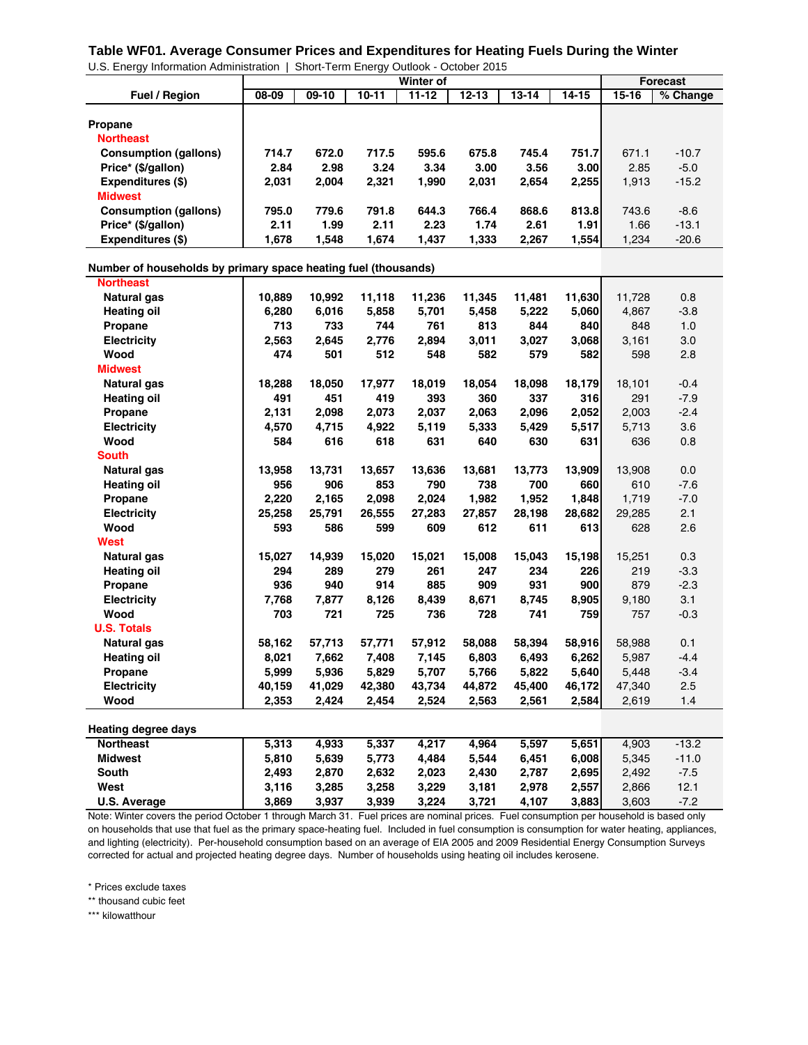## Table WF01. Average Consumer Prices and Expenditures for Heating Fuels During the Winter

U.S. Energy Information Administration | Short-Term Energy Outlook - October 2015

| Fuel / Region | Winter of 08-09 | 09-10 | 10-11 | 11-12 | 12-13 | 13-14 | 14-15 | Forecast 15-16 | % Change |
|---|---|---|---|---|---|---|---|---|---|
| **Propane** | | | | | | | | | |
| **Northeast** | | | | | | | | | |
| Consumption (gallons) | 714.7 | 672.0 | 717.5 | 595.6 | 675.8 | 745.4 | 751.7 | 671.1 | -10.7 |
| Price* ($/gallon) | 2.84 | 2.98 | 3.24 | 3.34 | 3.00 | 3.56 | 3.00 | 2.85 | -5.0 |
| Expenditures ($) | 2,031 | 2,004 | 2,321 | 1,990 | 2,031 | 2,654 | 2,255 | 1,913 | -15.2 |
| **Midwest** | | | | | | | | | |
| Consumption (gallons) | 795.0 | 779.6 | 791.8 | 644.3 | 766.4 | 868.6 | 813.8 | 743.6 | -8.6 |
| Price* ($/gallon) | 2.11 | 1.99 | 2.11 | 2.23 | 1.74 | 2.61 | 1.91 | 1.66 | -13.1 |
| Expenditures ($) | 1,678 | 1,548 | 1,674 | 1,437 | 1,333 | 2,267 | 1,554 | 1,234 | -20.6 |
| **Number of households by primary space heating fuel (thousands)** | | | | | | | | | |
| **Northeast** | | | | | | | | | |
| Natural gas | 10,889 | 10,992 | 11,118 | 11,236 | 11,345 | 11,481 | 11,630 | 11,728 | 0.8 |
| Heating oil | 6,280 | 6,016 | 5,858 | 5,701 | 5,458 | 5,222 | 5,060 | 4,867 | -3.8 |
| Propane | 713 | 733 | 744 | 761 | 813 | 844 | 840 | 848 | 1.0 |
| Electricity | 2,563 | 2,645 | 2,776 | 2,894 | 3,011 | 3,027 | 3,068 | 3,161 | 3.0 |
| Wood | 474 | 501 | 512 | 548 | 582 | 579 | 582 | 598 | 2.8 |
| **Midwest** | | | | | | | | | |
| Natural gas | 18,288 | 18,050 | 17,977 | 18,019 | 18,054 | 18,098 | 18,179 | 18,101 | -0.4 |
| Heating oil | 491 | 451 | 419 | 393 | 360 | 337 | 316 | 291 | -7.9 |
| Propane | 2,131 | 2,098 | 2,073 | 2,037 | 2,063 | 2,096 | 2,052 | 2,003 | -2.4 |
| Electricity | 4,570 | 4,715 | 4,922 | 5,119 | 5,333 | 5,429 | 5,517 | 5,713 | 3.6 |
| Wood | 584 | 616 | 618 | 631 | 640 | 630 | 631 | 636 | 0.8 |
| **South** | | | | | | | | | |
| Natural gas | 13,958 | 13,731 | 13,657 | 13,636 | 13,681 | 13,773 | 13,909 | 13,908 | 0.0 |
| Heating oil | 956 | 906 | 853 | 790 | 738 | 700 | 660 | 610 | -7.6 |
| Propane | 2,220 | 2,165 | 2,098 | 2,024 | 1,982 | 1,952 | 1,848 | 1,719 | -7.0 |
| Electricity | 25,258 | 25,791 | 26,555 | 27,283 | 27,857 | 28,198 | 28,682 | 29,285 | 2.1 |
| Wood | 593 | 586 | 599 | 609 | 612 | 611 | 613 | 628 | 2.6 |
| **West** | | | | | | | | | |
| Natural gas | 15,027 | 14,939 | 15,020 | 15,021 | 15,008 | 15,043 | 15,198 | 15,251 | 0.3 |
| Heating oil | 294 | 289 | 279 | 261 | 247 | 234 | 226 | 219 | -3.3 |
| Propane | 936 | 940 | 914 | 885 | 909 | 931 | 900 | 879 | -2.3 |
| Electricity | 7,768 | 7,877 | 8,126 | 8,439 | 8,671 | 8,745 | 8,905 | 9,180 | 3.1 |
| Wood | 703 | 721 | 725 | 736 | 728 | 741 | 759 | 757 | -0.3 |
| **U.S. Totals** | | | | | | | | | |
| Natural gas | 58,162 | 57,713 | 57,771 | 57,912 | 58,088 | 58,394 | 58,916 | 58,988 | 0.1 |
| Heating oil | 8,021 | 7,662 | 7,408 | 7,145 | 6,803 | 6,493 | 6,262 | 5,987 | -4.4 |
| Propane | 5,999 | 5,936 | 5,829 | 5,707 | 5,766 | 5,822 | 5,640 | 5,448 | -3.4 |
| Electricity | 40,159 | 41,029 | 42,380 | 43,734 | 44,872 | 45,400 | 46,172 | 47,340 | 2.5 |
| Wood | 2,353 | 2,424 | 2,454 | 2,524 | 2,563 | 2,561 | 2,584 | 2,619 | 1.4 |
| **Heating degree days** | | | | | | | | | |
| Northeast | 5,313 | 4,933 | 5,337 | 4,217 | 4,964 | 5,597 | 5,651 | 4,903 | -13.2 |
| Midwest | 5,810 | 5,639 | 5,773 | 4,484 | 5,544 | 6,451 | 6,008 | 5,345 | -11.0 |
| South | 2,493 | 2,870 | 2,632 | 2,023 | 2,430 | 2,787 | 2,695 | 2,492 | -7.5 |
| West | 3,116 | 3,285 | 3,258 | 3,229 | 3,181 | 2,978 | 2,557 | 2,866 | 12.1 |
| U.S. Average | 3,869 | 3,937 | 3,939 | 3,224 | 3,721 | 4,107 | 3,883 | 3,603 | -7.2 |

Note: Winter covers the period October 1 through March 31. Fuel prices are nominal prices. Fuel consumption per household is based only on households that use that fuel as the primary space-heating fuel. Included in fuel consumption is consumption for water heating, appliances, and lighting (electricity). Per-household consumption based on an average of EIA 2005 and 2009 Residential Energy Consumption Surveys corrected for actual and projected heating degree days. Number of households using heating oil includes kerosene.

\* Prices exclude taxes

\** thousand cubic feet

\*** kilowatthour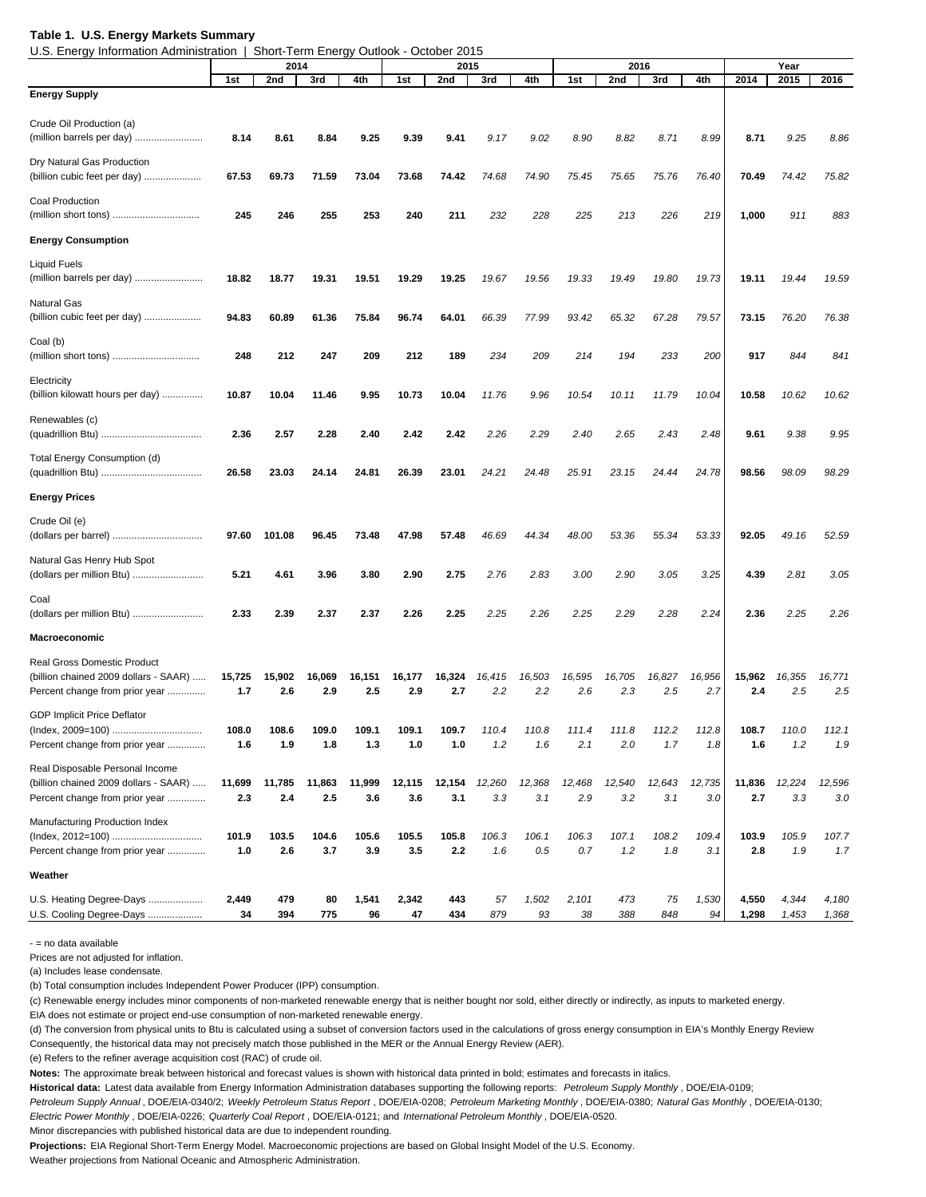**Table 1. U.S. Energy Markets Summary**

U.S. Energy Information Administration | Short-Term Energy Outlook - October 2015

| | 2014 | | | | 2015 | | | | 2016 | | | | Year | | |
|---|---|---|---|---|---|---|---|---|---|---|---|---|---|---|---|
| | 1st | 2nd | 3rd | 4th | 1st | 2nd | 3rd | 4th | 1st | 2nd | 3rd | 4th | 2014 | 2015 | 2016 |
| **Energy Supply** | | | | | | | | | | | | | | | |
| Crude Oil Production (a) (million barrels per day) | **8.14** | **8.61** | **8.84** | **9.25** | **9.39** | **9.41** | *9.17* | *9.02* | *8.90* | *8.82* | *8.71* | *8.99* | **8.71** | *9.25* | *8.86* |
| Dry Natural Gas Production (billion cubic feet per day) | **67.53** | **69.73** | **71.59** | **73.04** | **73.68** | **74.42** | *74.68* | *74.90* | *75.45* | *75.65* | *75.76* | *76.40* | **70.49** | *74.42* | *75.82* |
| Coal Production (million short tons) | **245** | **246** | **255** | **253** | **240** | **211** | *232* | *228* | *225* | *213* | *226* | *219* | **1,000** | *911* | *883* |
| **Energy Consumption** | | | | | | | | | | | | | | | |
| Liquid Fuels (million barrels per day) | **18.82** | **18.77** | **19.31** | **19.51** | **19.29** | **19.25** | *19.67* | *19.56* | *19.33* | *19.49* | *19.80* | *19.73* | **19.11** | *19.44* | *19.59* |
| Natural Gas (billion cubic feet per day) | **94.83** | **60.89** | **61.36** | **75.84** | **96.74** | **64.01** | *66.39* | *77.99* | *93.42* | *65.32* | *67.28* | *79.57* | **73.15** | *76.20* | *76.38* |
| Coal (b) (million short tons) | **248** | **212** | **247** | **209** | **212** | **189** | *234* | *209* | *214* | *194* | *233* | *200* | **917** | *844* | *841* |
| Electricity (billion kilowatt hours per day) | **10.87** | **10.04** | **11.46** | **9.95** | **10.73** | **10.04** | *11.76* | *9.96* | *10.54* | *10.11* | *11.79* | *10.04* | **10.58** | *10.62* | *10.62* |
| Renewables (c) (quadrillion Btu) | **2.36** | **2.57** | **2.28** | **2.40** | **2.42** | **2.42** | *2.26* | *2.29* | *2.40* | *2.65* | *2.43* | *2.48* | **9.61** | *9.38* | *9.95* |
| Total Energy Consumption (d) (quadrillion Btu) | **26.58** | **23.03** | **24.14** | **24.81** | **26.39** | **23.01** | *24.21* | *24.48* | *25.91* | *23.15* | *24.44* | *24.78* | **98.56** | *98.09* | *98.29* |
| **Energy Prices** | | | | | | | | | | | | | | | |
| Crude Oil (e) (dollars per barrel) | **97.60** | **101.08** | **96.45** | **73.48** | **47.98** | **57.48** | *46.69* | *44.34* | *48.00* | *53.36* | *55.34* | *53.33* | **92.05** | *49.16* | *52.59* |
| Natural Gas Henry Hub Spot (dollars per million Btu) | **5.21** | **4.61** | **3.96** | **3.80** | **2.90** | **2.75** | *2.76* | *2.83* | *3.00* | *2.90* | *3.05* | *3.25* | **4.39** | *2.81* | *3.05* |
| Coal (dollars per million Btu) | **2.33** | **2.39** | **2.37** | **2.37** | **2.26** | **2.25** | *2.25* | *2.26* | *2.25* | *2.29* | *2.28* | *2.24* | **2.36** | *2.25* | *2.26* |
| **Macroeconomic** | | | | | | | | | | | | | | | |
| Real Gross Domestic Product (billion chained 2009 dollars - SAAR) | **15,725** | **15,902** | **16,069** | **16,151** | **16,177** | **16,324** | *16,415* | *16,503* | *16,595* | *16,705* | *16,827* | *16,956* | **15,962** | *16,355* | *16,771* |
| Percent change from prior year | **1.7** | **2.6** | **2.9** | **2.5** | **2.9** | **2.7** | *2.2* | *2.2* | *2.6* | *2.3* | *2.5* | *2.7* | **2.4** | *2.5* | *2.5* |
| GDP Implicit Price Deflator (Index, 2009=100) | **108.0** | **108.6** | **109.0** | **109.1** | **109.1** | **109.7** | *110.4* | *110.8* | *111.4* | *111.8* | *112.2* | *112.8* | **108.7** | *110.0* | *112.1* |
| Percent change from prior year | **1.6** | **1.9** | **1.8** | **1.3** | **1.0** | **1.0** | *1.2* | *1.6* | *2.1* | *2.0* | *1.7* | *1.8* | **1.6** | *1.2* | *1.9* |
| Real Disposable Personal Income (billion chained 2009 dollars - SAAR) | **11,699** | **11,785** | **11,863** | **11,999** | **12,115** | **12,154** | *12,260* | *12,368* | *12,468* | *12,540* | *12,643* | *12,735* | **11,836** | *12,224* | *12,596* |
| Percent change from prior year | **2.3** | **2.4** | **2.5** | **3.6** | **3.6** | **3.1** | *3.3* | *3.1* | *2.9* | *3.2* | *3.1* | *3.0* | **2.7** | *3.3* | *3.0* |
| Manufacturing Production Index (Index, 2012=100) | **101.9** | **103.5** | **104.6** | **105.6** | **105.5** | **105.8** | *106.3* | *106.1* | *106.3* | *107.1* | *108.2* | *109.4* | **103.9** | *105.9* | *107.7* |
| Percent change from prior year | **1.0** | **2.6** | **3.7** | **3.9** | **3.5** | **2.2** | *1.6* | *0.5* | *0.7* | *1.2* | *1.8* | *3.1* | **2.8** | *1.9* | *1.7* |
| **Weather** | | | | | | | | | | | | | | | |
| U.S. Heating Degree-Days | **2,449** | **479** | **80** | **1,541** | **2,342** | **443** | *57* | *1,502* | *2,101* | *473* | *75* | *1,530* | **4,550** | *4,344* | *4,180* |
| U.S. Cooling Degree-Days | **34** | **394** | **775** | **96** | **47** | **434** | *879* | *93* | *38* | *388* | *848* | *94* | **1,298** | *1,453* | *1,368* |

\- = no data available

Prices are not adjusted for inflation.

(a) Includes lease condensate.

(b) Total consumption includes Independent Power Producer (IPP) consumption.

(c) Renewable energy includes minor components of non-marketed renewable energy that is neither bought nor sold, either directly or indirectly, as inputs to marketed energy.
EIA does not estimate or project end-use consumption of non-marketed renewable energy.

(d) The conversion from physical units to Btu is calculated using a subset of conversion factors used in the calculations of gross energy consumption in EIA's Monthly Energy Review
Consequently, the historical data may not precisely match those published in the MER or the Annual Energy Review (AER).

(e) Refers to the refiner average acquisition cost (RAC) of crude oil.

**Notes:** The approximate break between historical and forecast values is shown with historical data printed in bold; estimates and forecasts in italics.

**Historical data:** Latest data available from Energy Information Administration databases supporting the following reports: *Petroleum Supply Monthly*, DOE/EIA-0109; *Petroleum Supply Annual*, DOE/EIA-0340/2; *Weekly Petroleum Status Report*, DOE/EIA-0208; *Petroleum Marketing Monthly*, DOE/EIA-0380; *Natural Gas Monthly*, DOE/EIA-0130; *Electric Power Monthly*, DOE/EIA-0226; *Quarterly Coal Report*, DOE/EIA-0121; and *International Petroleum Monthly*, DOE/EIA-0520.

Minor discrepancies with published historical data are due to independent rounding.

**Projections:** EIA Regional Short-Term Energy Model. Macroeconomic projections are based on Global Insight Model of the U.S. Economy.

Weather projections from National Oceanic and Atmospheric Administration.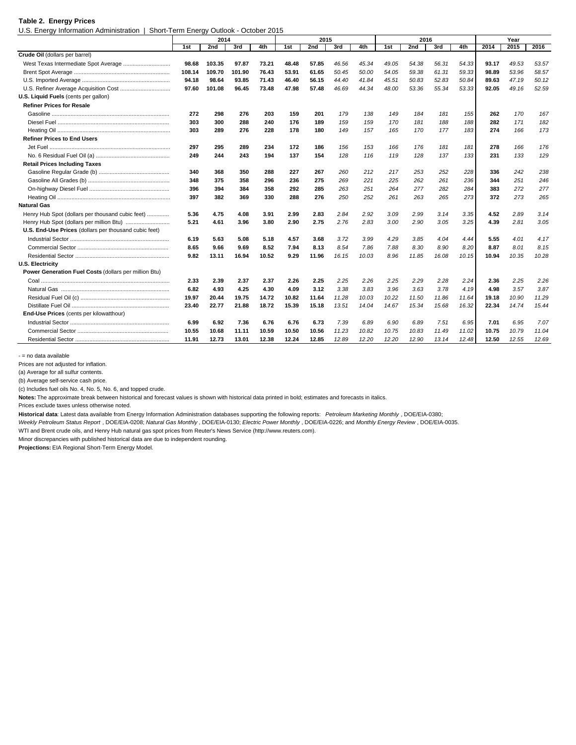**Table 2. Energy Prices**

U.S. Energy Information Administration | Short-Term Energy Outlook - October 2015

| | 2014 | | | | 2015 | | | | 2016 | | | | Year | | |
|---|---|---|---|---|---|---|---|---|---|---|---|---|---|---|---|
| | 1st | 2nd | 3rd | 4th | 1st | 2nd | 3rd | 4th | 1st | 2nd | 3rd | 4th | 2014 | 2015 | 2016 |
| **Crude Oil** (dollars per barrel) | | | | | | | | | | | | | | | |
| West Texas Intermediate Spot Average | **98.68** | **103.35** | **97.87** | **73.21** | **48.48** | **57.85** | *46.56* | *45.34* | *49.05* | *54.38* | *56.31* | *54.33* | **93.17** | *49.53* | *53.57* |
| Brent Spot Average | **108.14** | **109.70** | **101.90** | **76.43** | **53.91** | **61.65** | *50.45* | *50.00* | *54.05* | *59.38* | *61.31* | *59.33* | **98.89** | *53.96* | *58.57* |
| U.S. Imported Average | **94.18** | **98.64** | **93.85** | **71.43** | **46.40** | **56.15** | *44.40* | *41.84* | *45.51* | *50.83* | *52.83* | *50.84* | **89.63** | *47.19* | *50.12* |
| U.S. Refiner Average Acquisition Cost | **97.60** | **101.08** | **96.45** | **73.48** | **47.98** | **57.48** | *46.69* | *44.34* | *48.00* | *53.36* | *55.34* | *53.33* | **92.05** | *49.16* | *52.59* |
| **U.S. Liquid Fuels** (cents per gallon) | | | | | | | | | | | | | | | |
| **Refiner Prices for Resale** | | | | | | | | | | | | | | | |
| Gasoline | **272** | **298** | **276** | **203** | **159** | **201** | *179* | *138* | *149* | *184* | *181* | *155* | **262** | *170* | *167* |
| Diesel Fuel | **303** | **300** | **288** | **240** | **176** | **189** | *159* | *159* | *170* | *181* | *188* | *188* | **282** | *171* | *182* |
| Heating Oil | **303** | **289** | **276** | **228** | **178** | **180** | *149* | *157* | *165* | *170* | *177* | *183* | **274** | *166* | *173* |
| **Refiner Prices to End Users** | | | | | | | | | | | | | | | |
| Jet Fuel | **297** | **295** | **289** | **234** | **172** | **186** | *156* | *153* | *166* | *176* | *181* | *181* | **278** | *166* | *176* |
| No. 6 Residual Fuel Oil (a) | **249** | **244** | **243** | **194** | **137** | **154** | *128* | *116* | *119* | *128* | *137* | *133* | **231** | *133* | *129* |
| **Retail Prices Including Taxes** | | | | | | | | | | | | | | | |
| Gasoline Regular Grade (b) | **340** | **368** | **350** | **288** | **227** | **267** | *260* | *212* | *217* | *253* | *252* | *228* | **336** | *242* | *238* |
| Gasoline All Grades (b) | **348** | **375** | **358** | **296** | **236** | **275** | *269* | *221* | *225* | *262* | *261* | *236* | **344** | *251* | *246* |
| On-highway Diesel Fuel | **396** | **394** | **384** | **358** | **292** | **285** | *263* | *251* | *264* | *277* | *282* | *284* | **383** | *272* | *277* |
| Heating Oil | **397** | **382** | **369** | **330** | **288** | **276** | *250* | *252* | *261* | *263* | *265* | *273* | **372** | *273* | *265* |
| **Natural Gas** | | | | | | | | | | | | | | | |
| Henry Hub Spot (dollars per thousand cubic feet) | **5.36** | **4.75** | **4.08** | **3.91** | **2.99** | **2.83** | *2.84* | *2.92* | *3.09* | *2.99* | *3.14* | *3.35* | **4.52** | *2.89* | *3.14* |
| Henry Hub Spot (dollars per million Btu) | **5.21** | **4.61** | **3.96** | **3.80** | **2.90** | **2.75** | *2.76* | *2.83* | *3.00* | *2.90* | *3.05* | *3.25* | **4.39** | *2.81* | *3.05* |
| **U.S. End-Use Prices** (dollars per thousand cubic feet) | | | | | | | | | | | | | | | |
| Industrial Sector | **6.19** | **5.63** | **5.08** | **5.18** | **4.57** | **3.68** | *3.72* | *3.99* | *4.29* | *3.85* | *4.04* | *4.44* | **5.55** | *4.01* | *4.17* |
| Commercial Sector | **8.65** | **9.66** | **9.69** | **8.52** | **7.94** | **8.13** | *8.54* | *7.86* | *7.88* | *8.30* | *8.90* | *8.20* | **8.87** | *8.01* | *8.15* |
| Residential Sector | **9.82** | **13.11** | **16.94** | **10.52** | **9.29** | **11.96** | *16.15* | *10.03* | *8.96* | *11.85* | *16.08* | *10.15* | **10.94** | *10.35* | *10.28* |
| **U.S. Electricity** | | | | | | | | | | | | | | | |
| **Power Generation Fuel Costs** (dollars per million Btu) | | | | | | | | | | | | | | | |
| Coal | **2.33** | **2.39** | **2.37** | **2.37** | **2.26** | **2.25** | *2.25* | *2.26* | *2.25* | *2.29* | *2.28* | *2.24* | **2.36** | *2.25* | *2.26* |
| Natural Gas | **6.82** | **4.93** | **4.25** | **4.30** | **4.09** | **3.12** | *3.38* | *3.83* | *3.96* | *3.63* | *3.78* | *4.19* | **4.98** | *3.57* | *3.87* |
| Residual Fuel Oil (c) | **19.97** | **20.44** | **19.75** | **14.72** | **10.82** | **11.64** | *11.28* | *10.03* | *10.22* | *11.50* | *11.86* | *11.64* | **19.18** | *10.90* | *11.29* |
| Distillate Fuel Oil | **23.40** | **22.77** | **21.88** | **18.72** | **15.39** | **15.18** | *13.51* | *14.04* | *14.67* | *15.34* | *15.68* | *16.32* | **22.34** | *14.74* | *15.44* |
| **End-Use Prices** (cents per kilowatthour) | | | | | | | | | | | | | | | |
| Industrial Sector | **6.99** | **6.92** | **7.36** | **6.76** | **6.76** | **6.73** | *7.39* | *6.89* | *6.90* | *6.89* | *7.51* | *6.95* | **7.01** | *6.95* | *7.07* |
| Commercial Sector | **10.55** | **10.68** | **11.11** | **10.59** | **10.50** | **10.56** | *11.23* | *10.82* | *10.75* | *10.83* | *11.49* | *11.02* | **10.75** | *10.79* | *11.04* |
| Residential Sector | **11.91** | **12.73** | **13.01** | **12.38** | **12.24** | **12.85** | *12.89* | *12.20* | *12.20* | *12.90* | *13.14* | *12.48* | **12.50** | *12.55* | *12.69* |

- = no data available

Prices are not adjusted for inflation.

(a) Average for all sulfur contents.

(b) Average self-service cash price.

(c) Includes fuel oils No. 4, No. 5, No. 6, and topped crude.

**Notes:** The approximate break between historical and forecast values is shown with historical data printed in bold; estimates and forecasts in italics.

Prices exclude taxes unless otherwise noted.

**Historical data**: Latest data available from Energy Information Administration databases supporting the following reports: *Petroleum Marketing Monthly*, DOE/EIA-0380; *Weekly Petroleum Status Report*, DOE/EIA-0208; *Natural Gas Monthly*, DOE/EIA-0130; *Electric Power Monthly*, DOE/EIA-0226; and *Monthly Energy Review*, DOE/EIA-0035.

WTI and Brent crude oils, and Henry Hub natural gas spot prices from Reuter's News Service (http://www.reuters.com).

Minor discrepancies with published historical data are due to independent rounding.

**Projections:** EIA Regional Short-Term Energy Model.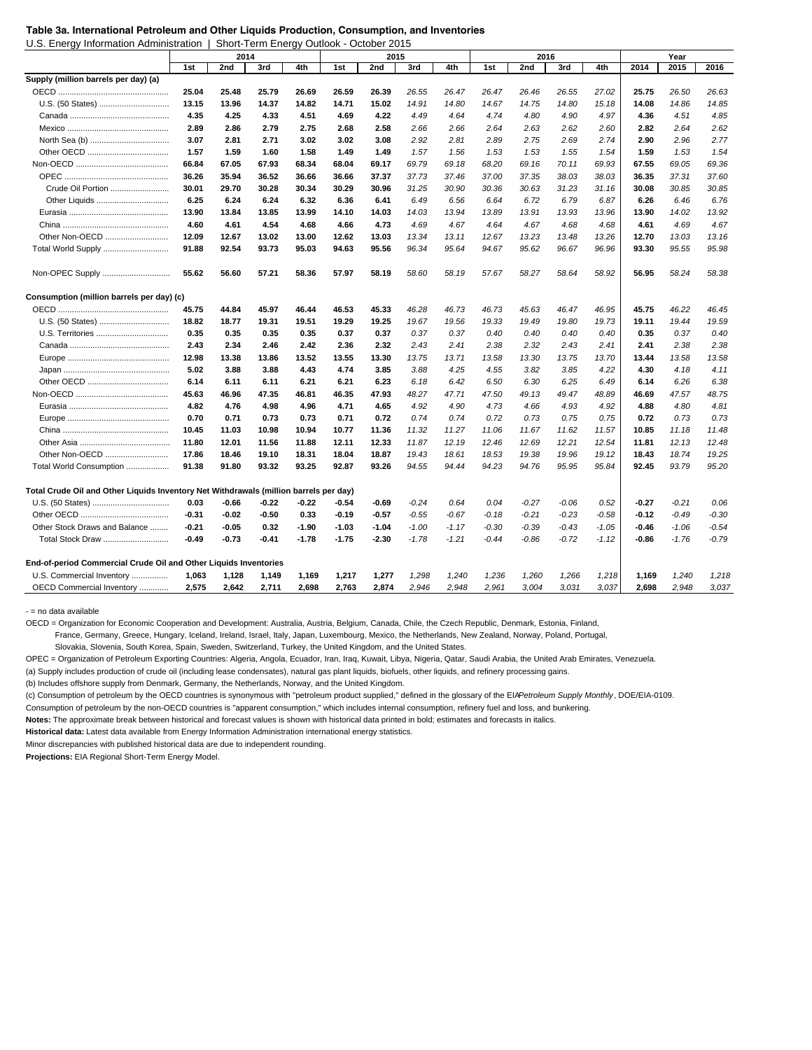**Table 3a. International Petroleum and Other Liquids Production, Consumption, and Inventories**

U.S. Energy Information Administration | Short-Term Energy Outlook - October 2015

| | 2014 | | | | 2015 | | | | 2016 | | | | Year | | |
|---|---|---|---|---|---|---|---|---|---|---|---|---|---|---|---|
| | 1st | 2nd | 3rd | 4th | 1st | 2nd | 3rd | 4th | 1st | 2nd | 3rd | 4th | 2014 | 2015 | 2016 |
| **Supply (million barrels per day) (a)** | | | | | | | | | | | | | | | |
| OECD | 25.04 | 25.48 | 25.79 | 26.69 | 26.59 | 26.39 | 26.55 | 26.47 | 26.47 | 26.46 | 26.55 | 27.02 | 25.75 | 26.50 | 26.63 |
| U.S. (50 States) | 13.15 | 13.96 | 14.37 | 14.82 | 14.71 | 15.02 | 14.91 | 14.80 | 14.67 | 14.75 | 14.80 | 15.18 | 14.08 | 14.86 | 14.85 |
| Canada | 4.35 | 4.25 | 4.33 | 4.51 | 4.69 | 4.22 | 4.49 | 4.64 | 4.74 | 4.80 | 4.90 | 4.97 | 4.36 | 4.51 | 4.85 |
| Mexico | 2.89 | 2.86 | 2.79 | 2.75 | 2.68 | 2.58 | 2.66 | 2.66 | 2.64 | 2.63 | 2.62 | 2.60 | 2.82 | 2.64 | 2.62 |
| North Sea (b) | 3.07 | 2.81 | 2.71 | 3.02 | 3.02 | 3.08 | 2.92 | 2.81 | 2.89 | 2.75 | 2.69 | 2.74 | 2.90 | 2.96 | 2.77 |
| Other OECD | 1.57 | 1.59 | 1.60 | 1.58 | 1.49 | 1.49 | 1.57 | 1.56 | 1.53 | 1.53 | 1.55 | 1.54 | 1.59 | 1.53 | 1.54 |
| Non-OECD | 66.84 | 67.05 | 67.93 | 68.34 | 68.04 | 69.17 | 69.79 | 69.18 | 68.20 | 69.16 | 70.11 | 69.93 | 67.55 | 69.05 | 69.36 |
| OPEC | 36.26 | 35.94 | 36.52 | 36.66 | 36.66 | 37.37 | 37.73 | 37.46 | 37.00 | 37.35 | 38.03 | 38.03 | 36.35 | 37.31 | 37.60 |
| Crude Oil Portion | 30.01 | 29.70 | 30.28 | 30.34 | 30.29 | 30.96 | 31.25 | 30.90 | 30.36 | 30.63 | 31.23 | 31.16 | 30.08 | 30.85 | 30.85 |
| Other Liquids | 6.25 | 6.24 | 6.24 | 6.32 | 6.36 | 6.41 | 6.49 | 6.56 | 6.64 | 6.72 | 6.79 | 6.87 | 6.26 | 6.46 | 6.76 |
| Eurasia | 13.90 | 13.84 | 13.85 | 13.99 | 14.10 | 14.03 | 14.03 | 13.94 | 13.89 | 13.91 | 13.93 | 13.96 | 13.90 | 14.02 | 13.92 |
| China | 4.60 | 4.61 | 4.54 | 4.68 | 4.66 | 4.73 | 4.69 | 4.67 | 4.64 | 4.67 | 4.68 | 4.68 | 4.61 | 4.69 | 4.67 |
| Other Non-OECD | 12.09 | 12.67 | 13.02 | 13.00 | 12.62 | 13.03 | 13.34 | 13.11 | 12.67 | 13.23 | 13.48 | 13.26 | 12.70 | 13.03 | 13.16 |
| Total World Supply | 91.88 | 92.54 | 93.73 | 95.03 | 94.63 | 95.56 | 96.34 | 95.64 | 94.67 | 95.62 | 96.67 | 96.96 | 93.30 | 95.55 | 95.98 |
| Non-OPEC Supply | 55.62 | 56.60 | 57.21 | 58.36 | 57.97 | 58.19 | 58.60 | 58.19 | 57.67 | 58.27 | 58.64 | 58.92 | 56.95 | 58.24 | 58.38 |
| **Consumption (million barrels per day) (c)** | | | | | | | | | | | | | | | |
| OECD | 45.75 | 44.84 | 45.97 | 46.44 | 46.53 | 45.33 | 46.28 | 46.73 | 46.73 | 45.63 | 46.47 | 46.95 | 45.75 | 46.22 | 46.45 |
| U.S. (50 States) | 18.82 | 18.77 | 19.31 | 19.51 | 19.29 | 19.25 | 19.67 | 19.56 | 19.33 | 19.49 | 19.80 | 19.73 | 19.11 | 19.44 | 19.59 |
| U.S. Territories | 0.35 | 0.35 | 0.35 | 0.35 | 0.37 | 0.37 | 0.37 | 0.37 | 0.40 | 0.40 | 0.40 | 0.40 | 0.35 | 0.37 | 0.40 |
| Canada | 2.43 | 2.34 | 2.46 | 2.42 | 2.36 | 2.32 | 2.43 | 2.41 | 2.38 | 2.32 | 2.43 | 2.41 | 2.41 | 2.38 | 2.38 |
| Europe | 12.98 | 13.38 | 13.86 | 13.52 | 13.55 | 13.30 | 13.75 | 13.71 | 13.58 | 13.30 | 13.75 | 13.70 | 13.44 | 13.58 | 13.58 |
| Japan | 5.02 | 3.88 | 3.88 | 4.43 | 4.74 | 3.85 | 3.88 | 4.25 | 4.55 | 3.82 | 3.85 | 4.22 | 4.30 | 4.18 | 4.11 |
| Other OECD | 6.14 | 6.11 | 6.11 | 6.21 | 6.21 | 6.23 | 6.18 | 6.42 | 6.50 | 6.30 | 6.25 | 6.49 | 6.14 | 6.26 | 6.38 |
| Non-OECD | 45.63 | 46.96 | 47.35 | 46.81 | 46.35 | 47.93 | 48.27 | 47.71 | 47.50 | 49.13 | 49.47 | 48.89 | 46.69 | 47.57 | 48.75 |
| Eurasia | 4.82 | 4.76 | 4.98 | 4.96 | 4.71 | 4.65 | 4.92 | 4.90 | 4.73 | 4.66 | 4.93 | 4.92 | 4.88 | 4.80 | 4.81 |
| Europe | 0.70 | 0.71 | 0.73 | 0.73 | 0.71 | 0.72 | 0.74 | 0.74 | 0.72 | 0.73 | 0.75 | 0.75 | 0.72 | 0.73 | 0.73 |
| China | 10.45 | 11.03 | 10.98 | 10.94 | 10.77 | 11.36 | 11.32 | 11.27 | 11.06 | 11.67 | 11.62 | 11.57 | 10.85 | 11.18 | 11.48 |
| Other Asia | 11.80 | 12.01 | 11.56 | 11.88 | 12.11 | 12.33 | 11.87 | 12.19 | 12.46 | 12.69 | 12.21 | 12.54 | 11.81 | 12.13 | 12.48 |
| Other Non-OECD | 17.86 | 18.46 | 19.10 | 18.31 | 18.04 | 18.87 | 19.43 | 18.61 | 18.53 | 19.38 | 19.96 | 19.12 | 18.43 | 18.74 | 19.25 |
| Total World Consumption | 91.38 | 91.80 | 93.32 | 93.25 | 92.87 | 93.26 | 94.55 | 94.44 | 94.23 | 94.76 | 95.95 | 95.84 | 92.45 | 93.79 | 95.20 |
| **Total Crude Oil and Other Liquids Inventory Net Withdrawals (million barrels per day)** | | | | | | | | | | | | | | | |
| U.S. (50 States) | 0.03 | -0.66 | -0.22 | -0.22 | -0.54 | -0.69 | -0.24 | 0.64 | 0.04 | -0.27 | -0.06 | 0.52 | -0.27 | -0.21 | 0.06 |
| Other OECD | -0.31 | -0.02 | -0.50 | 0.33 | -0.19 | -0.57 | -0.55 | -0.67 | -0.18 | -0.21 | -0.23 | -0.58 | -0.12 | -0.49 | -0.30 |
| Other Stock Draws and Balance | -0.21 | -0.05 | 0.32 | -1.90 | -1.03 | -1.04 | -1.00 | -1.17 | -0.30 | -0.39 | -0.43 | -1.05 | -0.46 | -1.06 | -0.54 |
| Total Stock Draw | -0.49 | -0.73 | -0.41 | -1.78 | -1.75 | -2.30 | -1.78 | -1.21 | -0.44 | -0.86 | -0.72 | -1.12 | -0.86 | -1.76 | -0.79 |
| **End-of-period Commercial Crude Oil and Other Liquids Inventories** | | | | | | | | | | | | | | | |
| U.S. Commercial Inventory | 1,063 | 1,128 | 1,149 | 1,169 | 1,217 | 1,277 | 1,298 | 1,240 | 1,236 | 1,260 | 1,266 | 1,218 | 1,169 | 1,240 | 1,218 |
| OECD Commercial Inventory | 2,575 | 2,642 | 2,711 | 2,698 | 2,763 | 2,874 | 2,946 | 2,948 | 2,961 | 3,004 | 3,031 | 3,037 | 2,698 | 2,948 | 3,037 |

\- = no data available

OECD = Organization for Economic Cooperation and Development: Australia, Austria, Belgium, Canada, Chile, the Czech Republic, Denmark, Estonia, Finland, France, Germany, Greece, Hungary, Iceland, Ireland, Israel, Italy, Japan, Luxembourg, Mexico, the Netherlands, New Zealand, Norway, Poland, Portugal, Slovakia, Slovenia, South Korea, Spain, Sweden, Switzerland, Turkey, the United Kingdom, and the United States.

OPEC = Organization of Petroleum Exporting Countries: Algeria, Angola, Ecuador, Iran, Iraq, Kuwait, Libya, Nigeria, Qatar, Saudi Arabia, the United Arab Emirates, Venezuela.

(a) Supply includes production of crude oil (including lease condensates), natural gas plant liquids, biofuels, other liquids, and refinery processing gains.

(b) Includes offshore supply from Denmark, Germany, the Netherlands, Norway, and the United Kingdom.

(c) Consumption of petroleum by the OECD countries is synonymous with "petroleum product supplied," defined in the glossary of the EIA *Petroleum Supply Monthly*, DOE/EIA-0109.

Consumption of petroleum by the non-OECD countries is "apparent consumption," which includes internal consumption, refinery fuel and loss, and bunkering.

**Notes:** The approximate break between historical and forecast values is shown with historical data printed in bold; estimates and forecasts in italics.

**Historical data:** Latest data available from Energy Information Administration international energy statistics.

Minor discrepancies with published historical data are due to independent rounding.

**Projections:** EIA Regional Short-Term Energy Model.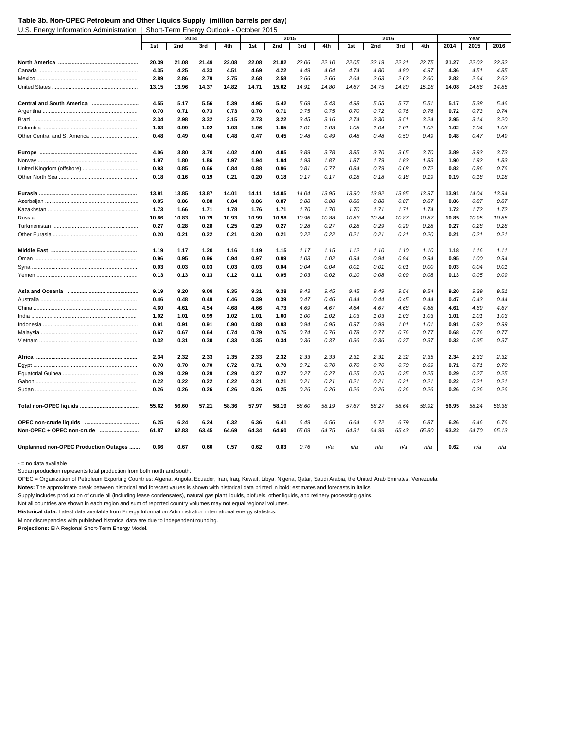**Table 3b. Non-OPEC Petroleum and Other Liquids Supply (million barrels per day)**

U.S. Energy Information Administration | Short-Term Energy Outlook - October 2015

| | 2014 | | | | 2015 | | | | 2016 | | | | Year | | |
|---|---|---|---|---|---|---|---|---|---|---|---|---|---|---|---|
| | 1st | 2nd | 3rd | 4th | 1st | 2nd | 3rd | 4th | 1st | 2nd | 3rd | 4th | 2014 | 2015 | 2016 |
| **North America** | **20.39** | **21.08** | **21.49** | **22.08** | **22.08** | **21.82** | *22.06* | *22.10* | *22.05* | *22.19* | *22.31* | *22.75* | **21.27** | *22.02* | *22.32* |
| Canada | **4.35** | **4.25** | **4.33** | **4.51** | **4.69** | **4.22** | *4.49* | *4.64* | *4.74* | *4.80* | *4.90* | *4.97* | **4.36** | *4.51* | *4.85* |
| Mexico | **2.89** | **2.86** | **2.79** | **2.75** | **2.68** | **2.58** | *2.66* | *2.66* | *2.64* | *2.63* | *2.62* | *2.60* | **2.82** | *2.64* | *2.62* |
| United States | **13.15** | **13.96** | **14.37** | **14.82** | **14.71** | **15.02** | *14.91* | *14.80* | *14.67* | *14.75* | *14.80* | *15.18* | **14.08** | *14.86* | *14.85* |
| **Central and South America** | **4.55** | **5.17** | **5.56** | **5.39** | **4.95** | **5.42** | *5.69* | *5.43* | *4.98* | *5.55* | *5.77* | *5.51* | **5.17** | *5.38* | *5.46* |
| Argentina | **0.70** | **0.71** | **0.73** | **0.73** | **0.70** | **0.71** | *0.75* | *0.75* | *0.70* | *0.72* | *0.76* | *0.76* | **0.72** | *0.73* | *0.74* |
| Brazil | **2.34** | **2.98** | **3.32** | **3.15** | **2.73** | **3.22** | *3.45* | *3.16* | *2.74* | *3.30* | *3.51* | *3.24* | **2.95** | *3.14* | *3.20* |
| Colombia | **1.03** | **0.99** | **1.02** | **1.03** | **1.06** | **1.05** | *1.01* | *1.03* | *1.05* | *1.04* | *1.01* | *1.02* | **1.02** | *1.04* | *1.03* |
| Other Central and S. America | **0.48** | **0.49** | **0.48** | **0.48** | **0.47** | **0.45** | *0.48* | *0.49* | *0.48* | *0.48* | *0.50* | *0.49* | **0.48** | *0.47* | *0.49* |
| **Europe** | **4.06** | **3.80** | **3.70** | **4.02** | **4.00** | **4.05** | *3.89* | *3.78* | *3.85* | *3.70* | *3.65* | *3.70* | **3.89** | *3.93* | *3.73* |
| Norway | **1.97** | **1.80** | **1.86** | **1.97** | **1.94** | **1.94** | *1.93* | *1.87* | *1.87* | *1.79* | *1.83* | *1.83* | **1.90** | *1.92* | *1.83* |
| United Kingdom (offshore) | **0.93** | **0.85** | **0.66** | **0.84** | **0.88** | **0.96** | *0.81* | *0.77* | *0.84* | *0.79* | *0.68* | *0.72* | **0.82** | *0.86* | *0.76* |
| Other North Sea | **0.18** | **0.16** | **0.19** | **0.21** | **0.20** | **0.18** | *0.17* | *0.17* | *0.18* | *0.18* | *0.18* | *0.19* | **0.19** | *0.18* | *0.18* |
| **Eurasia** | **13.91** | **13.85** | **13.87** | **14.01** | **14.11** | **14.05** | *14.04* | *13.95* | *13.90* | *13.92* | *13.95* | *13.97* | **13.91** | *14.04* | *13.94* |
| Azerbaijan | **0.85** | **0.86** | **0.88** | **0.84** | **0.86** | **0.87** | *0.88* | *0.88* | *0.88* | *0.88* | *0.87* | *0.87* | **0.86** | *0.87* | *0.87* |
| Kazakhstan | **1.73** | **1.66** | **1.71** | **1.78** | **1.76** | **1.71** | *1.70* | *1.70* | *1.70* | *1.71* | *1.71* | *1.74* | **1.72** | *1.72* | *1.72* |
| Russia | **10.86** | **10.83** | **10.79** | **10.93** | **10.99** | **10.98** | *10.96* | *10.88* | *10.83* | *10.84* | *10.87* | *10.87* | **10.85** | *10.95* | *10.85* |
| Turkmenistan | **0.27** | **0.28** | **0.28** | **0.25** | **0.29** | **0.27** | *0.28* | *0.27* | *0.28* | *0.29* | *0.29* | *0.28* | **0.27** | *0.28* | *0.28* |
| Other Eurasia | **0.20** | **0.21** | **0.22** | **0.21** | **0.20** | **0.21** | *0.22* | *0.22* | *0.21* | *0.21* | *0.21* | *0.20* | **0.21** | *0.21* | *0.21* |
| **Middle East** | **1.19** | **1.17** | **1.20** | **1.16** | **1.19** | **1.15** | *1.17* | *1.15* | *1.12* | *1.10* | *1.10* | *1.10* | **1.18** | *1.16* | *1.11* |
| Oman | **0.96** | **0.95** | **0.96** | **0.94** | **0.97** | **0.99** | *1.03* | *1.02* | *0.94* | *0.94* | *0.94* | *0.94* | **0.95** | *1.00* | *0.94* |
| Syria | **0.03** | **0.03** | **0.03** | **0.03** | **0.03** | **0.04** | *0.04* | *0.04* | *0.01* | *0.01* | *0.01* | *0.00* | **0.03** | *0.04* | *0.01* |
| Yemen | **0.13** | **0.13** | **0.13** | **0.12** | **0.11** | **0.05** | *0.03* | *0.02* | *0.10* | *0.08* | *0.09* | *0.08* | **0.13** | *0.05* | *0.09* |
| **Asia and Oceania** | **9.19** | **9.20** | **9.08** | **9.35** | **9.31** | **9.38** | *9.43* | *9.45* | *9.45* | *9.49* | *9.54* | *9.54* | **9.20** | *9.39* | *9.51* |
| Australia | **0.46** | **0.48** | **0.49** | **0.46** | **0.39** | **0.39** | *0.47* | *0.46* | *0.44* | *0.44* | *0.45* | *0.44* | **0.47** | *0.43* | *0.44* |
| China | **4.60** | **4.61** | **4.54** | **4.68** | **4.66** | **4.73** | *4.69* | *4.67* | *4.64* | *4.67* | *4.68* | *4.68* | **4.61** | *4.69* | *4.67* |
| India | **1.02** | **1.01** | **0.99** | **1.02** | **1.01** | **1.00** | *1.00* | *1.02* | *1.03* | *1.03* | *1.03* | *1.03* | **1.01** | *1.01* | *1.03* |
| Indonesia | **0.91** | **0.91** | **0.91** | **0.90** | **0.88** | **0.93** | *0.94* | *0.95* | *0.97* | *0.99* | *1.01* | *1.01* | **0.91** | *0.92* | *0.99* |
| Malaysia | **0.67** | **0.67** | **0.64** | **0.74** | **0.79** | **0.75** | *0.74* | *0.76* | *0.78* | *0.77* | *0.76* | *0.77* | **0.68** | *0.76* | *0.77* |
| Vietnam | **0.32** | **0.31** | **0.30** | **0.33** | **0.35** | **0.34** | *0.36* | *0.37* | *0.36* | *0.36* | *0.37* | *0.37* | **0.32** | *0.35* | *0.37* |
| **Africa** | **2.34** | **2.32** | **2.33** | **2.35** | **2.33** | **2.32** | *2.33* | *2.33* | *2.31* | *2.31* | *2.32* | *2.35* | **2.34** | *2.33* | *2.32* |
| Egypt | **0.70** | **0.70** | **0.70** | **0.72** | **0.71** | **0.70** | *0.71* | *0.70* | *0.70* | *0.70* | *0.70* | *0.69* | **0.71** | *0.71* | *0.70* |
| Equatorial Guinea | **0.29** | **0.29** | **0.29** | **0.29** | **0.27** | **0.27** | *0.27* | *0.27* | *0.25* | *0.25* | *0.25* | *0.25* | **0.29** | *0.27* | *0.25* |
| Gabon | **0.22** | **0.22** | **0.22** | **0.22** | **0.21** | **0.21** | *0.21* | *0.21* | *0.21* | *0.21* | *0.21* | *0.21* | **0.22** | *0.21* | *0.21* |
| Sudan | **0.26** | **0.26** | **0.26** | **0.26** | **0.26** | **0.25** | *0.26* | *0.26* | *0.26* | *0.26* | *0.26* | *0.26* | **0.26** | *0.26* | *0.26* |
| **Total non-OPEC liquids** | **55.62** | **56.60** | **57.21** | **58.36** | **57.97** | **58.19** | *58.60* | *58.19* | *57.67* | *58.27* | *58.64* | *58.92* | **56.95** | *58.24* | *58.38* |
| **OPEC non-crude liquids** | **6.25** | **6.24** | **6.24** | **6.32** | **6.36** | **6.41** | *6.49* | *6.56* | *6.64* | *6.72* | *6.79* | *6.87* | **6.26** | *6.46* | *6.76* |
| **Non-OPEC + OPEC non-crude** | **61.87** | **62.83** | **63.45** | **64.69** | **64.34** | **64.60** | *65.09* | *64.75* | *64.31* | *64.99* | *65.43* | *65.80* | **63.22** | *64.70* | *65.13* |
| **Unplanned non-OPEC Production Outages** | **0.66** | **0.67** | **0.60** | **0.57** | **0.62** | **0.83** | *0.76* | *n/a* | *n/a* | *n/a* | *n/a* | *n/a* | **0.62** | *n/a* | *n/a* |

- = no data available

Sudan production represents total production from both north and south.

OPEC = Organization of Petroleum Exporting Countries: Algeria, Angola, Ecuador, Iran, Iraq, Kuwait, Libya, Nigeria, Qatar, Saudi Arabia, the United Arab Emirates, Venezuela.

**Notes:** The approximate break between historical and forecast values is shown with historical data printed in bold; estimates and forecasts in italics.

Supply includes production of crude oil (including lease condensates), natural gas plant liquids, biofuels, other liquids, and refinery processing gains.

Not all countries are shown in each region and sum of reported country volumes may not equal regional volumes.

**Historical data:** Latest data available from Energy Information Administration international energy statistics.

Minor discrepancies with published historical data are due to independent rounding.

**Projections:** EIA Regional Short-Term Energy Model.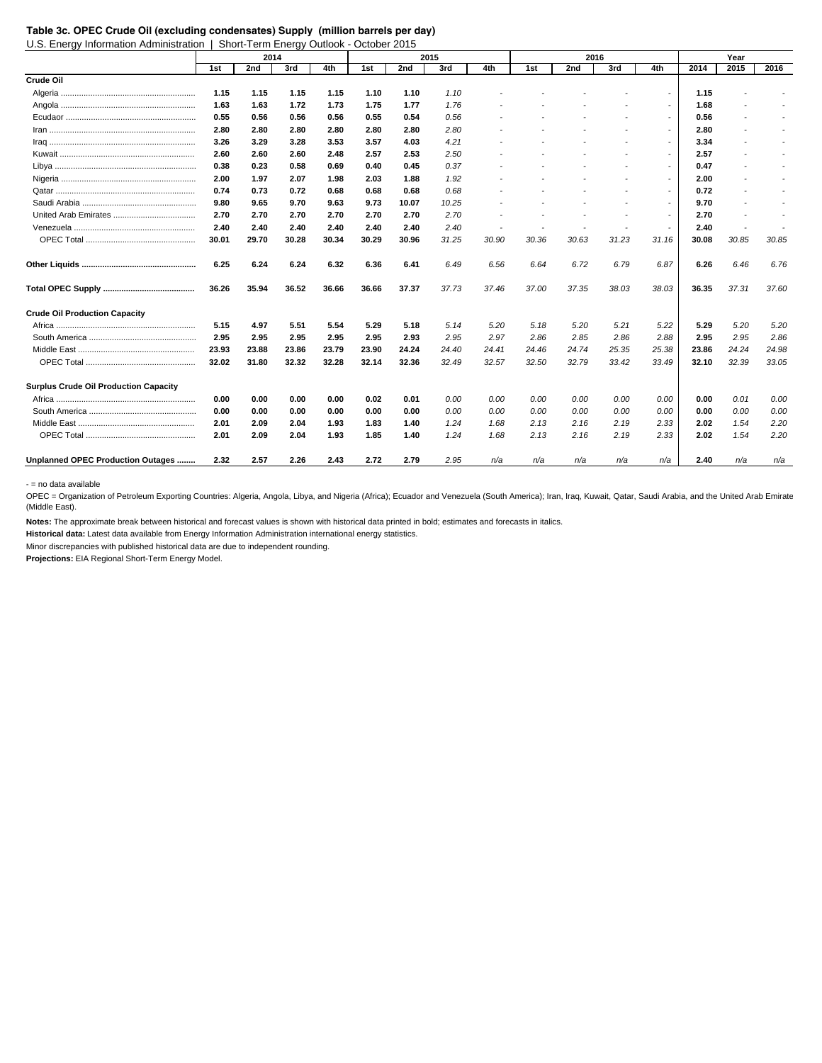**Table 3c. OPEC Crude Oil (excluding condensates) Supply (million barrels per day)**

U.S. Energy Information Administration | Short-Term Energy Outlook - October 2015

| | 2014 | | | | 2015 | | | | 2016 | | | | Year | | |
|---|---|---|---|---|---|---|---|---|---|---|---|---|---|---|---|
| | 1st | 2nd | 3rd | 4th | 1st | 2nd | 3rd | 4th | 1st | 2nd | 3rd | 4th | 2014 | 2015 | 2016 |
| **Crude Oil** | | | | | | | | | | | | | | | |
| Algeria | 1.15 | 1.15 | 1.15 | 1.15 | 1.10 | 1.10 | 1.10 | - | - | - | - | - | 1.15 | - | - |
| Angola | 1.63 | 1.63 | 1.72 | 1.73 | 1.75 | 1.77 | 1.76 | - | - | - | - | - | 1.68 | - | - |
| Ecudaor | 0.55 | 0.56 | 0.56 | 0.56 | 0.55 | 0.54 | 0.56 | - | - | - | - | - | 0.56 | - | - |
| Iran | 2.80 | 2.80 | 2.80 | 2.80 | 2.80 | 2.80 | 2.80 | - | - | - | - | - | 2.80 | - | - |
| Iraq | 3.26 | 3.29 | 3.28 | 3.53 | 3.57 | 4.03 | 4.21 | - | - | - | - | - | 3.34 | - | - |
| Kuwait | 2.60 | 2.60 | 2.60 | 2.48 | 2.57 | 2.53 | 2.50 | - | - | - | - | - | 2.57 | - | - |
| Libya | 0.38 | 0.23 | 0.58 | 0.69 | 0.40 | 0.45 | 0.37 | - | - | - | - | - | 0.47 | - | - |
| Nigeria | 2.00 | 1.97 | 2.07 | 1.98 | 2.03 | 1.88 | 1.92 | - | - | - | - | - | 2.00 | - | - |
| Qatar | 0.74 | 0.73 | 0.72 | 0.68 | 0.68 | 0.68 | 0.68 | - | - | - | - | - | 0.72 | - | - |
| Saudi Arabia | 9.80 | 9.65 | 9.70 | 9.63 | 9.73 | 10.07 | 10.25 | - | - | - | - | - | 9.70 | - | - |
| United Arab Emirates | 2.70 | 2.70 | 2.70 | 2.70 | 2.70 | 2.70 | 2.70 | - | - | - | - | - | 2.70 | - | - |
| Venezuela | 2.40 | 2.40 | 2.40 | 2.40 | 2.40 | 2.40 | 2.40 | - | - | - | - | - | 2.40 | - | - |
| OPEC Total | 30.01 | 29.70 | 30.28 | 30.34 | 30.29 | 30.96 | 31.25 | 30.90 | 30.36 | 30.63 | 31.23 | 31.16 | 30.08 | 30.85 | 30.85 |
| **Other Liquids** | 6.25 | 6.24 | 6.24 | 6.32 | 6.36 | 6.41 | 6.49 | 6.56 | 6.64 | 6.72 | 6.79 | 6.87 | 6.26 | 6.46 | 6.76 |
| **Total OPEC Supply** | 36.26 | 35.94 | 36.52 | 36.66 | 36.66 | 37.37 | 37.73 | 37.46 | 37.00 | 37.35 | 38.03 | 38.03 | 36.35 | 37.31 | 37.60 |
| **Crude Oil Production Capacity** | | | | | | | | | | | | | | | |
| Africa | 5.15 | 4.97 | 5.51 | 5.54 | 5.29 | 5.18 | 5.14 | 5.20 | 5.18 | 5.20 | 5.21 | 5.22 | 5.29 | 5.20 | 5.20 |
| South America | 2.95 | 2.95 | 2.95 | 2.95 | 2.95 | 2.93 | 2.95 | 2.97 | 2.86 | 2.85 | 2.86 | 2.88 | 2.95 | 2.95 | 2.86 |
| Middle East | 23.93 | 23.88 | 23.86 | 23.79 | 23.90 | 24.24 | 24.40 | 24.41 | 24.46 | 24.74 | 25.35 | 25.38 | 23.86 | 24.24 | 24.98 |
| OPEC Total | 32.02 | 31.80 | 32.32 | 32.28 | 32.14 | 32.36 | 32.49 | 32.57 | 32.50 | 32.79 | 33.42 | 33.49 | 32.10 | 32.39 | 33.05 |
| **Surplus Crude Oil Production Capacity** | | | | | | | | | | | | | | | |
| Africa | 0.00 | 0.00 | 0.00 | 0.00 | 0.02 | 0.01 | 0.00 | 0.00 | 0.00 | 0.00 | 0.00 | 0.00 | 0.00 | 0.01 | 0.00 |
| South America | 0.00 | 0.00 | 0.00 | 0.00 | 0.00 | 0.00 | 0.00 | 0.00 | 0.00 | 0.00 | 0.00 | 0.00 | 0.00 | 0.00 | 0.00 |
| Middle East | 2.01 | 2.09 | 2.04 | 1.93 | 1.83 | 1.40 | 1.24 | 1.68 | 2.13 | 2.16 | 2.19 | 2.33 | 2.02 | 1.54 | 2.20 |
| OPEC Total | 2.01 | 2.09 | 2.04 | 1.93 | 1.85 | 1.40 | 1.24 | 1.68 | 2.13 | 2.16 | 2.19 | 2.33 | 2.02 | 1.54 | 2.20 |
| **Unplanned OPEC Production Outages** | 2.32 | 2.57 | 2.26 | 2.43 | 2.72 | 2.79 | 2.95 | n/a | n/a | n/a | n/a | n/a | 2.40 | n/a | n/a |

\- = no data available

OPEC = Organization of Petroleum Exporting Countries: Algeria, Angola, Libya, and Nigeria (Africa); Ecuador and Venezuela (South America); Iran, Iraq, Kuwait, Qatar, Saudi Arabia, and the United Arab Emirate (Middle East).

**Notes:** The approximate break between historical and forecast values is shown with historical data printed in bold; estimates and forecasts in italics.

**Historical data:** Latest data available from Energy Information Administration international energy statistics.

Minor discrepancies with published historical data are due to independent rounding.

**Projections:** EIA Regional Short-Term Energy Model.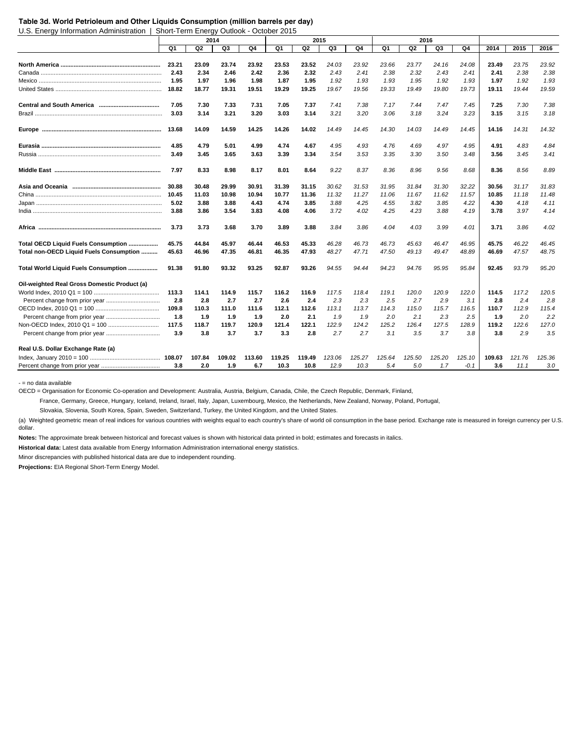**Table 3d. World Petroleum and Other Liquids Consumption (million barrels per day)**

U.S. Energy Information Administration | Short-Term Energy Outlook - October 2015

| | 2014 | | | | 2015 | | | | 2016 | | | | | | |
|---|---|---|---|---|---|---|---|---|---|---|---|---|---|---|---|
| | Q1 | Q2 | Q3 | Q4 | Q1 | Q2 | Q3 | Q4 | Q1 | Q2 | Q3 | Q4 | 2014 | 2015 | 2016 |
| **North America** | 23.21 | 23.09 | 23.74 | 23.92 | 23.53 | 23.52 | 24.03 | 23.92 | 23.66 | 23.77 | 24.16 | 24.08 | 23.49 | 23.75 | 23.92 |
| Canada | 2.43 | 2.34 | 2.46 | 2.42 | 2.36 | 2.32 | 2.43 | 2.41 | 2.38 | 2.32 | 2.43 | 2.41 | 2.41 | 2.38 | 2.38 |
| Mexico | 1.95 | 1.97 | 1.96 | 1.98 | 1.87 | 1.95 | 1.92 | 1.93 | 1.93 | 1.95 | 1.92 | 1.93 | 1.97 | 1.92 | 1.93 |
| United States | 18.82 | 18.77 | 19.31 | 19.51 | 19.29 | 19.25 | 19.67 | 19.56 | 19.33 | 19.49 | 19.80 | 19.73 | 19.11 | 19.44 | 19.59 |
| **Central and South America** | 7.05 | 7.30 | 7.33 | 7.31 | 7.05 | 7.37 | 7.41 | 7.38 | 7.17 | 7.44 | 7.47 | 7.45 | 7.25 | 7.30 | 7.38 |
| Brazil | 3.03 | 3.14 | 3.21 | 3.20 | 3.03 | 3.14 | 3.21 | 3.20 | 3.06 | 3.18 | 3.24 | 3.23 | 3.15 | 3.15 | 3.18 |
| **Europe** | 13.68 | 14.09 | 14.59 | 14.25 | 14.26 | 14.02 | 14.49 | 14.45 | 14.30 | 14.03 | 14.49 | 14.45 | 14.16 | 14.31 | 14.32 |
| **Eurasia** | 4.85 | 4.79 | 5.01 | 4.99 | 4.74 | 4.67 | 4.95 | 4.93 | 4.76 | 4.69 | 4.97 | 4.95 | 4.91 | 4.83 | 4.84 |
| Russia | 3.49 | 3.45 | 3.65 | 3.63 | 3.39 | 3.34 | 3.54 | 3.53 | 3.35 | 3.30 | 3.50 | 3.48 | 3.56 | 3.45 | 3.41 |
| **Middle East** | 7.97 | 8.33 | 8.98 | 8.17 | 8.01 | 8.64 | 9.22 | 8.37 | 8.36 | 8.96 | 9.56 | 8.68 | 8.36 | 8.56 | 8.89 |
| **Asia and Oceania** | 30.88 | 30.48 | 29.99 | 30.91 | 31.39 | 31.15 | 30.62 | 31.53 | 31.95 | 31.84 | 31.30 | 32.22 | 30.56 | 31.17 | 31.83 |
| China | 10.45 | 11.03 | 10.98 | 10.94 | 10.77 | 11.36 | 11.32 | 11.27 | 11.06 | 11.67 | 11.62 | 11.57 | 10.85 | 11.18 | 11.48 |
| Japan | 5.02 | 3.88 | 3.88 | 4.43 | 4.74 | 3.85 | 3.88 | 4.25 | 4.55 | 3.82 | 3.85 | 4.22 | 4.30 | 4.18 | 4.11 |
| India | 3.88 | 3.86 | 3.54 | 3.83 | 4.08 | 4.06 | 3.72 | 4.02 | 4.25 | 4.23 | 3.88 | 4.19 | 3.78 | 3.97 | 4.14 |
| **Africa** | 3.73 | 3.73 | 3.68 | 3.70 | 3.89 | 3.88 | 3.84 | 3.86 | 4.04 | 4.03 | 3.99 | 4.01 | 3.71 | 3.86 | 4.02 |
| **Total OECD Liquid Fuels Consumption** | 45.75 | 44.84 | 45.97 | 46.44 | 46.53 | 45.33 | 46.28 | 46.73 | 46.73 | 45.63 | 46.47 | 46.95 | 45.75 | 46.22 | 46.45 |
| **Total non-OECD Liquid Fuels Consumption** | 45.63 | 46.96 | 47.35 | 46.81 | 46.35 | 47.93 | 48.27 | 47.71 | 47.50 | 49.13 | 49.47 | 48.89 | 46.69 | 47.57 | 48.75 |
| **Total World Liquid Fuels Consumption** | 91.38 | 91.80 | 93.32 | 93.25 | 92.87 | 93.26 | 94.55 | 94.44 | 94.23 | 94.76 | 95.95 | 95.84 | 92.45 | 93.79 | 95.20 |
| **Oil-weighted Real Gross Domestic Product (a)** | | | | | | | | | | | | | | | |
| World Index, 2010 Q1 = 100 | 113.3 | 114.1 | 114.9 | 115.7 | 116.2 | 116.9 | 117.5 | 118.4 | 119.1 | 120.0 | 120.9 | 122.0 | 114.5 | 117.2 | 120.5 |
| Percent change from prior year | 2.8 | 2.8 | 2.7 | 2.7 | 2.6 | 2.4 | 2.3 | 2.3 | 2.5 | 2.7 | 2.9 | 3.1 | 2.8 | 2.4 | 2.8 |
| OECD Index, 2010 Q1 = 100 | 109.8 | 110.3 | 111.0 | 111.6 | 112.1 | 112.6 | 113.1 | 113.7 | 114.3 | 115.0 | 115.7 | 116.5 | 110.7 | 112.9 | 115.4 |
| Percent change from prior year | 1.8 | 1.9 | 1.9 | 1.9 | 2.0 | 2.1 | 1.9 | 1.9 | 2.0 | 2.1 | 2.3 | 2.5 | 1.9 | 2.0 | 2.2 |
| Non-OECD Index, 2010 Q1 = 100 | 117.5 | 118.7 | 119.7 | 120.9 | 121.4 | 122.1 | 122.9 | 124.2 | 125.2 | 126.4 | 127.5 | 128.9 | 119.2 | 122.6 | 127.0 |
| Percent change from prior year | 3.9 | 3.8 | 3.7 | 3.7 | 3.3 | 2.8 | 2.7 | 2.7 | 3.1 | 3.5 | 3.7 | 3.8 | 3.8 | 2.9 | 3.5 |
| **Real U.S. Dollar Exchange Rate (a)** | | | | | | | | | | | | | | | |
| Index, January 2010 = 100 | 108.07 | 107.84 | 109.02 | 113.60 | 119.25 | 119.49 | 123.06 | 125.27 | 125.64 | 125.50 | 125.20 | 125.10 | 109.63 | 121.76 | 125.36 |
| Percent change from prior year | 3.8 | 2.0 | 1.9 | 6.7 | 10.3 | 10.8 | 12.9 | 10.3 | 5.4 | 5.0 | 1.7 | -0.1 | 3.6 | 11.1 | 3.0 |

- = no data available

OECD = Organisation for Economic Co-operation and Development: Australia, Austria, Belgium, Canada, Chile, the Czech Republic, Denmark, Finland, France, Germany, Greece, Hungary, Iceland, Ireland, Israel, Italy, Japan, Luxembourg, Mexico, the Netherlands, New Zealand, Norway, Poland, Portugal, Slovakia, Slovenia, South Korea, Spain, Sweden, Switzerland, Turkey, the United Kingdom, and the United States.

(a) Weighted geometric mean of real indices for various countries with weights equal to each country's share of world oil consumption in the base period. Exchange rate is measured in foreign currency per U.S. dollar.

**Notes:** The approximate break between historical and forecast values is shown with historical data printed in bold; estimates and forecasts in italics.

**Historical data:** Latest data available from Energy Information Administration international energy statistics.

Minor discrepancies with published historical data are due to independent rounding.

**Projections:** EIA Regional Short-Term Energy Model.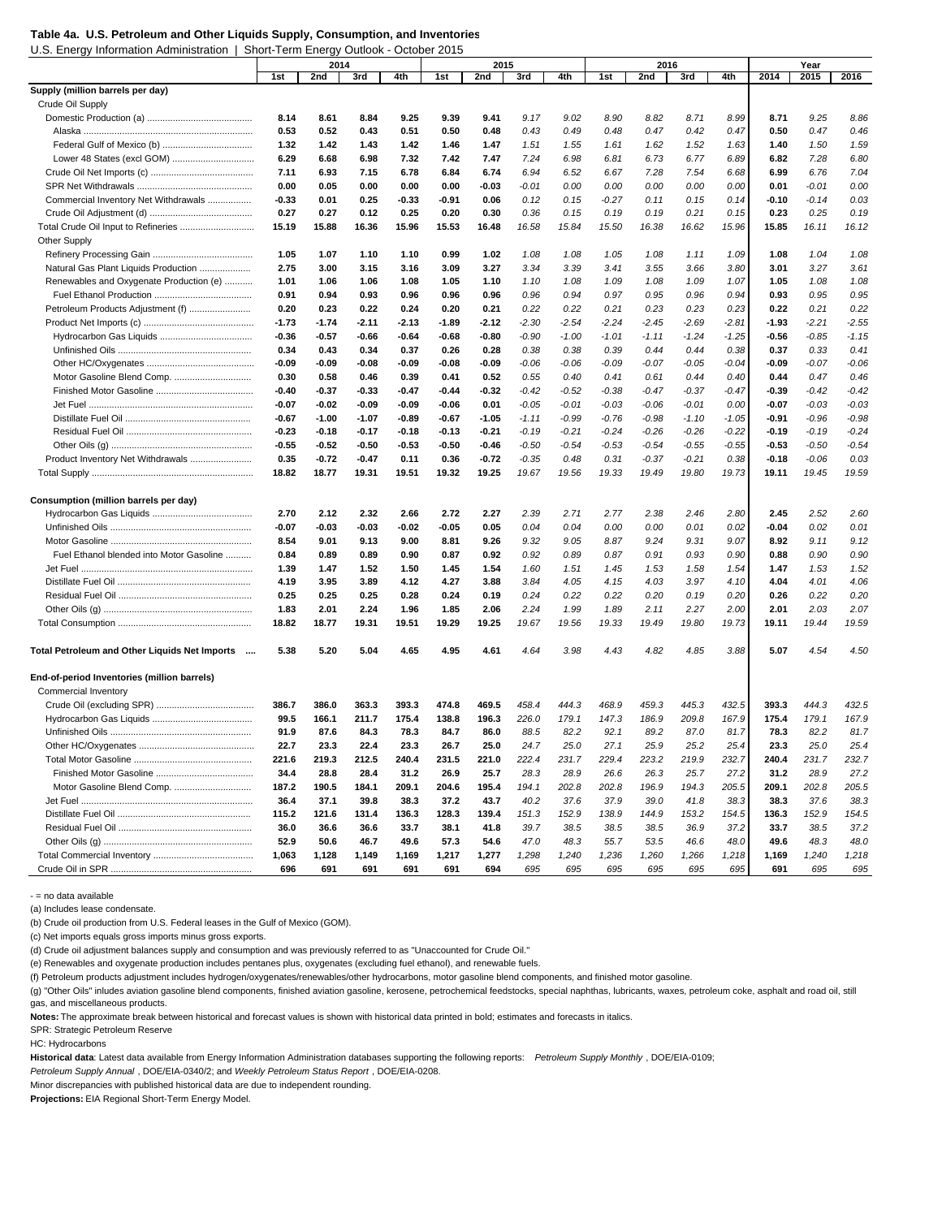**Table 4a. U.S. Petroleum and Other Liquids Supply, Consumption, and Inventories**

U.S. Energy Information Administration | Short-Term Energy Outlook - October 2015

| | 2014 | | | | 2015 | | | | 2016 | | | | Year | | |
|---|---|---|---|---|---|---|---|---|---|---|---|---|---|---|---|
| | 1st | 2nd | 3rd | 4th | 1st | 2nd | 3rd | 4th | 1st | 2nd | 3rd | 4th | 2014 | 2015 | 2016 |
| **Supply (million barrels per day)** | | | | | | | | | | | | | | | |
| Crude Oil Supply | | | | | | | | | | | | | | | |
| Domestic Production (a) | 8.14 | 8.61 | 8.84 | 9.25 | 9.39 | 9.41 | 9.17 | 9.02 | 8.90 | 8.82 | 8.71 | 8.99 | 8.71 | 9.25 | 8.86 |
| Alaska | 0.53 | 0.52 | 0.43 | 0.51 | 0.50 | 0.48 | 0.43 | 0.49 | 0.48 | 0.47 | 0.42 | 0.47 | 0.50 | 0.47 | 0.46 |
| Federal Gulf of Mexico (b) | 1.32 | 1.42 | 1.43 | 1.42 | 1.46 | 1.47 | 1.51 | 1.55 | 1.61 | 1.62 | 1.52 | 1.63 | 1.40 | 1.50 | 1.59 |
| Lower 48 States (excl GOM) | 6.29 | 6.68 | 6.98 | 7.32 | 7.42 | 7.47 | 7.24 | 6.98 | 6.81 | 6.73 | 6.77 | 6.89 | 6.82 | 7.28 | 6.80 |
| Crude Oil Net Imports (c) | 7.11 | 6.93 | 7.15 | 6.78 | 6.84 | 6.74 | 6.94 | 6.52 | 6.67 | 7.28 | 7.54 | 6.68 | 6.99 | 6.76 | 7.04 |
| SPR Net Withdrawals | 0.00 | 0.05 | 0.00 | 0.00 | 0.00 | -0.03 | -0.01 | 0.00 | 0.00 | 0.00 | 0.00 | 0.00 | 0.01 | -0.01 | 0.00 |
| Commercial Inventory Net Withdrawals | -0.33 | 0.01 | 0.25 | -0.33 | -0.91 | 0.06 | 0.12 | 0.15 | -0.27 | 0.11 | 0.15 | 0.14 | -0.10 | -0.14 | 0.03 |
| Crude Oil Adjustment (d) | 0.27 | 0.27 | 0.12 | 0.25 | 0.20 | 0.30 | 0.36 | 0.15 | 0.19 | 0.19 | 0.21 | 0.15 | 0.23 | 0.25 | 0.19 |
| Total Crude Oil Input to Refineries | 15.19 | 15.88 | 16.36 | 15.96 | 15.53 | 16.48 | 16.58 | 15.84 | 15.50 | 16.38 | 16.62 | 15.96 | 15.85 | 16.11 | 16.12 |
| Other Supply | | | | | | | | | | | | | | | |
| Refinery Processing Gain | 1.05 | 1.07 | 1.10 | 1.10 | 0.99 | 1.02 | 1.08 | 1.08 | 1.05 | 1.08 | 1.11 | 1.09 | 1.08 | 1.04 | 1.08 |
| Natural Gas Plant Liquids Production | 2.75 | 3.00 | 3.15 | 3.16 | 3.09 | 3.27 | 3.34 | 3.39 | 3.41 | 3.55 | 3.66 | 3.80 | 3.01 | 3.27 | 3.61 |
| Renewables and Oxygenate Production (e) | 1.01 | 1.06 | 1.06 | 1.08 | 1.05 | 1.10 | 1.10 | 1.08 | 1.09 | 1.08 | 1.09 | 1.07 | 1.05 | 1.08 | 1.08 |
| Fuel Ethanol Production | 0.91 | 0.94 | 0.93 | 0.96 | 0.96 | 0.96 | 0.96 | 0.94 | 0.97 | 0.95 | 0.96 | 0.94 | 0.93 | 0.95 | 0.95 |
| Petroleum Products Adjustment (f) | 0.20 | 0.23 | 0.22 | 0.24 | 0.20 | 0.21 | 0.22 | 0.22 | 0.21 | 0.23 | 0.23 | 0.23 | 0.22 | 0.21 | 0.22 |
| Product Net Imports (c) | -1.73 | -1.74 | -2.11 | -2.13 | -1.89 | -2.12 | -2.30 | -2.54 | -2.24 | -2.45 | -2.69 | -2.81 | -1.93 | -2.21 | -2.55 |
| Hydrocarbon Gas Liquids | -0.36 | -0.57 | -0.66 | -0.64 | -0.68 | -0.80 | -0.90 | -1.00 | -1.01 | -1.11 | -1.24 | -1.25 | -0.56 | -0.85 | -1.15 |
| Unfinished Oils | 0.34 | 0.43 | 0.34 | 0.37 | 0.26 | 0.28 | 0.38 | 0.38 | 0.39 | 0.44 | 0.44 | 0.38 | 0.37 | 0.33 | 0.41 |
| Other HC/Oxygenates | -0.09 | -0.09 | -0.08 | -0.09 | -0.08 | -0.09 | -0.06 | -0.06 | -0.09 | -0.07 | -0.05 | -0.04 | -0.09 | -0.07 | -0.06 |
| Motor Gasoline Blend Comp. | 0.30 | 0.58 | 0.46 | 0.39 | 0.41 | 0.52 | 0.55 | 0.40 | 0.41 | 0.61 | 0.44 | 0.40 | 0.44 | 0.47 | 0.46 |
| Finished Motor Gasoline | -0.40 | -0.37 | -0.33 | -0.47 | -0.44 | -0.32 | -0.42 | -0.52 | -0.38 | -0.47 | -0.37 | -0.47 | -0.39 | -0.42 | -0.42 |
| Jet Fuel | -0.07 | -0.02 | -0.09 | -0.09 | -0.06 | 0.01 | -0.05 | -0.01 | -0.03 | -0.06 | -0.01 | 0.00 | -0.07 | -0.03 | -0.03 |
| Distillate Fuel Oil | -0.67 | -1.00 | -1.07 | -0.89 | -0.67 | -1.05 | -1.11 | -0.99 | -0.76 | -0.98 | -1.10 | -1.05 | -0.91 | -0.96 | -0.98 |
| Residual Fuel Oil | -0.23 | -0.18 | -0.17 | -0.18 | -0.13 | -0.21 | -0.19 | -0.21 | -0.24 | -0.26 | -0.26 | -0.22 | -0.19 | -0.19 | -0.24 |
| Other Oils (g) | -0.55 | -0.52 | -0.50 | -0.53 | -0.50 | -0.46 | -0.50 | -0.54 | -0.53 | -0.54 | -0.55 | -0.55 | -0.53 | -0.50 | -0.54 |
| Product Inventory Net Withdrawals | 0.35 | -0.72 | -0.47 | 0.11 | 0.36 | -0.72 | -0.35 | 0.48 | 0.31 | -0.37 | -0.21 | 0.38 | -0.18 | -0.06 | 0.03 |
| Total Supply | 18.82 | 18.77 | 19.31 | 19.51 | 19.32 | 19.25 | 19.67 | 19.56 | 19.33 | 19.49 | 19.80 | 19.73 | 19.11 | 19.45 | 19.59 |
| **Consumption (million barrels per day)** | | | | | | | | | | | | | | | |
| Hydrocarbon Gas Liquids | 2.70 | 2.12 | 2.32 | 2.66 | 2.72 | 2.27 | 2.39 | 2.71 | 2.77 | 2.38 | 2.46 | 2.80 | 2.45 | 2.52 | 2.60 |
| Unfinished Oils | -0.07 | -0.03 | -0.03 | -0.02 | -0.05 | 0.05 | 0.04 | 0.04 | 0.00 | 0.00 | 0.01 | 0.02 | -0.04 | 0.02 | 0.01 |
| Motor Gasoline | 8.54 | 9.01 | 9.13 | 9.00 | 8.81 | 9.26 | 9.32 | 9.05 | 8.87 | 9.24 | 9.31 | 9.07 | 8.92 | 9.11 | 9.12 |
| Fuel Ethanol blended into Motor Gasoline | 0.84 | 0.89 | 0.89 | 0.90 | 0.87 | 0.92 | 0.92 | 0.89 | 0.87 | 0.91 | 0.93 | 0.90 | 0.88 | 0.90 | 0.90 |
| Jet Fuel | 1.39 | 1.47 | 1.52 | 1.50 | 1.45 | 1.54 | 1.60 | 1.51 | 1.45 | 1.53 | 1.58 | 1.54 | 1.47 | 1.53 | 1.52 |
| Distillate Fuel Oil | 4.19 | 3.95 | 3.89 | 4.12 | 4.27 | 3.88 | 3.84 | 4.05 | 4.15 | 4.03 | 3.97 | 4.10 | 4.04 | 4.01 | 4.06 |
| Residual Fuel Oil | 0.25 | 0.25 | 0.25 | 0.28 | 0.24 | 0.19 | 0.24 | 0.22 | 0.22 | 0.20 | 0.19 | 0.20 | 0.26 | 0.22 | 0.20 |
| Other Oils (g) | 1.83 | 2.01 | 2.24 | 1.96 | 1.85 | 2.06 | 2.24 | 1.99 | 1.89 | 2.11 | 2.27 | 2.00 | 2.01 | 2.03 | 2.07 |
| Total Consumption | 18.82 | 18.77 | 19.31 | 19.51 | 19.29 | 19.25 | 19.67 | 19.56 | 19.33 | 19.49 | 19.80 | 19.73 | 19.11 | 19.44 | 19.59 |
| **Total Petroleum and Other Liquids Net Imports** | 5.38 | 5.20 | 5.04 | 4.65 | 4.95 | 4.61 | 4.64 | 3.98 | 4.43 | 4.82 | 4.85 | 3.88 | 5.07 | 4.54 | 4.50 |
| **End-of-period Inventories (million barrels)** | | | | | | | | | | | | | | | |
| Commercial Inventory | | | | | | | | | | | | | | | |
| Crude Oil (excluding SPR) | 386.7 | 386.0 | 363.3 | 393.3 | 474.8 | 469.5 | 458.4 | 444.3 | 468.9 | 459.3 | 445.3 | 432.5 | 393.3 | 444.3 | 432.5 |
| Hydrocarbon Gas Liquids | 99.5 | 166.1 | 211.7 | 175.4 | 138.8 | 196.3 | 226.0 | 179.1 | 147.3 | 186.9 | 209.8 | 167.9 | 175.4 | 179.1 | 167.9 |
| Unfinished Oils | 91.9 | 87.6 | 84.3 | 78.3 | 84.7 | 86.0 | 88.5 | 82.2 | 92.1 | 89.2 | 87.0 | 81.7 | 78.3 | 82.2 | 81.7 |
| Other HC/Oxygenates | 22.7 | 23.3 | 22.4 | 23.3 | 26.7 | 25.0 | 24.7 | 25.0 | 27.1 | 25.9 | 25.2 | 25.4 | 23.3 | 25.0 | 25.4 |
| Total Motor Gasoline | 221.6 | 219.3 | 212.5 | 240.4 | 231.5 | 221.0 | 222.4 | 231.7 | 229.4 | 223.2 | 219.9 | 232.7 | 240.4 | 231.7 | 232.7 |
| Finished Motor Gasoline | 34.4 | 28.8 | 28.4 | 31.2 | 26.9 | 25.7 | 28.3 | 28.9 | 26.6 | 26.3 | 25.7 | 27.2 | 31.2 | 28.9 | 27.2 |
| Motor Gasoline Blend Comp. | 187.2 | 190.5 | 184.1 | 209.1 | 204.6 | 195.4 | 194.1 | 202.8 | 202.8 | 196.9 | 194.3 | 205.5 | 209.1 | 202.8 | 205.5 |
| Jet Fuel | 36.4 | 37.1 | 39.8 | 38.3 | 37.2 | 43.7 | 40.2 | 37.6 | 37.9 | 39.0 | 41.8 | 38.3 | 38.3 | 37.6 | 38.3 |
| Distillate Fuel Oil | 115.2 | 121.6 | 131.4 | 136.3 | 128.3 | 139.4 | 151.3 | 152.9 | 138.9 | 144.9 | 153.2 | 154.5 | 136.3 | 152.9 | 154.5 |
| Residual Fuel Oil | 36.0 | 36.6 | 36.6 | 33.7 | 38.1 | 41.8 | 39.7 | 38.5 | 38.5 | 38.5 | 36.9 | 37.2 | 33.7 | 38.5 | 37.2 |
| Other Oils (g) | 52.9 | 50.6 | 46.7 | 49.6 | 57.3 | 54.6 | 47.0 | 48.3 | 55.7 | 53.5 | 46.6 | 48.0 | 49.6 | 48.3 | 48.0 |
| Total Commercial Inventory | 1,063 | 1,128 | 1,149 | 1,169 | 1,217 | 1,277 | 1,298 | 1,240 | 1,236 | 1,260 | 1,266 | 1,218 | 1,169 | 1,240 | 1,218 |
| Crude Oil in SPR | 696 | 691 | 691 | 691 | 691 | 694 | 695 | 695 | 695 | 695 | 695 | 695 | 691 | 695 | 695 |

\- = no data available

(a) Includes lease condensate.

(b) Crude oil production from U.S. Federal leases in the Gulf of Mexico (GOM).

(c) Net imports equals gross imports minus gross exports.

(d) Crude oil adjustment balances supply and consumption and was previously referred to as "Unaccounted for Crude Oil."

(e) Renewables and oxygenate production includes pentanes plus, oxygenates (excluding fuel ethanol), and renewable fuels.

(f) Petroleum products adjustment includes hydrogen/oxygenates/renewables/other hydrocarbons, motor gasoline blend components, and finished motor gasoline.

(g) "Other Oils" inludes aviation gasoline blend components, finished aviation gasoline, kerosene, petrochemical feedstocks, special naphthas, lubricants, waxes, petroleum coke, asphalt and road oil, still gas, and miscellaneous products.

**Notes:** The approximate break between historical and forecast values is shown with historical data printed in bold; estimates and forecasts in italics.

SPR: Strategic Petroleum Reserve

HC: Hydrocarbons

**Historical data**: Latest data available from Energy Information Administration databases supporting the following reports: *Petroleum Supply Monthly* , DOE/EIA-0109; *Petroleum Supply Annual* , DOE/EIA-0340/2; and *Weekly Petroleum Status Report* , DOE/EIA-0208.

Minor discrepancies with published historical data are due to independent rounding.

**Projections:** EIA Regional Short-Term Energy Model.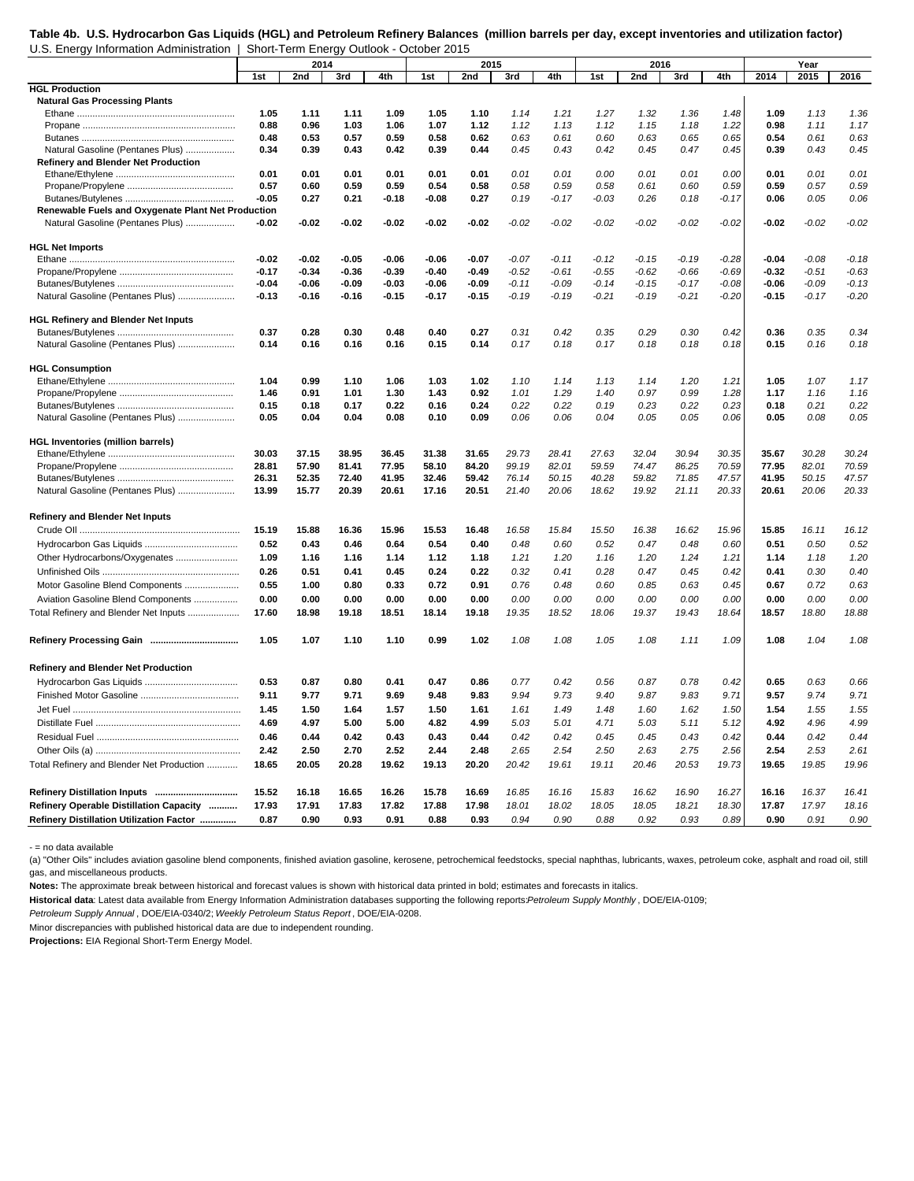**Table 4b. U.S. Hydrocarbon Gas Liquids (HGL) and Petroleum Refinery Balances (million barrels per day, except inventories and utilization factor)**

U.S. Energy Information Administration | Short-Term Energy Outlook - October 2015

| | 2014 | | | | 2015 | | | | 2016 | | | | Year | | |
|---|---|---|---|---|---|---|---|---|---|---|---|---|---|---|---|
| | 1st | 2nd | 3rd | 4th | 1st | 2nd | 3rd | 4th | 1st | 2nd | 3rd | 4th | 2014 | 2015 | 2016 |
| **HGL Production** | | | | | | | | | | | | | | | |
| **Natural Gas Processing Plants** | | | | | | | | | | | | | | | |
| Ethane | **1.05** | **1.11** | **1.11** | **1.09** | **1.05** | **1.10** | *1.14* | *1.21* | *1.27* | *1.32* | *1.36* | *1.48* | **1.09** | *1.13* | *1.36* |
| Propane | **0.88** | **0.96** | **1.03** | **1.06** | **1.07** | **1.12** | *1.12* | *1.13* | *1.12* | *1.15* | *1.18* | *1.22* | **0.98** | *1.11* | *1.17* |
| Butanes | **0.48** | **0.53** | **0.57** | **0.59** | **0.58** | **0.62** | *0.63* | *0.61* | *0.60* | *0.63* | *0.65* | *0.65* | **0.54** | *0.61* | *0.63* |
| Natural Gasoline (Pentanes Plus) | **0.34** | **0.39** | **0.43** | **0.42** | **0.39** | **0.44** | *0.45* | *0.43* | *0.42* | *0.45* | *0.47* | *0.45* | **0.39** | *0.43* | *0.45* |
| **Refinery and Blender Net Production** | | | | | | | | | | | | | | | |
| Ethane/Ethylene | **0.01** | **0.01** | **0.01** | **0.01** | **0.01** | **0.01** | *0.01* | *0.01* | *0.00* | *0.01* | *0.01* | *0.00* | **0.01** | *0.01* | *0.01* |
| Propane/Propylene | **0.57** | **0.60** | **0.59** | **0.59** | **0.54** | **0.58** | *0.58* | *0.59* | *0.58* | *0.61* | *0.60* | *0.59* | **0.59** | *0.57* | *0.59* |
| Butanes/Butylenes | **-0.05** | **0.27** | **0.21** | **-0.18** | **-0.08** | **0.27** | *0.19* | *-0.17* | *-0.03* | *0.26* | *0.18* | *-0.17* | **0.06** | *0.05* | *0.06* |
| **Renewable Fuels and Oxygenate Plant Net Production** | | | | | | | | | | | | | | | |
| Natural Gasoline (Pentanes Plus) | **-0.02** | **-0.02** | **-0.02** | **-0.02** | **-0.02** | **-0.02** | *-0.02* | *-0.02* | *-0.02* | *-0.02* | *-0.02* | *-0.02* | **-0.02** | *-0.02* | *-0.02* |
| **HGL Net Imports** | | | | | | | | | | | | | | | |
| Ethane | **-0.02** | **-0.02** | **-0.05** | **-0.06** | **-0.06** | **-0.07** | *-0.07* | *-0.11* | *-0.12* | *-0.15* | *-0.19* | *-0.28* | **-0.04** | *-0.08* | *-0.18* |
| Propane/Propylene | **-0.17** | **-0.34** | **-0.36** | **-0.39** | **-0.40** | **-0.49** | *-0.52* | *-0.61* | *-0.55* | *-0.62* | *-0.66* | *-0.69* | **-0.32** | *-0.51* | *-0.63* |
| Butanes/Butylenes | **-0.04** | **-0.06** | **-0.09** | **-0.03** | **-0.06** | **-0.09** | *-0.11* | *-0.09* | *-0.14* | *-0.15* | *-0.17* | *-0.08* | **-0.06** | *-0.09* | *-0.13* |
| Natural Gasoline (Pentanes Plus) | **-0.13** | **-0.16** | **-0.16** | **-0.15** | **-0.17** | **-0.15** | *-0.19* | *-0.19* | *-0.21* | *-0.19* | *-0.21* | *-0.20* | **-0.15** | *-0.17* | *-0.20* |
| **HGL Refinery and Blender Net Inputs** | | | | | | | | | | | | | | | |
| Butanes/Butylenes | **0.37** | **0.28** | **0.30** | **0.48** | **0.40** | **0.27** | *0.31* | *0.42* | *0.35* | *0.29* | *0.30* | *0.42* | **0.36** | *0.35* | *0.34* |
| Natural Gasoline (Pentanes Plus) | **0.14** | **0.16** | **0.16** | **0.16** | **0.15** | **0.14** | *0.17* | *0.18* | *0.17* | *0.18* | *0.18* | *0.18* | **0.15** | *0.16* | *0.18* |
| **HGL Consumption** | | | | | | | | | | | | | | | |
| Ethane/Ethylene | **1.04** | **0.99** | **1.10** | **1.06** | **1.03** | **1.02** | *1.10* | *1.14* | *1.13* | *1.14* | *1.20* | *1.21* | **1.05** | *1.07* | *1.17* |
| Propane/Propylene | **1.46** | **0.91** | **1.01** | **1.30** | **1.43** | **0.92** | *1.01* | *1.29* | *1.40* | *0.97* | *0.99* | *1.28* | **1.17** | *1.16* | *1.16* |
| Butanes/Butylenes | **0.15** | **0.18** | **0.17** | **0.22** | **0.16** | **0.24** | *0.22* | *0.22* | *0.19* | *0.23* | *0.22* | *0.23* | **0.18** | *0.21* | *0.22* |
| Natural Gasoline (Pentanes Plus) | **0.05** | **0.04** | **0.04** | **0.08** | **0.10** | **0.09** | *0.06* | *0.06* | *0.04* | *0.05* | *0.05* | *0.06* | **0.05** | *0.08* | *0.05* |
| **HGL Inventories (million barrels)** | | | | | | | | | | | | | | | |
| Ethane/Ethylene | **30.03** | **37.15** | **38.95** | **36.45** | **31.38** | **31.65** | *29.73* | *28.41* | *27.63* | *32.04* | *30.94* | *30.35* | **35.67** | *30.28* | *30.24* |
| Propane/Propylene | **28.81** | **57.90** | **81.41** | **77.95** | **58.10** | **84.20** | *99.19* | *82.01* | *59.59* | *74.47* | *86.25* | *70.59* | **77.95** | *82.01* | *70.59* |
| Butanes/Butylenes | **26.31** | **52.35** | **72.40** | **41.95** | **32.46** | **59.42** | *76.14* | *50.15* | *40.28* | *59.82* | *71.85* | *47.57* | **41.95** | *50.15* | *47.57* |
| Natural Gasoline (Pentanes Plus) | **13.99** | **15.77** | **20.39** | **20.61** | **17.16** | **20.51** | *21.40* | *20.06* | *18.62* | *19.92* | *21.11* | *20.33* | **20.61** | *20.06* | *20.33* |
| **Refinery and Blender Net Inputs** | | | | | | | | | | | | | | | |
| Crude OIl | **15.19** | **15.88** | **16.36** | **15.96** | **15.53** | **16.48** | *16.58* | *15.84* | *15.50* | *16.38* | *16.62* | *15.96* | **15.85** | *16.11* | *16.12* |
| Hydrocarbon Gas Liquids | **0.52** | **0.43** | **0.46** | **0.64** | **0.54** | **0.40** | *0.48* | *0.60* | *0.52* | *0.47* | *0.48* | *0.60* | **0.51** | *0.50* | *0.52* |
| Other Hydrocarbons/Oxygenates | **1.09** | **1.16** | **1.16** | **1.14** | **1.12** | **1.18** | *1.21* | *1.20* | *1.16* | *1.20* | *1.24* | *1.21* | **1.14** | *1.18* | *1.20* |
| Unfinished Oils | **0.26** | **0.51** | **0.41** | **0.45** | **0.24** | **0.22** | *0.32* | *0.41* | *0.28* | *0.47* | *0.45* | *0.42* | **0.41** | *0.30* | *0.40* |
| Motor Gasoline Blend Components | **0.55** | **1.00** | **0.80** | **0.33** | **0.72** | **0.91** | *0.76* | *0.48* | *0.60* | *0.85* | *0.63* | *0.45* | **0.67** | *0.72* | *0.63* |
| Aviation Gasoline Blend Components | **0.00** | **0.00** | **0.00** | **0.00** | **0.00** | **0.00** | *0.00* | *0.00* | *0.00* | *0.00* | *0.00* | *0.00* | **0.00** | *0.00* | *0.00* |
| Total Refinery and Blender Net Inputs | **17.60** | **18.98** | **19.18** | **18.51** | **18.14** | **19.18** | *19.35* | *18.52* | *18.06* | *19.37* | *19.43* | *18.64* | **18.57** | *18.80* | *18.88* |
| **Refinery Processing Gain** | **1.05** | **1.07** | **1.10** | **1.10** | **0.99** | **1.02** | *1.08* | *1.08* | *1.05* | *1.08* | *1.11* | *1.09* | **1.08** | *1.04* | *1.08* |
| **Refinery and Blender Net Production** | | | | | | | | | | | | | | | |
| Hydrocarbon Gas Liquids | **0.53** | **0.87** | **0.80** | **0.41** | **0.47** | **0.86** | *0.77* | *0.42* | *0.56* | *0.87* | *0.78* | *0.42* | **0.65** | *0.63* | *0.66* |
| Finished Motor Gasoline | **9.11** | **9.77** | **9.71** | **9.69** | **9.48** | **9.83** | *9.94* | *9.73* | *9.40* | *9.87* | *9.83* | *9.71* | **9.57** | *9.74* | *9.71* |
| Jet Fuel | **1.45** | **1.50** | **1.64** | **1.57** | **1.50** | **1.61** | *1.61* | *1.49* | *1.48* | *1.60* | *1.62* | *1.50* | **1.54** | *1.55* | *1.55* |
| Distillate Fuel | **4.69** | **4.97** | **5.00** | **5.00** | **4.82** | **4.99** | *5.03* | *5.01* | *4.71* | *5.03* | *5.11* | *5.12* | **4.92** | *4.96* | *4.99* |
| Residual Fuel | **0.46** | **0.44** | **0.42** | **0.43** | **0.43** | **0.44** | *0.42* | *0.42* | *0.45* | *0.45* | *0.43* | *0.42* | **0.44** | *0.42* | *0.44* |
| Other Oils (a) | **2.42** | **2.50** | **2.70** | **2.52** | **2.44** | **2.48** | *2.65* | *2.54* | *2.50* | *2.63* | *2.75* | *2.56* | **2.54** | *2.53* | *2.61* |
| Total Refinery and Blender Net Production | **18.65** | **20.05** | **20.28** | **19.62** | **19.13** | **20.20** | *20.42* | *19.61* | *19.11* | *20.46* | *20.53* | *19.73* | **19.65** | *19.85* | *19.96* |
| **Refinery Distillation Inputs** | **15.52** | **16.18** | **16.65** | **16.26** | **15.78** | **16.69** | *16.85* | *16.16* | *15.83* | *16.62* | *16.90* | *16.27* | **16.16** | *16.37* | *16.41* |
| **Refinery Operable Distillation Capacity** | **17.93** | **17.91** | **17.83** | **17.82** | **17.88** | **17.98** | *18.01* | *18.02* | *18.05* | *18.05* | *18.21* | *18.30* | **17.87** | *17.97* | *18.16* |
| **Refinery Distillation Utilization Factor** | **0.87** | **0.90** | **0.93** | **0.91** | **0.88** | **0.93** | *0.94* | *0.90* | *0.88* | *0.92* | *0.93* | *0.89* | **0.90** | *0.91* | *0.90* |

- = no data available

(a) "Other Oils" includes aviation gasoline blend components, finished aviation gasoline, kerosene, petrochemical feedstocks, special naphthas, lubricants, waxes, petroleum coke, asphalt and road oil, still gas, and miscellaneous products.

**Notes:** The approximate break between historical and forecast values is shown with historical data printed in bold; estimates and forecasts in italics.

**Historical data**: Latest data available from Energy Information Administration databases supporting the following reports: *Petroleum Supply Monthly*, DOE/EIA-0109; *Petroleum Supply Annual*, DOE/EIA-0340/2; *Weekly Petroleum Status Report*, DOE/EIA-0208.

Minor discrepancies with published historical data are due to independent rounding.

**Projections:** EIA Regional Short-Term Energy Model.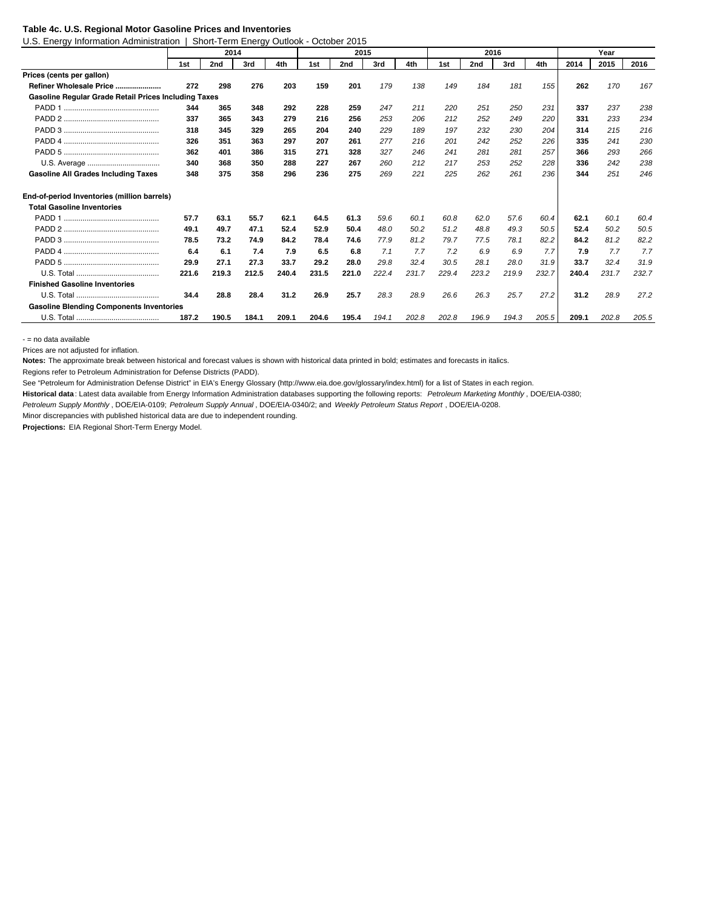**Table 4c. U.S. Regional Motor Gasoline Prices and Inventories**

U.S. Energy Information Administration | Short-Term Energy Outlook - October 2015

| | 2014 | | | | 2015 | | | | 2016 | | | | Year | | |
|---|---|---|---|---|---|---|---|---|---|---|---|---|---|---|---|
| | 1st | 2nd | 3rd | 4th | 1st | 2nd | 3rd | 4th | 1st | 2nd | 3rd | 4th | 2014 | 2015 | 2016 |
| **Prices (cents per gallon)** | | | | | | | | | | | | | | | |
| **Refiner Wholesale Price** | **272** | **298** | **276** | **203** | **159** | **201** | *179* | *138* | *149* | *184* | *181* | *155* | **262** | *170* | *167* |
| **Gasoline Regular Grade Retail Prices Including Taxes** | | | | | | | | | | | | | | | |
| PADD 1 | **344** | **365** | **348** | **292** | **228** | **259** | *247* | *211* | *220* | *251* | *250* | *231* | **337** | *237* | *238* |
| PADD 2 | **337** | **365** | **343** | **279** | **216** | **256** | *253* | *206* | *212* | *252* | *249* | *220* | **331** | *233* | *234* |
| PADD 3 | **318** | **345** | **329** | **265** | **204** | **240** | *229* | *189* | *197* | *232* | *230* | *204* | **314** | *215* | *216* |
| PADD 4 | **326** | **351** | **363** | **297** | **207** | **261** | *277* | *216* | *201* | *242* | *252* | *226* | **335** | *241* | *230* |
| PADD 5 | **362** | **401** | **386** | **315** | **271** | **328** | *327* | *246* | *241* | *281* | *281* | *257* | **366** | *293* | *266* |
| U.S. Average | **340** | **368** | **350** | **288** | **227** | **267** | *260* | *212* | *217* | *253* | *252* | *228* | **336** | *242* | *238* |
| **Gasoline All Grades Including Taxes** | **348** | **375** | **358** | **296** | **236** | **275** | *269* | *221* | *225* | *262* | *261* | *236* | **344** | *251* | *246* |
| **End-of-period Inventories (million barrels)** | | | | | | | | | | | | | | | |
| **Total Gasoline Inventories** | | | | | | | | | | | | | | | |
| PADD 1 | **57.7** | **63.1** | **55.7** | **62.1** | **64.5** | **61.3** | *59.6* | *60.1* | *60.8* | *62.0* | *57.6* | *60.4* | **62.1** | *60.1* | *60.4* |
| PADD 2 | **49.1** | **49.7** | **47.1** | **52.4** | **52.9** | **50.4** | *48.0* | *50.2* | *51.2* | *48.8* | *49.3* | *50.5* | **52.4** | *50.2* | *50.5* |
| PADD 3 | **78.5** | **73.2** | **74.9** | **84.2** | **78.4** | **74.6** | *77.9* | *81.2* | *79.7* | *77.5* | *78.1* | *82.2* | **84.2** | *81.2* | *82.2* |
| PADD 4 | **6.4** | **6.1** | **7.4** | **7.9** | **6.5** | **6.8** | *7.1* | *7.7* | *7.2* | *6.9* | *6.9* | *7.7* | **7.9** | *7.7* | *7.7* |
| PADD 5 | **29.9** | **27.1** | **27.3** | **33.7** | **29.2** | **28.0** | *29.8* | *32.4* | *30.5* | *28.1* | *28.0* | *31.9* | **33.7** | *32.4* | *31.9* |
| U.S. Total | **221.6** | **219.3** | **212.5** | **240.4** | **231.5** | **221.0** | *222.4* | *231.7* | *229.4* | *223.2* | *219.9* | *232.7* | **240.4** | *231.7* | *232.7* |
| **Finished Gasoline Inventories** | | | | | | | | | | | | | | | |
| U.S. Total | **34.4** | **28.8** | **28.4** | **31.2** | **26.9** | **25.7** | *28.3* | *28.9* | *26.6* | *26.3* | *25.7* | *27.2* | **31.2** | *28.9* | *27.2* |
| **Gasoline Blending Components Inventories** | | | | | | | | | | | | | | | |
| U.S. Total | **187.2** | **190.5** | **184.1** | **209.1** | **204.6** | **195.4** | *194.1* | *202.8* | *202.8* | *196.9* | *194.3* | *205.5* | **209.1** | *202.8* | *205.5* |

- = no data available

Prices are not adjusted for inflation.

**Notes:** The approximate break between historical and forecast values is shown with historical data printed in bold; estimates and forecasts in italics.

Regions refer to Petroleum Administration for Defense Districts (PADD).

See "Petroleum for Administration Defense District" in EIA's Energy Glossary (http://www.eia.doe.gov/glossary/index.html) for a list of States in each region.

**Historical data**: Latest data available from Energy Information Administration databases supporting the following reports: *Petroleum Marketing Monthly*, DOE/EIA-0380; *Petroleum Supply Monthly*, DOE/EIA-0109; *Petroleum Supply Annual*, DOE/EIA-0340/2; and *Weekly Petroleum Status Report*, DOE/EIA-0208.

Minor discrepancies with published historical data are due to independent rounding.

**Projections:** EIA Regional Short-Term Energy Model.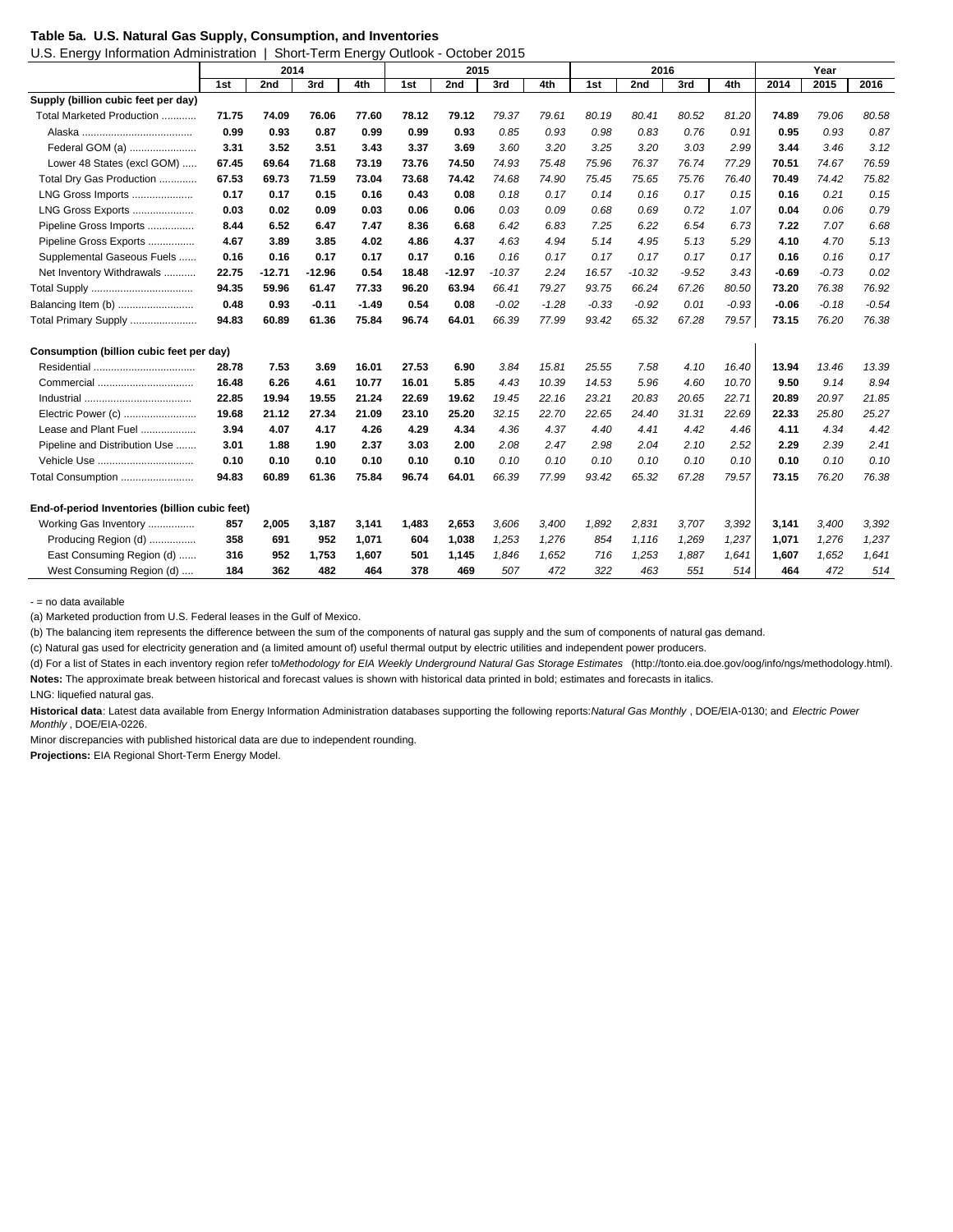**Table 5a. U.S. Natural Gas Supply, Consumption, and Inventories**

U.S. Energy Information Administration | Short-Term Energy Outlook - October 2015

| | 2014 | | | | 2015 | | | | 2016 | | | | Year | | |
|---|---|---|---|---|---|---|---|---|---|---|---|---|---|---|---|
| | 1st | 2nd | 3rd | 4th | 1st | 2nd | 3rd | 4th | 1st | 2nd | 3rd | 4th | 2014 | 2015 | 2016 |
| **Supply (billion cubic feet per day)** | | | | | | | | | | | | | | | |
| Total Marketed Production ............ | **71.75** | **74.09** | **76.06** | **77.60** | **78.12** | **79.12** | *79.37* | *79.61* | *80.19* | *80.41* | *80.52* | *81.20* | **74.89** | *79.06* | *80.58* |
| Alaska ...................................... | **0.99** | **0.93** | **0.87** | **0.99** | **0.99** | **0.93** | *0.85* | *0.93* | *0.98* | *0.83* | *0.76* | *0.91* | **0.95** | *0.93* | *0.87* |
| Federal GOM (a) ........................ | **3.31** | **3.52** | **3.51** | **3.43** | **3.37** | **3.69** | *3.60* | *3.20* | *3.25* | *3.20* | *3.03* | *2.99* | **3.44** | *3.46* | *3.12* |
| Lower 48 States (excl GOM) ..... | **67.45** | **69.64** | **71.68** | **73.19** | **73.76** | **74.50** | *74.93* | *75.48* | *75.96* | *76.37* | *76.74* | *77.29* | **70.51** | *74.67* | *76.59* |
| Total Dry Gas Production ............. | **67.53** | **69.73** | **71.59** | **73.04** | **73.68** | **74.42** | *74.68* | *74.90* | *75.45* | *75.65* | *75.76* | *76.40* | **70.49** | *74.42* | *75.82* |
| LNG Gross Imports ...................... | **0.17** | **0.17** | **0.15** | **0.16** | **0.43** | **0.08** | *0.18* | *0.17* | *0.14* | *0.16* | *0.17* | *0.15* | **0.16** | *0.21* | *0.15* |
| LNG Gross Exports ..................... | **0.03** | **0.02** | **0.09** | **0.03** | **0.06** | **0.06** | *0.03* | *0.09* | *0.68* | *0.69* | *0.72* | *1.07* | **0.04** | *0.06* | *0.79* |
| Pipeline Gross Imports ................ | **8.44** | **6.52** | **6.47** | **7.47** | **8.36** | **6.68** | *6.42* | *6.83* | *7.25* | *6.22* | *6.54* | *6.73* | **7.22** | *7.07* | *6.68* |
| Pipeline Gross Exports ................ | **4.67** | **3.89** | **3.85** | **4.02** | **4.86** | **4.37** | *4.63* | *4.94* | *5.14* | *4.95* | *5.13* | *5.29* | **4.10** | *4.70* | *5.13* |
| Supplemental Gaseous Fuels ...... | **0.16** | **0.16** | **0.17** | **0.17** | **0.17** | **0.16** | *0.16* | *0.17* | *0.17* | *0.17* | *0.17* | *0.17* | **0.16** | *0.16* | *0.17* |
| Net Inventory Withdrawals ........... | **22.75** | **-12.71** | **-12.96** | **0.54** | **18.48** | **-12.97** | *-10.37* | *2.24* | *16.57* | *-10.32* | *-9.52* | *3.43* | **-0.69** | *-0.73* | *0.02* |
| Total Supply ................................... | **94.35** | **59.96** | **61.47** | **77.33** | **96.20** | **63.94** | *66.41* | *79.27* | *93.75* | *66.24* | *67.26* | *80.50* | **73.20** | *76.38* | *76.92* |
| Balancing Item (b) .......................... | **0.48** | **0.93** | **-0.11** | **-1.49** | **0.54** | **0.08** | *-0.02* | *-1.28* | *-0.33* | *-0.92* | *0.01* | *-0.93* | **-0.06** | *-0.18* | *-0.54* |
| Total Primary Supply ...................... | **94.83** | **60.89** | **61.36** | **75.84** | **96.74** | **64.01** | *66.39* | *77.99* | *93.42* | *65.32* | *67.28* | *79.57* | **73.15** | *76.20* | *76.38* |
| **Consumption (billion cubic feet per day)** | | | | | | | | | | | | | | | |
| Residential ................................... | **28.78** | **7.53** | **3.69** | **16.01** | **27.53** | **6.90** | *3.84* | *15.81* | *25.55* | *7.58* | *4.10* | *16.40* | **13.94** | *13.46* | *13.39* |
| Commercial ................................. | **16.48** | **6.26** | **4.61** | **10.77** | **16.01** | **5.85** | *4.43* | *10.39* | *14.53* | *5.96* | *4.60* | *10.70* | **9.50** | *9.14* | *8.94* |
| Industrial ..................................... | **22.85** | **19.94** | **19.55** | **21.24** | **22.69** | **19.62** | *19.45* | *22.16* | *23.21* | *20.83* | *20.65* | *22.71* | **20.89** | *20.97* | *21.85* |
| Electric Power (c) ......................... | **19.68** | **21.12** | **27.34** | **21.09** | **23.10** | **25.20** | *32.15* | *22.70* | *22.65* | *24.40* | *31.31* | *22.69* | **22.33** | *25.80* | *25.27* |
| Lease and Plant Fuel ................... | **3.94** | **4.07** | **4.17** | **4.26** | **4.29** | **4.34** | *4.36* | *4.37* | *4.40* | *4.41* | *4.42* | *4.46* | **4.11** | *4.34* | *4.42* |
| Pipeline and Distribution Use ....... | **3.01** | **1.88** | **1.90** | **2.37** | **3.03** | **2.00** | *2.08* | *2.47* | *2.98* | *2.04* | *2.10* | *2.52* | **2.29** | *2.39* | *2.41* |
| Vehicle Use ................................. | **0.10** | **0.10** | **0.10** | **0.10** | **0.10** | **0.10** | *0.10* | *0.10* | *0.10* | *0.10* | *0.10* | *0.10* | **0.10** | *0.10* | *0.10* |
| Total Consumption ......................... | **94.83** | **60.89** | **61.36** | **75.84** | **96.74** | **64.01** | *66.39* | *77.99* | *93.42* | *65.32* | *67.28* | *79.57* | **73.15** | *76.20* | *76.38* |
| **End-of-period Inventories (billion cubic feet)** | | | | | | | | | | | | | | | |
| Working Gas Inventory ............... | **857** | **2,005** | **3,187** | **3,141** | **1,483** | **2,653** | *3,606* | *3,400* | *1,892* | *2,831* | *3,707* | *3,392* | **3,141** | *3,400* | *3,392* |
| Producing Region (d) ............... | **358** | **691** | **952** | **1,071** | **604** | **1,038** | *1,253* | *1,276* | *854* | *1,116* | *1,269* | *1,237* | **1,071** | *1,276* | *1,237* |
| East Consuming Region (d) ...... | **316** | **952** | **1,753** | **1,607** | **501** | **1,145** | *1,846* | *1,652* | *716* | *1,253* | *1,887* | *1,641* | **1,607** | *1,652* | *1,641* |
| West Consuming Region (d) .... | **184** | **362** | **482** | **464** | **378** | **469** | *507* | *472* | *322* | *463* | *551* | *514* | **464** | *472* | *514* |

- = no data available

(a) Marketed production from U.S. Federal leases in the Gulf of Mexico.

(b) The balancing item represents the difference between the sum of the components of natural gas supply and the sum of components of natural gas demand.

(c) Natural gas used for electricity generation and (a limited amount of) useful thermal output by electric utilities and independent power producers.

(d) For a list of States in each inventory region refer to *Methodology for EIA Weekly Underground Natural Gas Storage Estimates* (http://tonto.eia.doe.gov/oog/info/ngs/methodology.html).

**Notes:** The approximate break between historical and forecast values is shown with historical data printed in bold; estimates and forecasts in italics.

LNG: liquefied natural gas.

**Historical data**: Latest data available from Energy Information Administration databases supporting the following reports: *Natural Gas Monthly*, DOE/EIA-0130; and *Electric Power Monthly*, DOE/EIA-0226.

Minor discrepancies with published historical data are due to independent rounding.

**Projections:** EIA Regional Short-Term Energy Model.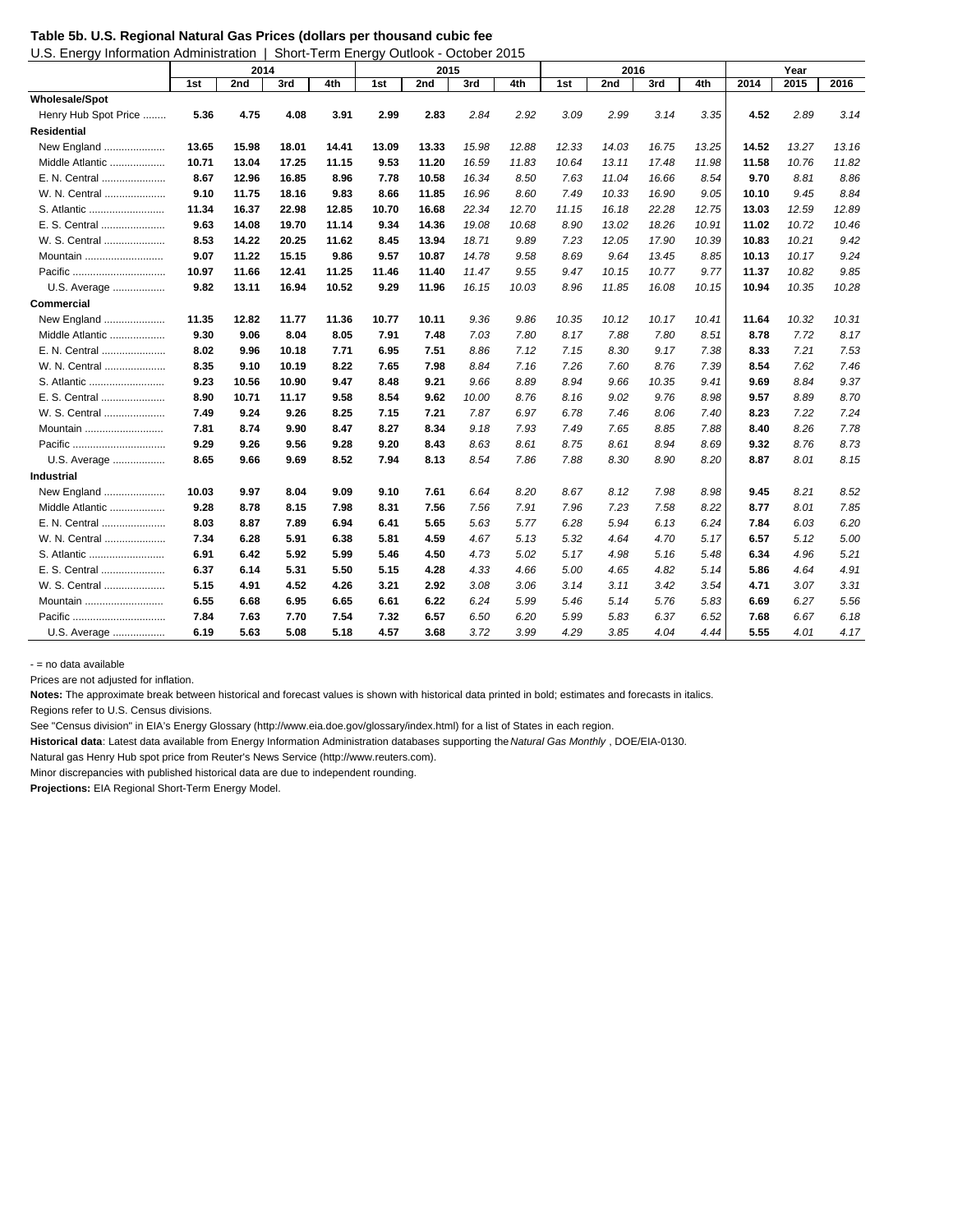**Table 5b. U.S. Regional Natural Gas Prices (dollars per thousand cubic fee**

U.S. Energy Information Administration | Short-Term Energy Outlook - October 2015

| | 2014 | | | | 2015 | | | | 2016 | | | | Year | | |
|---|---|---|---|---|---|---|---|---|---|---|---|---|---|---|---|
| | 1st | 2nd | 3rd | 4th | 1st | 2nd | 3rd | 4th | 1st | 2nd | 3rd | 4th | 2014 | 2015 | 2016 |
| **Wholesale/Spot** | | | | | | | | | | | | | | | |
| Henry Hub Spot Price ........ | **5.36** | **4.75** | **4.08** | **3.91** | **2.99** | **2.83** | *2.84* | *2.92* | *3.09* | *2.99* | *3.14* | *3.35* | **4.52** | *2.89* | *3.14* |
| **Residential** | | | | | | | | | | | | | | | |
| New England ..................... | **13.65** | **15.98** | **18.01** | **14.41** | **13.09** | **13.33** | *15.98* | *12.88* | *12.33* | *14.03* | *16.75* | *13.25* | **14.52** | *13.27* | *13.16* |
| Middle Atlantic ................... | **10.71** | **13.04** | **17.25** | **11.15** | **9.53** | **11.20** | *16.59* | *11.83* | *10.64* | *13.11* | *17.48* | *11.98* | **11.58** | *10.76* | *11.82* |
| E. N. Central ...................... | **8.67** | **12.96** | **16.85** | **8.96** | **7.78** | **10.58** | *16.34* | *8.50* | *7.63* | *11.04* | *16.66* | *8.54* | **9.70** | *8.81* | *8.86* |
| W. N. Central ..................... | **9.10** | **11.75** | **18.16** | **9.83** | **8.66** | **11.85** | *16.96* | *8.60* | *7.49* | *10.33* | *16.90* | *9.05* | **10.10** | *9.45* | *8.84* |
| S. Atlantic .......................... | **11.34** | **16.37** | **22.98** | **12.85** | **10.70** | **16.68** | *22.34* | *12.70* | *11.15* | *16.18* | *22.28* | *12.75* | **13.03** | *12.59* | *12.89* |
| E. S. Central ...................... | **9.63** | **14.08** | **19.70** | **11.14** | **9.34** | **14.36** | *19.08* | *10.68* | *8.90* | *13.02* | *18.26* | *10.91* | **11.02** | *10.72* | *10.46* |
| W. S. Central ..................... | **8.53** | **14.22** | **20.25** | **11.62** | **8.45** | **13.94** | *18.71* | *9.89* | *7.23* | *12.05* | *17.90* | *10.39* | **10.83** | *10.21* | *9.42* |
| Mountain ........................... | **9.07** | **11.22** | **15.15** | **9.86** | **9.57** | **10.87** | *14.78* | *9.58* | *8.69* | *9.64* | *13.45* | *8.85* | **10.13** | *10.17* | *9.24* |
| Pacific ................................ | **10.97** | **11.66** | **12.41** | **11.25** | **11.46** | **11.40** | *11.47* | *9.55* | *9.47* | *10.15* | *10.77* | *9.77* | **11.37** | *10.82* | *9.85* |
| U.S. Average .................. | **9.82** | **13.11** | **16.94** | **10.52** | **9.29** | **11.96** | *16.15* | *10.03* | *8.96* | *11.85* | *16.08* | *10.15* | **10.94** | *10.35* | *10.28* |
| **Commercial** | | | | | | | | | | | | | | | |
| New England ..................... | **11.35** | **12.82** | **11.77** | **11.36** | **10.77** | **10.11** | *9.36* | *9.86* | *10.35* | *10.12* | *10.17* | *10.41* | **11.64** | *10.32* | *10.31* |
| Middle Atlantic ................... | **9.30** | **9.06** | **8.04** | **8.05** | **7.91** | **7.48** | *7.03* | *7.80* | *8.17* | *7.88* | *7.80* | *8.51* | **8.78** | *7.72* | *8.17* |
| E. N. Central ...................... | **8.02** | **9.96** | **10.18** | **7.71** | **6.95** | **7.51** | *8.86* | *7.12* | *7.15* | *8.30* | *9.17* | *7.38* | **8.33** | *7.21* | *7.53* |
| W. N. Central ..................... | **8.35** | **9.10** | **10.19** | **8.22** | **7.65** | **7.98** | *8.84* | *7.16* | *7.26* | *7.60* | *8.76* | *7.39* | **8.54** | *7.62* | *7.46* |
| S. Atlantic .......................... | **9.23** | **10.56** | **10.90** | **9.47** | **8.48** | **9.21** | *9.66* | *8.89* | *8.94* | *9.66* | *10.35* | *9.41* | **9.69** | *8.84* | *9.37* |
| E. S. Central ...................... | **8.90** | **10.71** | **11.17** | **9.58** | **8.54** | **9.62** | *10.00* | *8.76* | *8.16* | *9.02* | *9.76* | *8.98* | **9.57** | *8.89* | *8.70* |
| W. S. Central ..................... | **7.49** | **9.24** | **9.26** | **8.25** | **7.15** | **7.21** | *7.87* | *6.97* | *6.78* | *7.46* | *8.06* | *7.40* | **8.23** | *7.22* | *7.24* |
| Mountain ........................... | **7.81** | **8.74** | **9.90** | **8.47** | **8.27** | **8.34** | *9.18* | *7.93* | *7.49* | *7.65* | *8.85* | *7.88* | **8.40** | *8.26* | *7.78* |
| Pacific ................................ | **9.29** | **9.26** | **9.56** | **9.28** | **9.20** | **8.43** | *8.63* | *8.61* | *8.75* | *8.61* | *8.94* | *8.69* | **9.32** | *8.76* | *8.73* |
| U.S. Average .................. | **8.65** | **9.66** | **9.69** | **8.52** | **7.94** | **8.13** | *8.54* | *7.86* | *7.88* | *8.30* | *8.90* | *8.20* | **8.87** | *8.01* | *8.15* |
| **Industrial** | | | | | | | | | | | | | | | |
| New England ..................... | **10.03** | **9.97** | **8.04** | **9.09** | **9.10** | **7.61** | *6.64* | *8.20* | *8.67* | *8.12* | *7.98* | *8.98* | **9.45** | *8.21* | *8.52* |
| Middle Atlantic ................... | **9.28** | **8.78** | **8.15** | **7.98** | **8.31** | **7.56** | *7.56* | *7.91* | *7.96* | *7.23* | *7.58* | *8.22* | **8.77** | *8.01* | *7.85* |
| E. N. Central ...................... | **8.03** | **8.87** | **7.89** | **6.94** | **6.41** | **5.65** | *5.63* | *5.77* | *6.28* | *5.94* | *6.13* | *6.24* | **7.84** | *6.03* | *6.20* |
| W. N. Central ..................... | **7.34** | **6.28** | **5.91** | **6.38** | **5.81** | **4.59** | *4.67* | *5.13* | *5.32* | *4.64* | *4.70* | *5.17* | **6.57** | *5.12* | *5.00* |
| S. Atlantic .......................... | **6.91** | **6.42** | **5.92** | **5.99** | **5.46** | **4.50** | *4.73* | *5.02* | *5.17* | *4.98* | *5.16* | *5.48* | **6.34** | *4.96* | *5.21* |
| E. S. Central ...................... | **6.37** | **6.14** | **5.31** | **5.50** | **5.15** | **4.28** | *4.33* | *4.66* | *5.00* | *4.65* | *4.82* | *5.14* | **5.86** | *4.64* | *4.91* |
| W. S. Central ..................... | **5.15** | **4.91** | **4.52** | **4.26** | **3.21** | **2.92** | *3.08* | *3.06* | *3.14* | *3.11* | *3.42* | *3.54* | **4.71** | *3.07* | *3.31* |
| Mountain ........................... | **6.55** | **6.68** | **6.95** | **6.65** | **6.61** | **6.22** | *6.24* | *5.99* | *5.46* | *5.14* | *5.76* | *5.83* | **6.69** | *6.27* | *5.56* |
| Pacific ................................ | **7.84** | **7.63** | **7.70** | **7.54** | **7.32** | **6.57** | *6.50* | *6.20* | *5.99* | *5.83* | *6.37* | *6.52* | **7.68** | *6.67* | *6.18* |
| U.S. Average .................. | **6.19** | **5.63** | **5.08** | **5.18** | **4.57** | **3.68** | *3.72* | *3.99* | *4.29* | *3.85* | *4.04* | *4.44* | **5.55** | *4.01* | *4.17* |

- = no data available

Prices are not adjusted for inflation.

**Notes:** The approximate break between historical and forecast values is shown with historical data printed in bold; estimates and forecasts in italics.

Regions refer to U.S. Census divisions.

See "Census division" in EIA's Energy Glossary (http://www.eia.doe.gov/glossary/index.html) for a list of States in each region.

**Historical data**: Latest data available from Energy Information Administration databases supporting the *Natural Gas Monthly* , DOE/EIA-0130.

Natural gas Henry Hub spot price from Reuter's News Service (http://www.reuters.com).

Minor discrepancies with published historical data are due to independent rounding.

**Projections:** EIA Regional Short-Term Energy Model.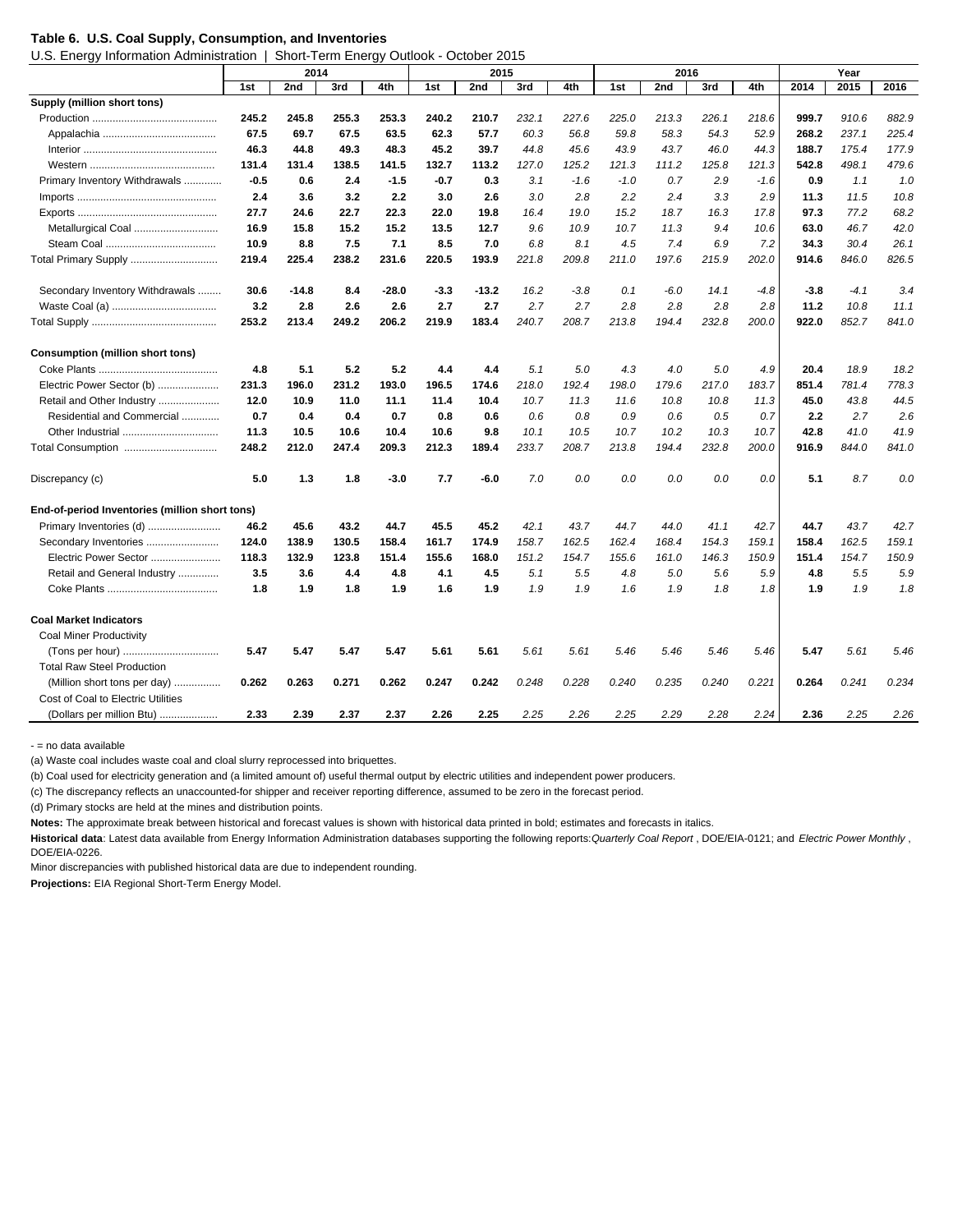**Table 6. U.S. Coal Supply, Consumption, and Inventories**

U.S. Energy Information Administration | Short-Term Energy Outlook - October 2015

| | 2014 | | | | 2015 | | | | 2016 | | | | Year | | |
|---|---|---|---|---|---|---|---|---|---|---|---|---|---|---|---|
| | 1st | 2nd | 3rd | 4th | 1st | 2nd | 3rd | 4th | 1st | 2nd | 3rd | 4th | 2014 | 2015 | 2016 |
| **Supply (million short tons)** | | | | | | | | | | | | | | | |
| Production | **245.2** | **245.8** | **255.3** | **253.3** | **240.2** | **210.7** | *232.1* | *227.6* | *225.0* | *213.3* | *226.1* | *218.6* | **999.7** | *910.6* | *882.9* |
| Appalachia | **67.5** | **69.7** | **67.5** | **63.5** | **62.3** | **57.7** | *60.3* | *56.8* | *59.8* | *58.3* | *54.3* | *52.9* | **268.2** | *237.1* | *225.4* |
| Interior | **46.3** | **44.8** | **49.3** | **48.3** | **45.2** | **39.7** | *44.8* | *45.6* | *43.9* | *43.7* | *46.0* | *44.3* | **188.7** | *175.4* | *177.9* |
| Western | **131.4** | **131.4** | **138.5** | **141.5** | **132.7** | **113.2** | *127.0* | *125.2* | *121.3* | *111.2* | *125.8* | *121.3* | **542.8** | *498.1* | *479.6* |
| Primary Inventory Withdrawals | **-0.5** | **0.6** | **2.4** | **-1.5** | **-0.7** | **0.3** | *3.1* | *-1.6* | *-1.0* | *0.7* | *2.9* | *-1.6* | **0.9** | *1.1* | *1.0* |
| Imports | **2.4** | **3.6** | **3.2** | **2.2** | **3.0** | **2.6** | *3.0* | *2.8* | *2.2* | *2.4* | *3.3* | *2.9* | **11.3** | *11.5* | *10.8* |
| Exports | **27.7** | **24.6** | **22.7** | **22.3** | **22.0** | **19.8** | *16.4* | *19.0* | *15.2* | *18.7* | *16.3* | *17.8* | **97.3** | *77.2* | *68.2* |
| Metallurgical Coal | **16.9** | **15.8** | **15.2** | **15.2** | **13.5** | **12.7** | *9.6* | *10.9* | *10.7* | *11.3* | *9.4* | *10.6* | **63.0** | *46.7* | *42.0* |
| Steam Coal | **10.9** | **8.8** | **7.5** | **7.1** | **8.5** | **7.0** | *6.8* | *8.1* | *4.5* | *7.4* | *6.9* | *7.2* | **34.3** | *30.4* | *26.1* |
| Total Primary Supply | **219.4** | **225.4** | **238.2** | **231.6** | **220.5** | **193.9** | *221.8* | *209.8* | *211.0* | *197.6* | *215.9* | *202.0* | **914.6** | *846.0* | *826.5* |
| | | | | | | | | | | | | | | | |
| Secondary Inventory Withdrawals | **30.6** | **-14.8** | **8.4** | **-28.0** | **-3.3** | **-13.2** | *16.2* | *-3.8* | *0.1* | *-6.0* | *14.1* | *-4.8* | **-3.8** | *-4.1* | *3.4* |
| Waste Coal (a) | **3.2** | **2.8** | **2.6** | **2.6** | **2.7** | **2.7** | *2.7* | *2.7* | *2.8* | *2.8* | *2.8* | *2.8* | **11.2** | *10.8* | *11.1* |
| Total Supply | **253.2** | **213.4** | **249.2** | **206.2** | **219.9** | **183.4** | *240.7* | *208.7* | *213.8* | *194.4* | *232.8* | *200.0* | **922.0** | *852.7* | *841.0* |
| | | | | | | | | | | | | | | | |
| **Consumption (million short tons)** | | | | | | | | | | | | | | | |
| Coke Plants | **4.8** | **5.1** | **5.2** | **5.2** | **4.4** | **4.4** | *5.1* | *5.0* | *4.3* | *4.0* | *5.0* | *4.9* | **20.4** | *18.9* | *18.2* |
| Electric Power Sector (b) | **231.3** | **196.0** | **231.2** | **193.0** | **196.5** | **174.6** | *218.0* | *192.4* | *198.0* | *179.6* | *217.0* | *183.7* | **851.4** | *781.4* | *778.3* |
| Retail and Other Industry | **12.0** | **10.9** | **11.0** | **11.1** | **11.4** | **10.4** | *10.7* | *11.3* | *11.6* | *10.8* | *10.8* | *11.3* | **45.0** | *43.8* | *44.5* |
| Residential and Commercial | **0.7** | **0.4** | **0.4** | **0.7** | **0.8** | **0.6** | *0.6* | *0.8* | *0.9* | *0.6* | *0.5* | *0.7* | **2.2** | *2.7* | *2.6* |
| Other Industrial | **11.3** | **10.5** | **10.6** | **10.4** | **10.6** | **9.8** | *10.1* | *10.5* | *10.7* | *10.2* | *10.3* | *10.7* | **42.8** | *41.0* | *41.9* |
| Total Consumption | **248.2** | **212.0** | **247.4** | **209.3** | **212.3** | **189.4** | *233.7* | *208.7* | *213.8* | *194.4* | *232.8* | *200.0* | **916.9** | *844.0* | *841.0* |
| | | | | | | | | | | | | | | | |
| Discrepancy (c) | **5.0** | **1.3** | **1.8** | **-3.0** | **7.7** | **-6.0** | *7.0* | *0.0* | *0.0* | *0.0* | *0.0* | *0.0* | **5.1** | *8.7* | *0.0* |
| | | | | | | | | | | | | | | | |
| **End-of-period Inventories (million short tons)** | | | | | | | | | | | | | | | |
| Primary Inventories (d) | **46.2** | **45.6** | **43.2** | **44.7** | **45.5** | **45.2** | *42.1* | *43.7* | *44.7* | *44.0* | *41.1* | *42.7* | **44.7** | *43.7* | *42.7* |
| Secondary Inventories | **124.0** | **138.9** | **130.5** | **158.4** | **161.7** | **174.9** | *158.7* | *162.5* | *162.4* | *168.4* | *154.3* | *159.1* | **158.4** | *162.5* | *159.1* |
| Electric Power Sector | **118.3** | **132.9** | **123.8** | **151.4** | **155.6** | **168.0** | *151.2* | *154.7* | *155.6* | *161.0* | *146.3* | *150.9* | **151.4** | *154.7* | *150.9* |
| Retail and General Industry | **3.5** | **3.6** | **4.4** | **4.8** | **4.1** | **4.5** | *5.1* | *5.5* | *4.8* | *5.0* | *5.6* | *5.9* | **4.8** | *5.5* | *5.9* |
| Coke Plants | **1.8** | **1.9** | **1.8** | **1.9** | **1.6** | **1.9** | *1.9* | *1.9* | *1.6* | *1.9* | *1.8* | *1.8* | **1.9** | *1.9* | *1.8* |
| | | | | | | | | | | | | | | | |
| **Coal Market Indicators** | | | | | | | | | | | | | | | |
| Coal Miner Productivity | | | | | | | | | | | | | | | |
| (Tons per hour) | **5.47** | **5.47** | **5.47** | **5.47** | **5.61** | **5.61** | *5.61* | *5.61* | *5.46* | *5.46* | *5.46* | *5.46* | **5.47** | *5.61* | *5.46* |
| Total Raw Steel Production | | | | | | | | | | | | | | | |
| (Million short tons per day) | **0.262** | **0.263** | **0.271** | **0.262** | **0.247** | **0.242** | *0.248* | *0.228* | *0.240* | *0.235* | *0.240* | *0.221* | **0.264** | *0.241* | *0.234* |
| Cost of Coal to Electric Utilities | | | | | | | | | | | | | | | |
| (Dollars per million Btu) | **2.33** | **2.39** | **2.37** | **2.37** | **2.26** | **2.25** | *2.25* | *2.26* | *2.25* | *2.29* | *2.28* | *2.24* | **2.36** | *2.25* | *2.26* |

\- = no data available

(a) Waste coal includes waste coal and cloal slurry reprocessed into briquettes.

(b) Coal used for electricity generation and (a limited amount of) useful thermal output by electric utilities and independent power producers.

(c) The discrepancy reflects an unaccounted-for shipper and receiver reporting difference, assumed to be zero in the forecast period.

(d) Primary stocks are held at the mines and distribution points.

**Notes:** The approximate break between historical and forecast values is shown with historical data printed in bold; estimates and forecasts in italics.

**Historical data**: Latest data available from Energy Information Administration databases supporting the following reports: *Quarterly Coal Report* , DOE/EIA-0121; and *Electric Power Monthly* , DOE/EIA-0226.

Minor discrepancies with published historical data are due to independent rounding.

**Projections:** EIA Regional Short-Term Energy Model.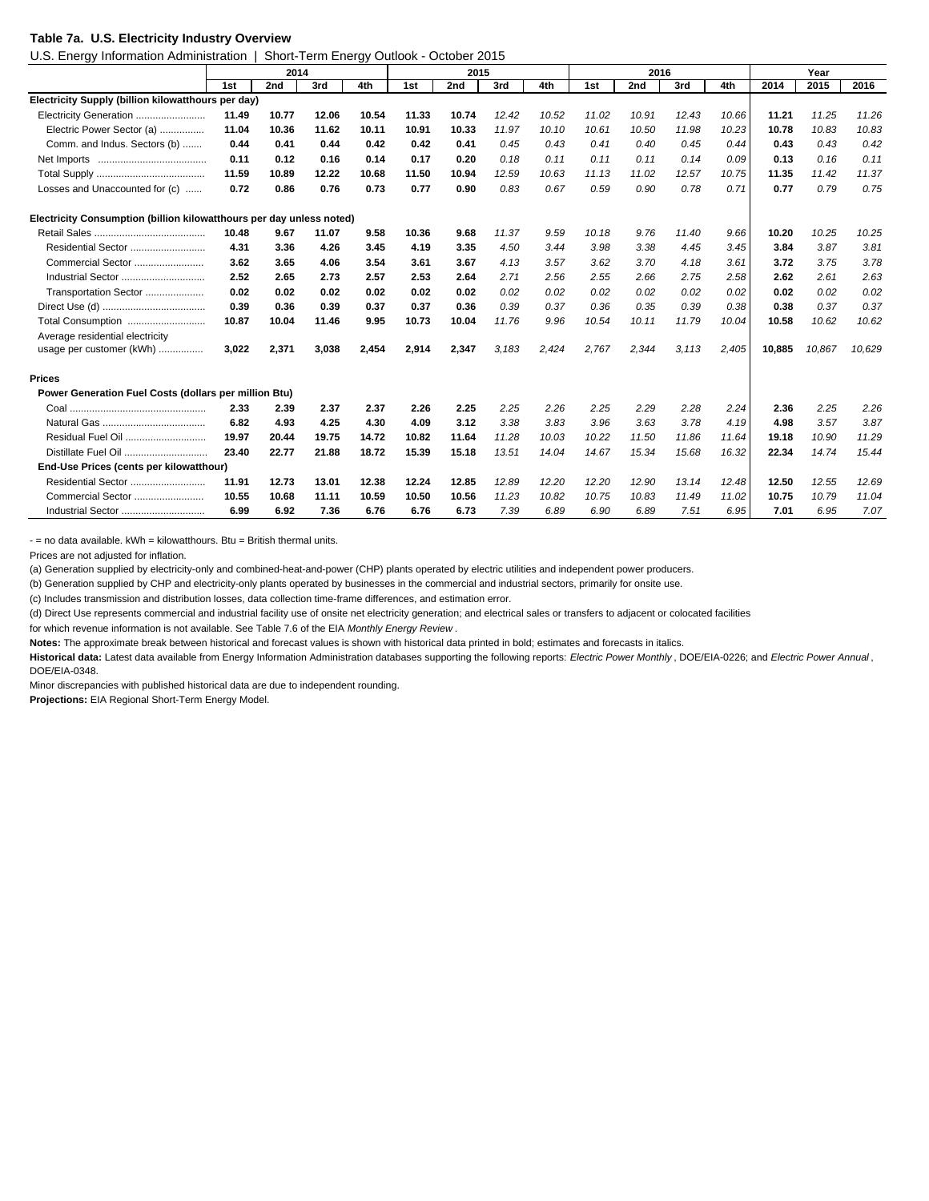**Table 7a. U.S. Electricity Industry Overview**

U.S. Energy Information Administration | Short-Term Energy Outlook - October 2015

| | 2014 | | | | 2015 | | | | 2016 | | | | Year | | |
|---|---|---|---|---|---|---|---|---|---|---|---|---|---|---|---|
| | 1st | 2nd | 3rd | 4th | 1st | 2nd | 3rd | 4th | 1st | 2nd | 3rd | 4th | 2014 | 2015 | 2016 |
| **Electricity Supply (billion kilowatthours per day)** | | | | | | | | | | | | | | | |
| Electricity Generation | **11.49** | **10.77** | **12.06** | **10.54** | **11.33** | **10.74** | *12.42* | *10.52* | *11.02* | *10.91* | *12.43* | *10.66* | **11.21** | *11.25* | *11.26* |
| Electric Power Sector (a) | **11.04** | **10.36** | **11.62** | **10.11** | **10.91** | **10.33** | *11.97* | *10.10* | *10.61* | *10.50* | *11.98* | *10.23* | **10.78** | *10.83* | *10.83* |
| Comm. and Indus. Sectors (b) | **0.44** | **0.41** | **0.44** | **0.42** | **0.42** | **0.41** | *0.45* | *0.43* | *0.41* | *0.40* | *0.45* | *0.44* | **0.43** | *0.43* | *0.42* |
| Net Imports | **0.11** | **0.12** | **0.16** | **0.14** | **0.17** | **0.20** | *0.18* | *0.11* | *0.11* | *0.11* | *0.14* | *0.09* | **0.13** | *0.16* | *0.11* |
| Total Supply | **11.59** | **10.89** | **12.22** | **10.68** | **11.50** | **10.94** | *12.59* | *10.63* | *11.13* | *11.02* | *12.57* | *10.75* | **11.35** | *11.42* | *11.37* |
| Losses and Unaccounted for (c) | **0.72** | **0.86** | **0.76** | **0.73** | **0.77** | **0.90** | *0.83* | *0.67* | *0.59* | *0.90* | *0.78* | *0.71* | **0.77** | *0.79* | *0.75* |
| **Electricity Consumption (billion kilowatthours per day unless noted)** | | | | | | | | | | | | | | | |
| Retail Sales | **10.48** | **9.67** | **11.07** | **9.58** | **10.36** | **9.68** | *11.37* | *9.59* | *10.18* | *9.76* | *11.40* | *9.66* | **10.20** | *10.25* | *10.25* |
| Residential Sector | **4.31** | **3.36** | **4.26** | **3.45** | **4.19** | **3.35** | *4.50* | *3.44* | *3.98* | *3.38* | *4.45* | *3.45* | **3.84** | *3.87* | *3.81* |
| Commercial Sector | **3.62** | **3.65** | **4.06** | **3.54** | **3.61** | **3.67** | *4.13* | *3.57* | *3.62* | *3.70* | *4.18* | *3.61* | **3.72** | *3.75* | *3.78* |
| Industrial Sector | **2.52** | **2.65** | **2.73** | **2.57** | **2.53** | **2.64** | *2.71* | *2.56* | *2.55* | *2.66* | *2.75* | *2.58* | **2.62** | *2.61* | *2.63* |
| Transportation Sector | **0.02** | **0.02** | **0.02** | **0.02** | **0.02** | **0.02** | *0.02* | *0.02* | *0.02* | *0.02* | *0.02* | *0.02* | **0.02** | *0.02* | *0.02* |
| Direct Use (d) | **0.39** | **0.36** | **0.39** | **0.37** | **0.37** | **0.36** | *0.39* | *0.37* | *0.36* | *0.35* | *0.39* | *0.38* | **0.38** | *0.37* | *0.37* |
| Total Consumption | **10.87** | **10.04** | **11.46** | **9.95** | **10.73** | **10.04** | *11.76* | *9.96* | *10.54* | *10.11* | *11.79* | *10.04* | **10.58** | *10.62* | *10.62* |
| Average residential electricity usage per customer (kWh) | **3,022** | **2,371** | **3,038** | **2,454** | **2,914** | **2,347** | *3,183* | *2,424* | *2,767* | *2,344* | *3,113* | *2,405* | **10,885** | *10,867* | *10,629* |
| **Prices** | | | | | | | | | | | | | | | |
| **Power Generation Fuel Costs (dollars per million Btu)** | | | | | | | | | | | | | | | |
| Coal | **2.33** | **2.39** | **2.37** | **2.37** | **2.26** | **2.25** | *2.25* | *2.26* | *2.25* | *2.29* | *2.28* | *2.24* | **2.36** | *2.25* | *2.26* |
| Natural Gas | **6.82** | **4.93** | **4.25** | **4.30** | **4.09** | **3.12** | *3.38* | *3.83* | *3.96* | *3.63* | *3.78* | *4.19* | **4.98** | *3.57* | *3.87* |
| Residual Fuel Oil | **19.97** | **20.44** | **19.75** | **14.72** | **10.82** | **11.64** | *11.28* | *10.03* | *10.22* | *11.50* | *11.86* | *11.64* | **19.18** | *10.90* | *11.29* |
| Distillate Fuel Oil | **23.40** | **22.77** | **21.88** | **18.72** | **15.39** | **15.18** | *13.51* | *14.04* | *14.67* | *15.34* | *15.68* | *16.32* | **22.34** | *14.74* | *15.44* |
| **End-Use Prices (cents per kilowatthour)** | | | | | | | | | | | | | | | |
| Residential Sector | **11.91** | **12.73** | **13.01** | **12.38** | **12.24** | **12.85** | *12.89* | *12.20* | *12.20* | *12.90* | *13.14* | *12.48* | **12.50** | *12.55* | *12.69* |
| Commercial Sector | **10.55** | **10.68** | **11.11** | **10.59** | **10.50** | **10.56** | *11.23* | *10.82* | *10.75* | *10.83* | *11.49* | *11.02* | **10.75** | *10.79* | *11.04* |
| Industrial Sector | **6.99** | **6.92** | **7.36** | **6.76** | **6.76** | **6.73** | *7.39* | *6.89* | *6.90* | *6.89* | *7.51* | *6.95* | **7.01** | *6.95* | *7.07* |

- = no data available. kWh = kilowatthours. Btu = British thermal units.

Prices are not adjusted for inflation.

(a) Generation supplied by electricity-only and combined-heat-and-power (CHP) plants operated by electric utilities and independent power producers.

(b) Generation supplied by CHP and electricity-only plants operated by businesses in the commercial and industrial sectors, primarily for onsite use.

(c) Includes transmission and distribution losses, data collection time-frame differences, and estimation error.

(d) Direct Use represents commercial and industrial facility use of onsite net electricity generation; and electrical sales or transfers to adjacent or colocated facilities for which revenue information is not available. See Table 7.6 of the EIA *Monthly Energy Review* .

**Notes:** The approximate break between historical and forecast values is shown with historical data printed in bold; estimates and forecasts in italics.

**Historical data:** Latest data available from Energy Information Administration databases supporting the following reports: *Electric Power Monthly* , DOE/EIA-0226; and *Electric Power Annual* , DOE/EIA-0348.

Minor discrepancies with published historical data are due to independent rounding.

**Projections:** EIA Regional Short-Term Energy Model.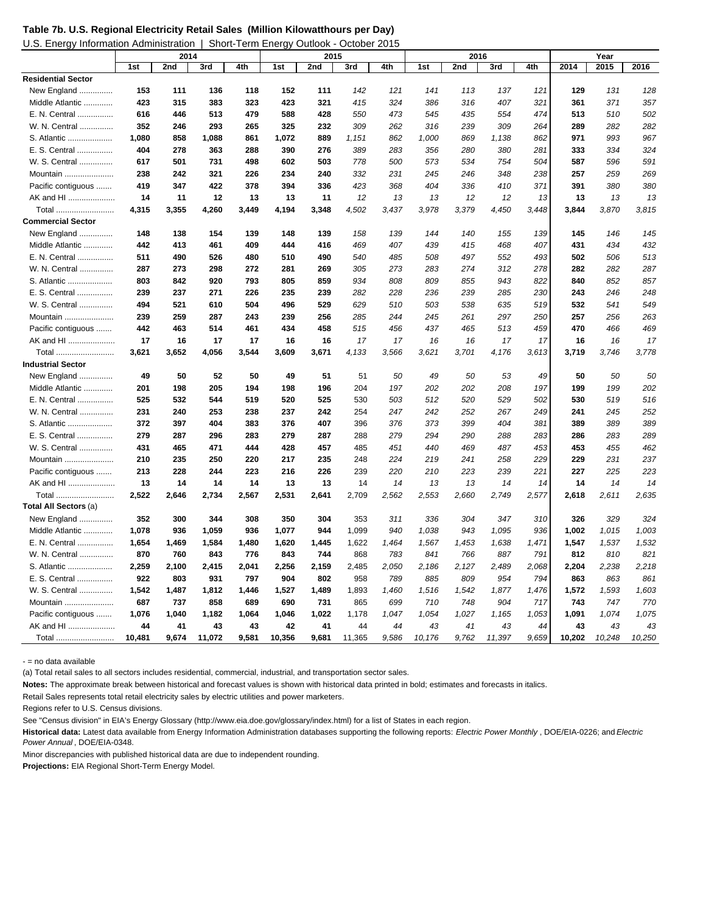**Table 7b. U.S. Regional Electricity Retail Sales (Million Kilowatthours per Day)**

U.S. Energy Information Administration | Short-Term Energy Outlook - October 2015

| | 2014 | | | | 2015 | | | | 2016 | | | | Year | | |
|---|---|---|---|---|---|---|---|---|---|---|---|---|---|---|---|
| | 1st | 2nd | 3rd | 4th | 1st | 2nd | 3rd | 4th | 1st | 2nd | 3rd | 4th | 2014 | 2015 | 2016 |
| **Residential Sector** | | | | | | | | | | | | | | | |
| New England .............. | 153 | 111 | 136 | 118 | 152 | 111 | 142 | 121 | 141 | 113 | 137 | 121 | 129 | 131 | 128 |
| Middle Atlantic ............ | 423 | 315 | 383 | 323 | 423 | 321 | 415 | 324 | 386 | 316 | 407 | 321 | 361 | 371 | 357 |
| E. N. Central ................ | 616 | 446 | 513 | 479 | 588 | 428 | 550 | 473 | 545 | 435 | 554 | 474 | 513 | 510 | 502 |
| W. N. Central .............. | 352 | 246 | 293 | 265 | 325 | 232 | 309 | 262 | 316 | 239 | 309 | 264 | 289 | 282 | 282 |
| S. Atlantic .................... | 1,080 | 858 | 1,088 | 861 | 1,072 | 889 | 1,151 | 862 | 1,000 | 869 | 1,138 | 862 | 971 | 993 | 967 |
| E. S. Central ................ | 404 | 278 | 363 | 288 | 390 | 276 | 389 | 283 | 356 | 280 | 380 | 281 | 333 | 334 | 324 |
| W. S. Central .............. | 617 | 501 | 731 | 498 | 602 | 503 | 778 | 500 | 573 | 534 | 754 | 504 | 587 | 596 | 591 |
| Mountain ...................... | 238 | 242 | 321 | 226 | 234 | 240 | 332 | 231 | 245 | 246 | 348 | 238 | 257 | 259 | 269 |
| Pacific contiguous ....... | 419 | 347 | 422 | 378 | 394 | 336 | 423 | 368 | 404 | 336 | 410 | 371 | 391 | 380 | 380 |
| AK and HI ..................... | 14 | 11 | 12 | 13 | 13 | 11 | 12 | 13 | 13 | 12 | 12 | 13 | 13 | 13 | 13 |
| Total .......................... | 4,315 | 3,355 | 4,260 | 3,449 | 4,194 | 3,348 | 4,502 | 3,437 | 3,978 | 3,379 | 4,450 | 3,448 | 3,844 | 3,870 | 3,815 |
| **Commercial Sector** | | | | | | | | | | | | | | | |
| New England .............. | 148 | 138 | 154 | 139 | 148 | 139 | 158 | 139 | 144 | 140 | 155 | 139 | 145 | 146 | 145 |
| Middle Atlantic ............ | 442 | 413 | 461 | 409 | 444 | 416 | 469 | 407 | 439 | 415 | 468 | 407 | 431 | 434 | 432 |
| E. N. Central ................ | 511 | 490 | 526 | 480 | 510 | 490 | 540 | 485 | 508 | 497 | 552 | 493 | 502 | 506 | 513 |
| W. N. Central .............. | 287 | 273 | 298 | 272 | 281 | 269 | 305 | 273 | 283 | 274 | 312 | 278 | 282 | 282 | 287 |
| S. Atlantic .................... | 803 | 842 | 920 | 793 | 805 | 859 | 934 | 808 | 809 | 855 | 943 | 822 | 840 | 852 | 857 |
| E. S. Central ................ | 239 | 237 | 271 | 226 | 235 | 239 | 282 | 228 | 236 | 239 | 285 | 230 | 243 | 246 | 248 |
| W. S. Central .............. | 494 | 521 | 610 | 504 | 496 | 529 | 629 | 510 | 503 | 538 | 635 | 519 | 532 | 541 | 549 |
| Mountain ...................... | 239 | 259 | 287 | 243 | 239 | 256 | 285 | 244 | 245 | 261 | 297 | 250 | 257 | 256 | 263 |
| Pacific contiguous ....... | 442 | 463 | 514 | 461 | 434 | 458 | 515 | 456 | 437 | 465 | 513 | 459 | 470 | 466 | 469 |
| AK and HI ..................... | 17 | 16 | 17 | 17 | 16 | 16 | 17 | 17 | 16 | 16 | 17 | 17 | 16 | 16 | 17 |
| Total .......................... | 3,621 | 3,652 | 4,056 | 3,544 | 3,609 | 3,671 | 4,133 | 3,566 | 3,621 | 3,701 | 4,176 | 3,613 | 3,719 | 3,746 | 3,778 |
| **Industrial Sector** | | | | | | | | | | | | | | | |
| New England .............. | 49 | 50 | 52 | 50 | 49 | 51 | 51 | 50 | 49 | 50 | 53 | 49 | 50 | 50 | 50 |
| Middle Atlantic ............ | 201 | 198 | 205 | 194 | 198 | 196 | 204 | 197 | 202 | 202 | 208 | 197 | 199 | 199 | 202 |
| E. N. Central ................ | 525 | 532 | 544 | 519 | 520 | 525 | 530 | 503 | 512 | 520 | 529 | 502 | 530 | 519 | 516 |
| W. N. Central .............. | 231 | 240 | 253 | 238 | 237 | 242 | 254 | 247 | 242 | 252 | 267 | 249 | 241 | 245 | 252 |
| S. Atlantic .................... | 372 | 397 | 404 | 383 | 376 | 407 | 396 | 376 | 373 | 399 | 404 | 381 | 389 | 389 | 389 |
| E. S. Central ................ | 279 | 287 | 296 | 283 | 279 | 287 | 288 | 279 | 294 | 290 | 288 | 283 | 286 | 283 | 289 |
| W. S. Central .............. | 431 | 465 | 471 | 444 | 428 | 457 | 485 | 451 | 440 | 469 | 487 | 453 | 453 | 455 | 462 |
| Mountain ...................... | 210 | 235 | 250 | 220 | 217 | 235 | 248 | 224 | 219 | 241 | 258 | 229 | 229 | 231 | 237 |
| Pacific contiguous ....... | 213 | 228 | 244 | 223 | 216 | 226 | 239 | 220 | 210 | 223 | 239 | 221 | 227 | 225 | 223 |
| AK and HI ..................... | 13 | 14 | 14 | 14 | 13 | 13 | 14 | 14 | 13 | 13 | 14 | 14 | 14 | 14 | 14 |
| Total .......................... | 2,522 | 2,646 | 2,734 | 2,567 | 2,531 | 2,641 | 2,709 | 2,562 | 2,553 | 2,660 | 2,749 | 2,577 | 2,618 | 2,611 | 2,635 |
| **Total All Sectors** (a) | | | | | | | | | | | | | | | |
| New England .............. | 352 | 300 | 344 | 308 | 350 | 304 | 353 | 311 | 336 | 304 | 347 | 310 | 326 | 329 | 324 |
| Middle Atlantic ............ | 1,078 | 936 | 1,059 | 936 | 1,077 | 944 | 1,099 | 940 | 1,038 | 943 | 1,095 | 936 | 1,002 | 1,015 | 1,003 |
| E. N. Central ................ | 1,654 | 1,469 | 1,584 | 1,480 | 1,620 | 1,445 | 1,622 | 1,464 | 1,567 | 1,453 | 1,638 | 1,471 | 1,547 | 1,537 | 1,532 |
| W. N. Central .............. | 870 | 760 | 843 | 776 | 843 | 744 | 868 | 783 | 841 | 766 | 887 | 791 | 812 | 810 | 821 |
| S. Atlantic .................... | 2,259 | 2,100 | 2,415 | 2,041 | 2,256 | 2,159 | 2,485 | 2,050 | 2,186 | 2,127 | 2,489 | 2,068 | 2,204 | 2,238 | 2,218 |
| E. S. Central ................ | 922 | 803 | 931 | 797 | 904 | 802 | 958 | 789 | 885 | 809 | 954 | 794 | 863 | 863 | 861 |
| W. S. Central .............. | 1,542 | 1,487 | 1,812 | 1,446 | 1,527 | 1,489 | 1,893 | 1,460 | 1,516 | 1,542 | 1,877 | 1,476 | 1,572 | 1,593 | 1,603 |
| Mountain ...................... | 687 | 737 | 858 | 689 | 690 | 731 | 865 | 699 | 710 | 748 | 904 | 717 | 743 | 747 | 770 |
| Pacific contiguous ....... | 1,076 | 1,040 | 1,182 | 1,064 | 1,046 | 1,022 | 1,178 | 1,047 | 1,054 | 1,027 | 1,165 | 1,053 | 1,091 | 1,074 | 1,075 |
| AK and HI ..................... | 44 | 41 | 43 | 43 | 42 | 41 | 44 | 44 | 43 | 41 | 43 | 44 | 43 | 43 | 43 |
| Total .......................... | 10,481 | 9,674 | 11,072 | 9,581 | 10,356 | 9,681 | 11,365 | 9,586 | 10,176 | 9,762 | 11,397 | 9,659 | 10,202 | 10,248 | 10,250 |

\- = no data available

(a) Total retail sales to all sectors includes residential, commercial, industrial, and transportation sector sales.

**Notes:** The approximate break between historical and forecast values is shown with historical data printed in bold; estimates and forecasts in italics.

Retail Sales represents total retail electricity sales by electric utilities and power marketers.

Regions refer to U.S. Census divisions.

See "Census division" in EIA's Energy Glossary (http://www.eia.doe.gov/glossary/index.html) for a list of States in each region.

**Historical data:** Latest data available from Energy Information Administration databases supporting the following reports: *Electric Power Monthly* , DOE/EIA-0226; and *Electric Power Annual* , DOE/EIA-0348.

Minor discrepancies with published historical data are due to independent rounding.

**Projections:** EIA Regional Short-Term Energy Model.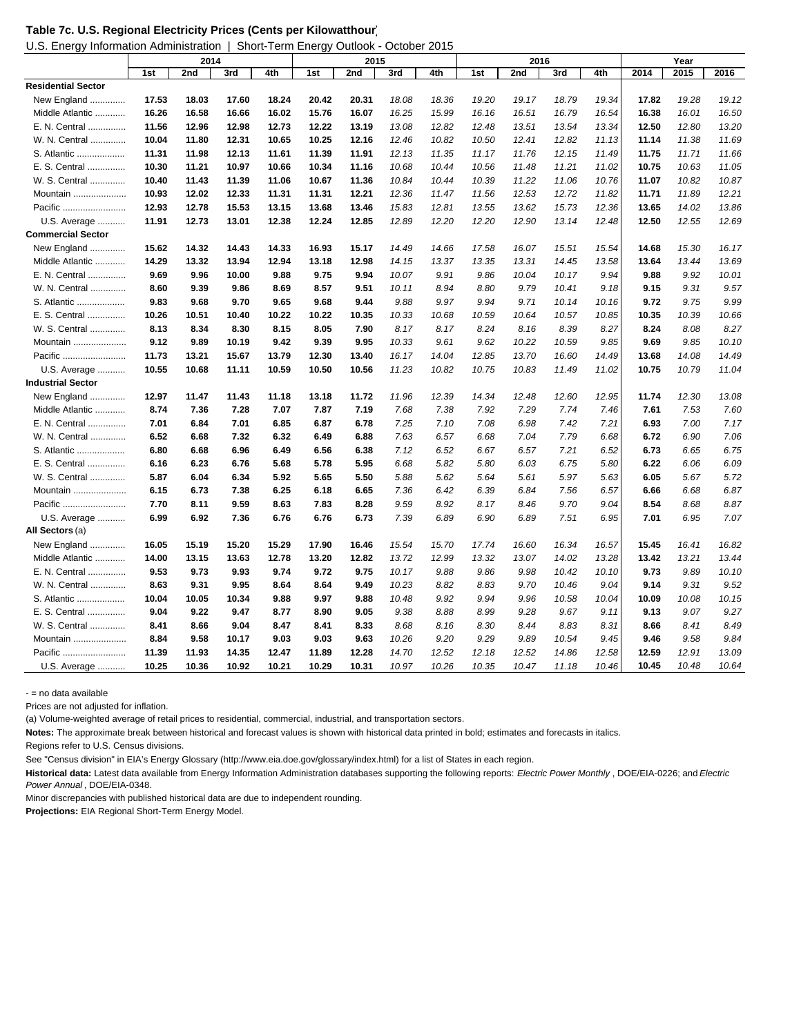**Table 7c. U.S. Regional Electricity Prices (Cents per Kilowatthour)**

U.S. Energy Information Administration | Short-Term Energy Outlook - October 2015

| | 2014 | | | | 2015 | | | | 2016 | | | | Year | | |
|---|---|---|---|---|---|---|---|---|---|---|---|---|---|---|---|
| | 1st | 2nd | 3rd | 4th | 1st | 2nd | 3rd | 4th | 1st | 2nd | 3rd | 4th | 2014 | 2015 | 2016 |
| **Residential Sector** | | | | | | | | | | | | | | | |
| New England ............. | **17.53** | **18.03** | **17.60** | **18.24** | **20.42** | **20.31** | *18.08* | *18.36* | *19.20* | *19.17* | *18.79* | *19.34* | **17.82** | *19.28* | *19.12* |
| Middle Atlantic ........... | **16.26** | **16.58** | **16.66** | **16.02** | **15.76** | **16.07** | *16.25* | *15.99* | *16.16* | *16.51* | *16.79* | *16.54* | **16.38** | *16.01* | *16.50* |
| E. N. Central .............. | **11.56** | **12.96** | **12.98** | **12.73** | **12.22** | **13.19** | *13.08* | *12.82* | *12.48* | *13.51* | *13.54* | *13.34* | **12.50** | *12.80* | *13.20* |
| W. N. Central ............. | **10.04** | **11.80** | **12.31** | **10.65** | **10.25** | **12.16** | *12.46* | *10.82* | *10.50* | *12.41* | *12.82* | *11.13* | **11.14** | *11.38* | *11.69* |
| S. Atlantic ................... | **11.31** | **11.98** | **12.13** | **11.61** | **11.39** | **11.91** | *12.13* | *11.35* | *11.17* | *11.76* | *12.15* | *11.49* | **11.75** | *11.71* | *11.66* |
| E. S. Central .............. | **10.30** | **11.21** | **10.97** | **10.66** | **10.34** | **11.16** | *10.68* | *10.44* | *10.56* | *11.48* | *11.21* | *11.02* | **10.75** | *10.63* | *11.05* |
| W. S. Central ............. | **10.40** | **11.43** | **11.39** | **11.06** | **10.67** | **11.36** | *10.84* | *10.44* | *10.39* | *11.22* | *11.06* | *10.76* | **11.07** | *10.82* | *10.87* |
| Mountain ..................... | **10.93** | **12.02** | **12.33** | **11.31** | **11.31** | **12.21** | *12.36* | *11.47* | *11.56* | *12.53* | *12.72* | *11.82* | **11.71** | *11.89* | *12.21* |
| Pacific ......................... | **12.93** | **12.78** | **15.53** | **13.15** | **13.68** | **13.46** | *15.83* | *12.81* | *13.55* | *13.62* | *15.73* | *12.36* | **13.65** | *14.02* | *13.86* |
| U.S. Average ........... | **11.91** | **12.73** | **13.01** | **12.38** | **12.24** | **12.85** | *12.89* | *12.20* | *12.20* | *12.90* | *13.14* | *12.48* | **12.50** | *12.55* | *12.69* |
| **Commercial Sector** | | | | | | | | | | | | | | | |
| New England ............. | **15.62** | **14.32** | **14.43** | **14.33** | **16.93** | **15.17** | *14.49* | *14.66* | *17.58* | *16.07* | *15.51* | *15.54* | **14.68** | *15.30* | *16.17* |
| Middle Atlantic ........... | **14.29** | **13.32** | **13.94** | **12.94** | **13.18** | **12.98** | *14.15* | *13.37* | *13.35* | *13.31* | *14.45* | *13.58* | **13.64** | *13.44* | *13.69* |
| E. N. Central .............. | **9.69** | **9.96** | **10.00** | **9.88** | **9.75** | **9.94** | *10.07* | *9.91* | *9.86* | *10.04* | *10.17* | *9.94* | **9.88** | *9.92* | *10.01* |
| W. N. Central ............. | **8.60** | **9.39** | **9.86** | **8.69** | **8.57** | **9.51** | *10.11* | *8.94* | *8.80* | *9.79* | *10.41* | *9.18* | **9.15** | *9.31* | *9.57* |
| S. Atlantic ................... | **9.83** | **9.68** | **9.70** | **9.65** | **9.68** | **9.44** | *9.88* | *9.97* | *9.94* | *9.71* | *10.14* | *10.16* | **9.72** | *9.75* | *9.99* |
| E. S. Central .............. | **10.26** | **10.51** | **10.40** | **10.22** | **10.22** | **10.35** | *10.33* | *10.68* | *10.59* | *10.64* | *10.57* | *10.85* | **10.35** | *10.39* | *10.66* |
| W. S. Central ............. | **8.13** | **8.34** | **8.30** | **8.15** | **8.05** | **7.90** | *8.17* | *8.17* | *8.24* | *8.16* | *8.39* | *8.27* | **8.24** | *8.08* | *8.27* |
| Mountain ..................... | **9.12** | **9.89** | **10.19** | **9.42** | **9.39** | **9.95** | *10.33* | *9.61* | *9.62* | *10.22* | *10.59* | *9.85* | **9.69** | *9.85* | *10.10* |
| Pacific ......................... | **11.73** | **13.21** | **15.67** | **13.79** | **12.30** | **13.40** | *16.17* | *14.04* | *12.85* | *13.70* | *16.60* | *14.49* | **13.68** | *14.08* | *14.49* |
| U.S. Average ........... | **10.55** | **10.68** | **11.11** | **10.59** | **10.50** | **10.56** | *11.23* | *10.82* | *10.75* | *10.83* | *11.49* | *11.02* | **10.75** | *10.79* | *11.04* |
| **Industrial Sector** | | | | | | | | | | | | | | | |
| New England ............. | **12.97** | **11.47** | **11.43** | **11.18** | **13.18** | **11.72** | *11.96* | *12.39* | *14.34* | *12.48* | *12.60* | *12.95* | **11.74** | *12.30* | *13.08* |
| Middle Atlantic ........... | **8.74** | **7.36** | **7.28** | **7.07** | **7.87** | **7.19** | *7.68* | *7.38* | *7.92* | *7.29* | *7.74* | *7.46* | **7.61** | *7.53* | *7.60* |
| E. N. Central .............. | **7.01** | **6.84** | **7.01** | **6.85** | **6.87** | **6.78** | *7.25* | *7.10* | *7.08* | *6.98* | *7.42* | *7.21* | **6.93** | *7.00* | *7.17* |
| W. N. Central ............. | **6.52** | **6.68** | **7.32** | **6.32** | **6.49** | **6.88** | *7.63* | *6.57* | *6.68* | *7.04* | *7.79* | *6.68* | **6.72** | *6.90* | *7.06* |
| S. Atlantic ................... | **6.80** | **6.68** | **6.96** | **6.49** | **6.56** | **6.38** | *7.12* | *6.52* | *6.67* | *6.57* | *7.21* | *6.52* | **6.73** | *6.65* | *6.75* |
| E. S. Central .............. | **6.16** | **6.23** | **6.76** | **5.68** | **5.78** | **5.95** | *6.68* | *5.82* | *5.80* | *6.03* | *6.75* | *5.80* | **6.22** | *6.06* | *6.09* |
| W. S. Central ............. | **5.87** | **6.04** | **6.34** | **5.92** | **5.65** | **5.50** | *5.88* | *5.62* | *5.64* | *5.61* | *5.97* | *5.63* | **6.05** | *5.67* | *5.72* |
| Mountain ..................... | **6.15** | **6.73** | **7.38** | **6.25** | **6.18** | **6.65** | *7.36* | *6.42* | *6.39* | *6.84* | *7.56* | *6.57* | **6.66** | *6.68* | *6.87* |
| Pacific ......................... | **7.70** | **8.11** | **9.59** | **8.63** | **7.83** | **8.28** | *9.59* | *8.92* | *8.17* | *8.46* | *9.70* | *9.04* | **8.54** | *8.68* | *8.87* |
| U.S. Average ........... | **6.99** | **6.92** | **7.36** | **6.76** | **6.76** | **6.73** | *7.39* | *6.89* | *6.90* | *6.89* | *7.51* | *6.95* | **7.01** | *6.95* | *7.07* |
| **All Sectors** (a) | | | | | | | | | | | | | | | |
| New England ............. | **16.05** | **15.19** | **15.20** | **15.29** | **17.90** | **16.46** | *15.54* | *15.70* | *17.74* | *16.60* | *16.34* | *16.57* | **15.45** | *16.41* | *16.82* |
| Middle Atlantic ........... | **14.00** | **13.15** | **13.63** | **12.78** | **13.20** | **12.82** | *13.72* | *12.99* | *13.32* | *13.07* | *14.02* | *13.28* | **13.42** | *13.21* | *13.44* |
| E. N. Central .............. | **9.53** | **9.73** | **9.93** | **9.74** | **9.72** | **9.75** | *10.17* | *9.88* | *9.86* | *9.98* | *10.42* | *10.10* | **9.73** | *9.89* | *10.10* |
| W. N. Central ............. | **8.63** | **9.31** | **9.95** | **8.64** | **8.64** | **9.49** | *10.23* | *8.82* | *8.83* | *9.70* | *10.46* | *9.04* | **9.14** | *9.31* | *9.52* |
| S. Atlantic ................... | **10.04** | **10.05** | **10.34** | **9.88** | **9.97** | **9.88** | *10.48* | *9.92* | *9.94* | *9.96* | *10.58* | *10.04* | **10.09** | *10.08* | *10.15* |
| E. S. Central .............. | **9.04** | **9.22** | **9.47** | **8.77** | **8.90** | **9.05** | *9.38* | *8.88* | *8.99* | *9.28* | *9.67* | *9.11* | **9.13** | *9.07* | *9.27* |
| W. S. Central ............. | **8.41** | **8.66** | **9.04** | **8.47** | **8.41** | **8.33** | *8.68* | *8.16* | *8.30* | *8.44* | *8.83* | *8.31* | **8.66** | *8.41* | *8.49* |
| Mountain ..................... | **8.84** | **9.58** | **10.17** | **9.03** | **9.03** | **9.63** | *10.26* | *9.20* | *9.29* | *9.89* | *10.54* | *9.45* | **9.46** | *9.58* | *9.84* |
| Pacific ......................... | **11.39** | **11.93** | **14.35** | **12.47** | **11.89** | **12.28** | *14.70* | *12.52* | *12.18* | *12.52* | *14.86* | *12.58* | **12.59** | *12.91* | *13.09* |
| U.S. Average ........... | **10.25** | **10.36** | **10.92** | **10.21** | **10.29** | **10.31** | *10.97* | *10.26* | *10.35* | *10.47* | *11.18* | *10.46* | **10.45** | *10.48* | *10.64* |

\- = no data available

Prices are not adjusted for inflation.

(a) Volume-weighted average of retail prices to residential, commercial, industrial, and transportation sectors.

**Notes:** The approximate break between historical and forecast values is shown with historical data printed in bold; estimates and forecasts in italics.

Regions refer to U.S. Census divisions.

See "Census division" in EIA's Energy Glossary (http://www.eia.doe.gov/glossary/index.html) for a list of States in each region.

**Historical data:** Latest data available from Energy Information Administration databases supporting the following reports: *Electric Power Monthly* , DOE/EIA-0226; and *Electric Power Annual* , DOE/EIA-0348.

Minor discrepancies with published historical data are due to independent rounding.

**Projections:** EIA Regional Short-Term Energy Model.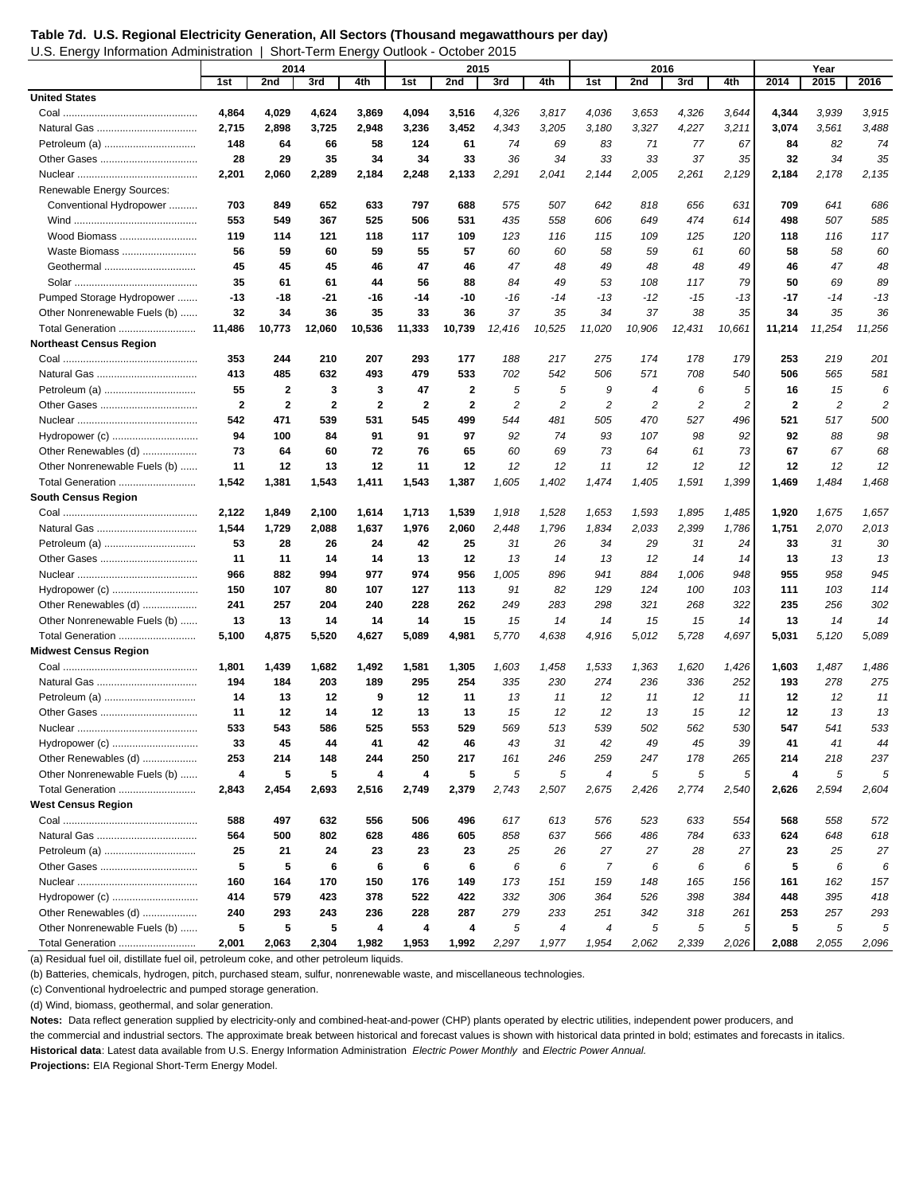**Table 7d. U.S. Regional Electricity Generation, All Sectors (Thousand megawatthours per day)**

U.S. Energy Information Administration | Short-Term Energy Outlook - October 2015

| | 2014 | | | | 2015 | | | | 2016 | | | | Year | | |
|---|---|---|---|---|---|---|---|---|---|---|---|---|---|---|---|
| | 1st | 2nd | 3rd | 4th | 1st | 2nd | 3rd | 4th | 1st | 2nd | 3rd | 4th | 2014 | 2015 | 2016 |
| **United States** | | | | | | | | | | | | | | | |
| Coal | 4,864 | 4,029 | 4,624 | 3,869 | 4,094 | 3,516 | 4,326 | 3,817 | 4,036 | 3,653 | 4,326 | 3,644 | 4,344 | 3,939 | 3,915 |
| Natural Gas | 2,715 | 2,898 | 3,725 | 2,948 | 3,236 | 3,452 | 4,343 | 3,205 | 3,180 | 3,327 | 4,227 | 3,211 | 3,074 | 3,561 | 3,488 |
| Petroleum (a) | 148 | 64 | 66 | 58 | 124 | 61 | 74 | 69 | 83 | 71 | 77 | 67 | 84 | 82 | 74 |
| Other Gases | 28 | 29 | 35 | 34 | 34 | 33 | 36 | 34 | 33 | 33 | 37 | 35 | 32 | 34 | 35 |
| Nuclear | 2,201 | 2,060 | 2,289 | 2,184 | 2,248 | 2,133 | 2,291 | 2,041 | 2,144 | 2,005 | 2,261 | 2,129 | 2,184 | 2,178 | 2,135 |
| Renewable Energy Sources: | | | | | | | | | | | | | | | |
| Conventional Hydropower | 703 | 849 | 652 | 633 | 797 | 688 | 575 | 507 | 642 | 818 | 656 | 631 | 709 | 641 | 686 |
| Wind | 553 | 549 | 367 | 525 | 506 | 531 | 435 | 558 | 606 | 649 | 474 | 614 | 498 | 507 | 585 |
| Wood Biomass | 119 | 114 | 121 | 118 | 117 | 109 | 123 | 116 | 115 | 109 | 125 | 120 | 118 | 116 | 117 |
| Waste Biomass | 56 | 59 | 60 | 59 | 55 | 57 | 60 | 60 | 58 | 59 | 61 | 60 | 58 | 58 | 60 |
| Geothermal | 45 | 45 | 45 | 46 | 47 | 46 | 47 | 48 | 49 | 48 | 48 | 49 | 46 | 47 | 48 |
| Solar | 35 | 61 | 61 | 44 | 56 | 88 | 84 | 49 | 53 | 108 | 117 | 79 | 50 | 69 | 89 |
| Pumped Storage Hydropower | -13 | -18 | -21 | -16 | -14 | -10 | -16 | -14 | -13 | -12 | -15 | -13 | -17 | -14 | -13 |
| Other Nonrenewable Fuels (b) | 32 | 34 | 36 | 35 | 33 | 36 | 37 | 35 | 34 | 37 | 38 | 35 | 34 | 35 | 36 |
| Total Generation | 11,486 | 10,773 | 12,060 | 10,536 | 11,333 | 10,739 | 12,416 | 10,525 | 11,020 | 10,906 | 12,431 | 10,661 | 11,214 | 11,254 | 11,256 |
| **Northeast Census Region** | | | | | | | | | | | | | | | |
| Coal | 353 | 244 | 210 | 207 | 293 | 177 | 188 | 217 | 275 | 174 | 178 | 179 | 253 | 219 | 201 |
| Natural Gas | 413 | 485 | 632 | 493 | 479 | 533 | 702 | 542 | 506 | 571 | 708 | 540 | 506 | 565 | 581 |
| Petroleum (a) | 55 | 2 | 3 | 3 | 47 | 2 | 5 | 5 | 9 | 4 | 6 | 5 | 16 | 15 | 6 |
| Other Gases | 2 | 2 | 2 | 2 | 2 | 2 | 2 | 2 | 2 | 2 | 2 | 2 | 2 | 2 | 2 |
| Nuclear | 542 | 471 | 539 | 531 | 545 | 499 | 544 | 481 | 505 | 470 | 527 | 496 | 521 | 517 | 500 |
| Hydropower (c) | 94 | 100 | 84 | 91 | 91 | 97 | 92 | 74 | 93 | 107 | 98 | 92 | 92 | 88 | 98 |
| Other Renewables (d) | 73 | 64 | 60 | 72 | 76 | 65 | 60 | 69 | 73 | 64 | 61 | 73 | 67 | 67 | 68 |
| Other Nonrenewable Fuels (b) | 11 | 12 | 13 | 12 | 11 | 12 | 12 | 12 | 11 | 12 | 12 | 12 | 12 | 12 | 12 |
| Total Generation | 1,542 | 1,381 | 1,543 | 1,411 | 1,543 | 1,387 | 1,605 | 1,402 | 1,474 | 1,405 | 1,591 | 1,399 | 1,469 | 1,484 | 1,468 |
| **South Census Region** | | | | | | | | | | | | | | | |
| Coal | 2,122 | 1,849 | 2,100 | 1,614 | 1,713 | 1,539 | 1,918 | 1,528 | 1,653 | 1,593 | 1,895 | 1,485 | 1,920 | 1,675 | 1,657 |
| Natural Gas | 1,544 | 1,729 | 2,088 | 1,637 | 1,976 | 2,060 | 2,448 | 1,796 | 1,834 | 2,033 | 2,399 | 1,786 | 1,751 | 2,070 | 2,013 |
| Petroleum (a) | 53 | 28 | 26 | 24 | 42 | 25 | 31 | 26 | 34 | 29 | 31 | 24 | 33 | 31 | 30 |
| Other Gases | 11 | 11 | 14 | 14 | 13 | 12 | 13 | 14 | 13 | 12 | 14 | 14 | 13 | 13 | 13 |
| Nuclear | 966 | 882 | 994 | 977 | 974 | 956 | 1,005 | 896 | 941 | 884 | 1,006 | 948 | 955 | 958 | 945 |
| Hydropower (c) | 150 | 107 | 80 | 107 | 127 | 113 | 91 | 82 | 129 | 124 | 100 | 103 | 111 | 103 | 114 |
| Other Renewables (d) | 241 | 257 | 204 | 240 | 228 | 262 | 249 | 283 | 298 | 321 | 268 | 322 | 235 | 256 | 302 |
| Other Nonrenewable Fuels (b) | 13 | 13 | 14 | 14 | 14 | 15 | 15 | 14 | 14 | 15 | 15 | 14 | 13 | 14 | 14 |
| Total Generation | 5,100 | 4,875 | 5,520 | 4,627 | 5,089 | 4,981 | 5,770 | 4,638 | 4,916 | 5,012 | 5,728 | 4,697 | 5,031 | 5,120 | 5,089 |
| **Midwest Census Region** | | | | | | | | | | | | | | | |
| Coal | 1,801 | 1,439 | 1,682 | 1,492 | 1,581 | 1,305 | 1,603 | 1,458 | 1,533 | 1,363 | 1,620 | 1,426 | 1,603 | 1,487 | 1,486 |
| Natural Gas | 194 | 184 | 203 | 189 | 295 | 254 | 335 | 230 | 274 | 236 | 336 | 252 | 193 | 278 | 275 |
| Petroleum (a) | 14 | 13 | 12 | 9 | 12 | 11 | 13 | 11 | 12 | 11 | 12 | 11 | 12 | 12 | 11 |
| Other Gases | 11 | 12 | 14 | 12 | 13 | 13 | 15 | 12 | 12 | 13 | 15 | 12 | 12 | 13 | 13 |
| Nuclear | 533 | 543 | 586 | 525 | 553 | 529 | 569 | 513 | 539 | 502 | 562 | 530 | 547 | 541 | 533 |
| Hydropower (c) | 33 | 45 | 44 | 41 | 42 | 46 | 43 | 31 | 42 | 49 | 45 | 39 | 41 | 41 | 44 |
| Other Renewables (d) | 253 | 214 | 148 | 244 | 250 | 217 | 161 | 246 | 259 | 247 | 178 | 265 | 214 | 218 | 237 |
| Other Nonrenewable Fuels (b) | 4 | 5 | 5 | 4 | 4 | 5 | 5 | 5 | 4 | 5 | 5 | 5 | 4 | 5 | 5 |
| Total Generation | 2,843 | 2,454 | 2,693 | 2,516 | 2,749 | 2,379 | 2,743 | 2,507 | 2,675 | 2,426 | 2,774 | 2,540 | 2,626 | 2,594 | 2,604 |
| **West Census Region** | | | | | | | | | | | | | | | |
| Coal | 588 | 497 | 632 | 556 | 506 | 496 | 617 | 613 | 576 | 523 | 633 | 554 | 568 | 558 | 572 |
| Natural Gas | 564 | 500 | 802 | 628 | 486 | 605 | 858 | 637 | 566 | 486 | 784 | 633 | 624 | 648 | 618 |
| Petroleum (a) | 25 | 21 | 24 | 23 | 23 | 23 | 25 | 26 | 27 | 27 | 28 | 27 | 23 | 25 | 27 |
| Other Gases | 5 | 5 | 6 | 6 | 6 | 6 | 6 | 6 | 7 | 6 | 6 | 6 | 5 | 6 | 6 |
| Nuclear | 160 | 164 | 170 | 150 | 176 | 149 | 173 | 151 | 159 | 148 | 165 | 156 | 161 | 162 | 157 |
| Hydropower (c) | 414 | 579 | 423 | 378 | 522 | 422 | 332 | 306 | 364 | 526 | 398 | 384 | 448 | 395 | 418 |
| Other Renewables (d) | 240 | 293 | 243 | 236 | 228 | 287 | 279 | 233 | 251 | 342 | 318 | 261 | 253 | 257 | 293 |
| Other Nonrenewable Fuels (b) | 5 | 5 | 5 | 4 | 4 | 4 | 5 | 4 | 4 | 5 | 5 | 5 | 5 | 5 | 5 |
| Total Generation | 2,001 | 2,063 | 2,304 | 1,982 | 1,953 | 1,992 | 2,297 | 1,977 | 1,954 | 2,062 | 2,339 | 2,026 | 2,088 | 2,055 | 2,096 |

(a) Residual fuel oil, distillate fuel oil, petroleum coke, and other petroleum liquids.

(b) Batteries, chemicals, hydrogen, pitch, purchased steam, sulfur, nonrenewable waste, and miscellaneous technologies.

(c) Conventional hydroelectric and pumped storage generation.

(d) Wind, biomass, geothermal, and solar generation.

**Notes:** Data reflect generation supplied by electricity-only and combined-heat-and-power (CHP) plants operated by electric utilities, independent power producers, and the commercial and industrial sectors. The approximate break between historical and forecast values is shown with historical data printed in bold; estimates and forecasts in italics.

**Historical data**: Latest data available from U.S. Energy Information Administration *Electric Power Monthly* and *Electric Power Annual.*

**Projections:** EIA Regional Short-Term Energy Model.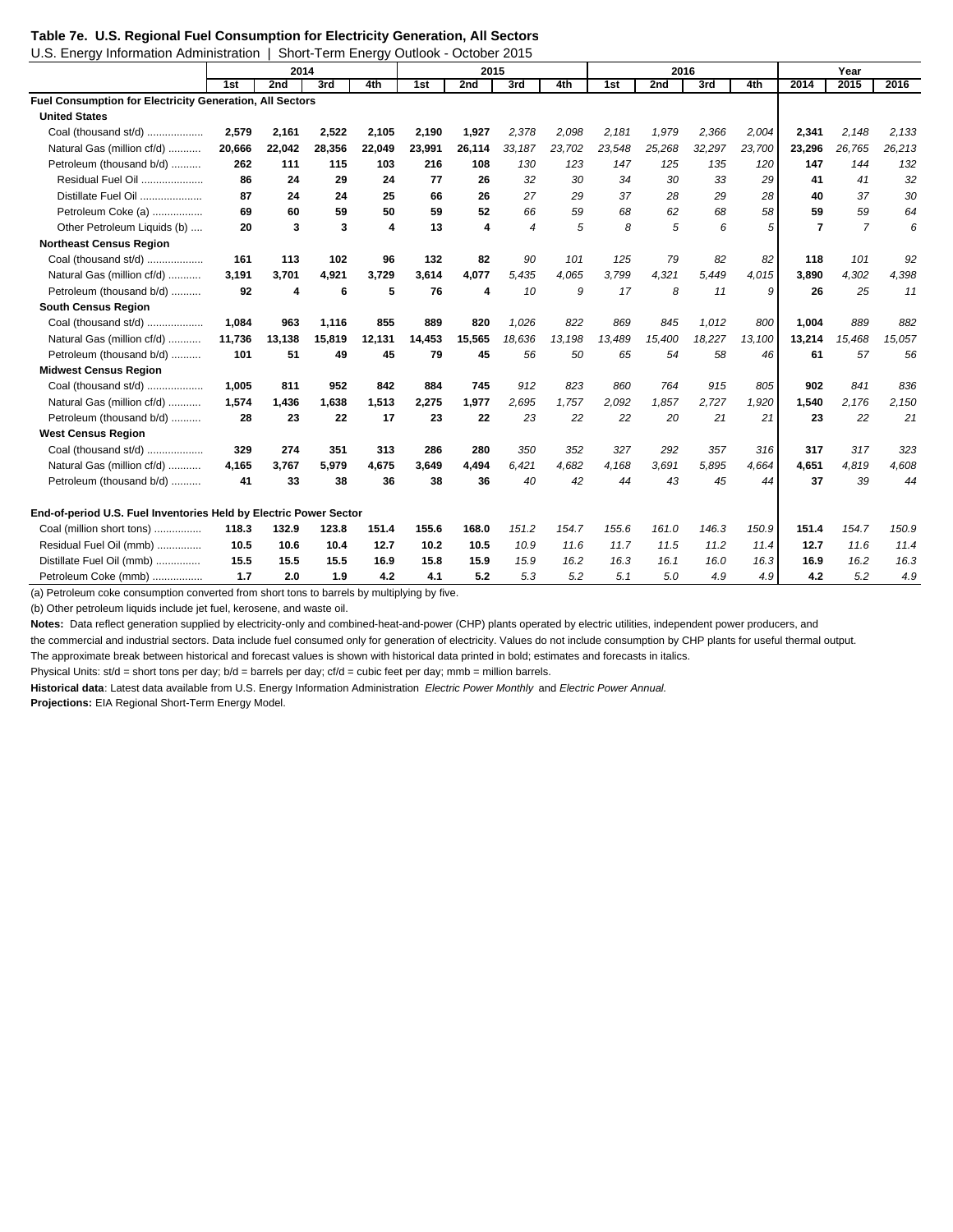# Table 7e. U.S. Regional Fuel Consumption for Electricity Generation, All Sectors

U.S. Energy Information Administration | Short-Term Energy Outlook - October 2015

| | 2014 | | | | 2015 | | | | 2016 | | | | Year | | |
|---|---|---|---|---|---|---|---|---|---|---|---|---|---|---|---|
| | 1st | 2nd | 3rd | 4th | 1st | 2nd | 3rd | 4th | 1st | 2nd | 3rd | 4th | 2014 | 2015 | 2016 |
| **Fuel Consumption for Electricity Generation, All Sectors** | | | | | | | | | | | | | | | |
| **United States** | | | | | | | | | | | | | | | |
| Coal (thousand st/d) | **2,579** | **2,161** | **2,522** | **2,105** | **2,190** | **1,927** | *2,378* | *2,098* | *2,181* | *1,979* | *2,366* | *2,004* | **2,341** | *2,148* | *2,133* |
| Natural Gas (million cf/d) | **20,666** | **22,042** | **28,356** | **22,049** | **23,991** | **26,114** | *33,187* | *23,702* | *23,548* | *25,268* | *32,297* | *23,700* | **23,296** | *26,765* | *26,213* |
| Petroleum (thousand b/d) | **262** | **111** | **115** | **103** | **216** | **108** | *130* | *123* | *147* | *125* | *135* | *120* | **147** | *144* | *132* |
| Residual Fuel Oil | **86** | **24** | **29** | **24** | **77** | **26** | *32* | *30* | *34* | *30* | *33* | *29* | **41** | *41* | *32* |
| Distillate Fuel Oil | **87** | **24** | **24** | **25** | **66** | **26** | *27* | *29* | *37* | *28* | *29* | *28* | **40** | *37* | *30* |
| Petroleum Coke (a) | **69** | **60** | **59** | **50** | **59** | **52** | *66* | *59* | *68* | *62* | *68* | *58* | **59** | *59* | *64* |
| Other Petroleum Liquids (b) | **20** | **3** | **3** | **4** | **13** | **4** | *4* | *5* | *8* | *5* | *6* | *5* | **7** | *7* | *6* |
| **Northeast Census Region** | | | | | | | | | | | | | | | |
| Coal (thousand st/d) | **161** | **113** | **102** | **96** | **132** | **82** | *90* | *101* | *125* | *79* | *82* | *82* | **118** | *101* | *92* |
| Natural Gas (million cf/d) | **3,191** | **3,701** | **4,921** | **3,729** | **3,614** | **4,077** | *5,435* | *4,065* | *3,799* | *4,321* | *5,449* | *4,015* | **3,890** | *4,302* | *4,398* |
| Petroleum (thousand b/d) | **92** | **4** | **6** | **5** | **76** | **4** | *10* | *9* | *17* | *8* | *11* | *9* | **26** | *25* | *11* |
| **South Census Region** | | | | | | | | | | | | | | | |
| Coal (thousand st/d) | **1,084** | **963** | **1,116** | **855** | **889** | **820** | *1,026* | *822* | *869* | *845* | *1,012* | *800* | **1,004** | *889* | *882* |
| Natural Gas (million cf/d) | **11,736** | **13,138** | **15,819** | **12,131** | **14,453** | **15,565** | *18,636* | *13,198* | *13,489* | *15,400* | *18,227* | *13,100* | **13,214** | *15,468* | *15,057* |
| Petroleum (thousand b/d) | **101** | **51** | **49** | **45** | **79** | **45** | *56* | *50* | *65* | *54* | *58* | *46* | **61** | *57* | *56* |
| **Midwest Census Region** | | | | | | | | | | | | | | | |
| Coal (thousand st/d) | **1,005** | **811** | **952** | **842** | **884** | **745** | *912* | *823* | *860* | *764* | *915* | *805* | **902** | *841* | *836* |
| Natural Gas (million cf/d) | **1,574** | **1,436** | **1,638** | **1,513** | **2,275** | **1,977** | *2,695* | *1,757* | *2,092* | *1,857* | *2,727* | *1,920* | **1,540** | *2,176* | *2,150* |
| Petroleum (thousand b/d) | **28** | **23** | **22** | **17** | **23** | **22** | *23* | *22* | *22* | *20* | *21* | *21* | **23** | *22* | *21* |
| **West Census Region** | | | | | | | | | | | | | | | |
| Coal (thousand st/d) | **329** | **274** | **351** | **313** | **286** | **280** | *350* | *352* | *327* | *292* | *357* | *316* | **317** | *317* | *323* |
| Natural Gas (million cf/d) | **4,165** | **3,767** | **5,979** | **4,675** | **3,649** | **4,494** | *6,421* | *4,682* | *4,168* | *3,691* | *5,895* | *4,664* | **4,651** | *4,819* | *4,608* |
| Petroleum (thousand b/d) | **41** | **33** | **38** | **36** | **38** | **36** | *40* | *42* | *44* | *43* | *45* | *44* | **37** | *39* | *44* |
| **End-of-period U.S. Fuel Inventories Held by Electric Power Sector** | | | | | | | | | | | | | | | |
| Coal (million short tons) | **118.3** | **132.9** | **123.8** | **151.4** | **155.6** | **168.0** | *151.2* | *154.7* | *155.6* | *161.0* | *146.3* | *150.9* | **151.4** | *154.7* | *150.9* |
| Residual Fuel Oil (mmb) | **10.5** | **10.6** | **10.4** | **12.7** | **10.2** | **10.5** | *10.9* | *11.6* | *11.7* | *11.5* | *11.2* | *11.4* | **12.7** | *11.6* | *11.4* |
| Distillate Fuel Oil (mmb) | **15.5** | **15.5** | **15.5** | **16.9** | **15.8** | **15.9** | *15.9* | *16.2* | *16.3* | *16.1* | *16.0* | *16.3* | **16.9** | *16.2* | *16.3* |
| Petroleum Coke (mmb) | **1.7** | **2.0** | **1.9** | **4.2** | **4.1** | **5.2** | *5.3* | *5.2* | *5.1* | *5.0* | *4.9* | *4.9* | **4.2** | *5.2* | *4.9* |

(a) Petroleum coke consumption converted from short tons to barrels by multiplying by five.

(b) Other petroleum liquids include jet fuel, kerosene, and waste oil.

**Notes:** Data reflect generation supplied by electricity-only and combined-heat-and-power (CHP) plants operated by electric utilities, independent power producers, and the commercial and industrial sectors. Data include fuel consumed only for generation of electricity. Values do not include consumption by CHP plants for useful thermal output.

The approximate break between historical and forecast values is shown with historical data printed in bold; estimates and forecasts in italics.

Physical Units: st/d = short tons per day; b/d = barrels per day; cf/d = cubic feet per day; mmb = million barrels.

**Historical data**: Latest data available from U.S. Energy Information Administration *Electric Power Monthly* and *Electric Power Annual.*

**Projections:** EIA Regional Short-Term Energy Model.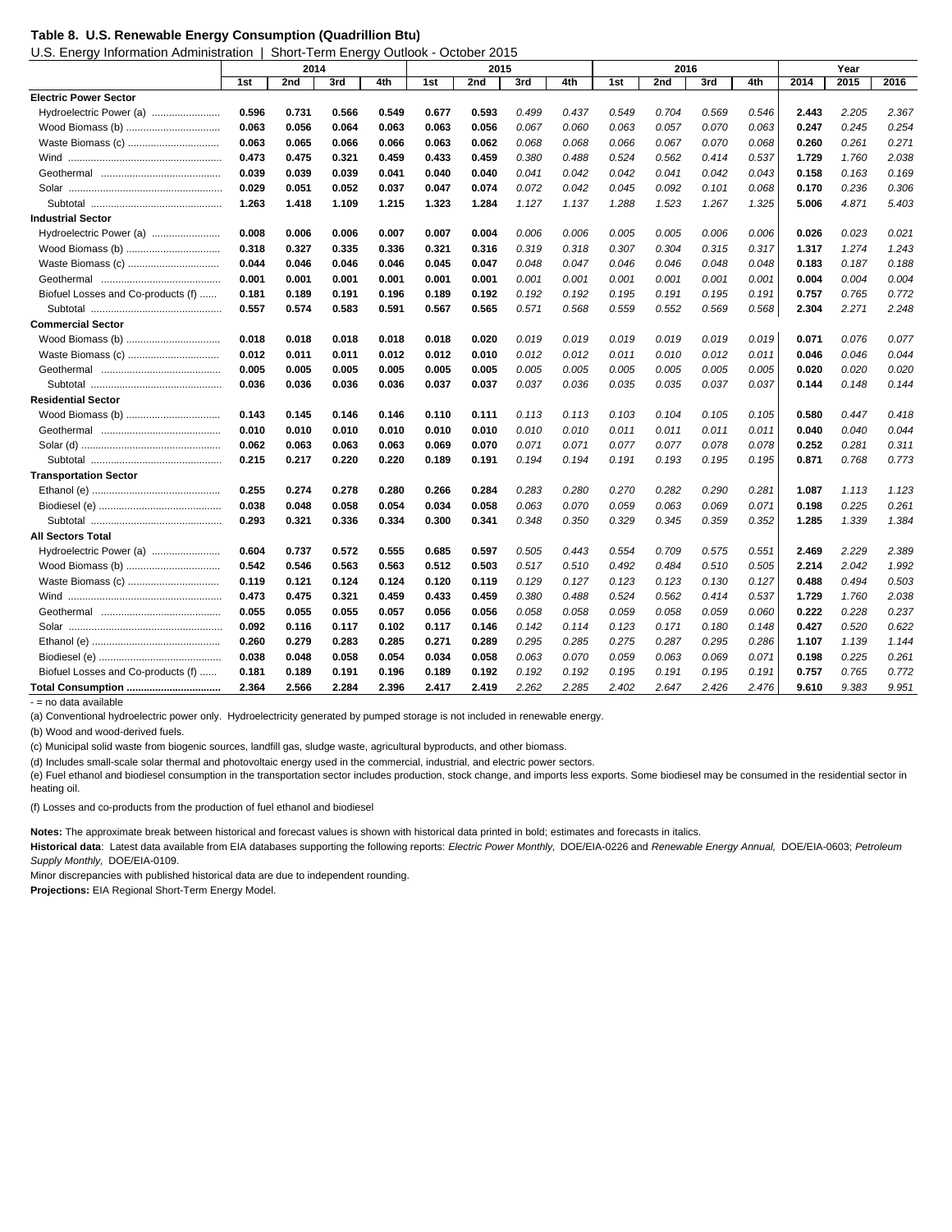**Table 8. U.S. Renewable Energy Consumption (Quadrillion Btu)**

U.S. Energy Information Administration | Short-Term Energy Outlook - October 2015

| | 2014 | | | | 2015 | | | | 2016 | | | | Year | | |
|---|---|---|---|---|---|---|---|---|---|---|---|---|---|---|---|
| | 1st | 2nd | 3rd | 4th | 1st | 2nd | 3rd | 4th | 1st | 2nd | 3rd | 4th | 2014 | 2015 | 2016 |
| **Electric Power Sector** | | | | | | | | | | | | | | | |
| Hydroelectric Power (a) | **0.596** | **0.731** | **0.566** | **0.549** | **0.677** | **0.593** | *0.499* | *0.437* | *0.549* | *0.704* | *0.569* | *0.546* | **2.443** | *2.205* | *2.367* |
| Wood Biomass (b) | **0.063** | **0.056** | **0.064** | **0.063** | **0.063** | **0.056** | *0.067* | *0.060* | *0.063* | *0.057* | *0.070* | *0.063* | **0.247** | *0.245* | *0.254* |
| Waste Biomass (c) | **0.063** | **0.065** | **0.066** | **0.066** | **0.063** | **0.062** | *0.068* | *0.068* | *0.066* | *0.067* | *0.070* | *0.068* | **0.260** | *0.261* | *0.271* |
| Wind | **0.473** | **0.475** | **0.321** | **0.459** | **0.433** | **0.459** | *0.380* | *0.488* | *0.524* | *0.562* | *0.414* | *0.537* | **1.729** | *1.760* | *2.038* |
| Geothermal | **0.039** | **0.039** | **0.039** | **0.041** | **0.040** | **0.040** | *0.041* | *0.042* | *0.042* | *0.041* | *0.042* | *0.043* | **0.158** | *0.163* | *0.169* |
| Solar | **0.029** | **0.051** | **0.052** | **0.037** | **0.047** | **0.074** | *0.072* | *0.042* | *0.045* | *0.092* | *0.101* | *0.068* | **0.170** | *0.236* | *0.306* |
| Subtotal | **1.263** | **1.418** | **1.109** | **1.215** | **1.323** | **1.284** | *1.127* | *1.137* | *1.288* | *1.523* | *1.267* | *1.325* | **5.006** | *4.871* | *5.403* |
| **Industrial Sector** | | | | | | | | | | | | | | | |
| Hydroelectric Power (a) | **0.008** | **0.006** | **0.006** | **0.007** | **0.007** | **0.004** | *0.006* | *0.006* | *0.005* | *0.005* | *0.006* | *0.006* | **0.026** | *0.023* | *0.021* |
| Wood Biomass (b) | **0.318** | **0.327** | **0.335** | **0.336** | **0.321** | **0.316** | *0.319* | *0.318* | *0.307* | *0.304* | *0.315* | *0.317* | **1.317** | *1.274* | *1.243* |
| Waste Biomass (c) | **0.044** | **0.046** | **0.046** | **0.046** | **0.045** | **0.047** | *0.048* | *0.047* | *0.046* | *0.046* | *0.048* | *0.048* | **0.183** | *0.187* | *0.188* |
| Geothermal | **0.001** | **0.001** | **0.001** | **0.001** | **0.001** | **0.001** | *0.001* | *0.001* | *0.001* | *0.001* | *0.001* | *0.001* | **0.004** | *0.004* | *0.004* |
| Biofuel Losses and Co-products (f) | **0.181** | **0.189** | **0.191** | **0.196** | **0.189** | **0.192** | *0.192* | *0.192* | *0.195* | *0.191* | *0.195* | *0.191* | **0.757** | *0.765* | *0.772* |
| Subtotal | **0.557** | **0.574** | **0.583** | **0.591** | **0.567** | **0.565** | *0.571* | *0.568* | *0.559* | *0.552* | *0.569* | *0.568* | **2.304** | *2.271* | *2.248* |
| **Commercial Sector** | | | | | | | | | | | | | | | |
| Wood Biomass (b) | **0.018** | **0.018** | **0.018** | **0.018** | **0.018** | **0.020** | *0.019* | *0.019* | *0.019* | *0.019* | *0.019* | *0.019* | **0.071** | *0.076* | *0.077* |
| Waste Biomass (c) | **0.012** | **0.011** | **0.011** | **0.012** | **0.012** | **0.010** | *0.012* | *0.012* | *0.011* | *0.010* | *0.012* | *0.011* | **0.046** | *0.046* | *0.044* |
| Geothermal | **0.005** | **0.005** | **0.005** | **0.005** | **0.005** | **0.005** | *0.005* | *0.005* | *0.005* | *0.005* | *0.005* | *0.005* | **0.020** | *0.020* | *0.020* |
| Subtotal | **0.036** | **0.036** | **0.036** | **0.036** | **0.037** | **0.037** | *0.037* | *0.036* | *0.035* | *0.035* | *0.037* | *0.037* | **0.144** | *0.148* | *0.144* |
| **Residential Sector** | | | | | | | | | | | | | | | |
| Wood Biomass (b) | **0.143** | **0.145** | **0.146** | **0.146** | **0.110** | **0.111** | *0.113* | *0.113* | *0.103* | *0.104* | *0.105* | *0.105* | **0.580** | *0.447* | *0.418* |
| Geothermal | **0.010** | **0.010** | **0.010** | **0.010** | **0.010** | **0.010** | *0.010* | *0.010* | *0.011* | *0.011* | *0.011* | *0.011* | **0.040** | *0.040* | *0.044* |
| Solar (d) | **0.062** | **0.063** | **0.063** | **0.063** | **0.069** | **0.070** | *0.071* | *0.071* | *0.077* | *0.077* | *0.078* | *0.078* | **0.252** | *0.281* | *0.311* |
| Subtotal | **0.215** | **0.217** | **0.220** | **0.220** | **0.189** | **0.191** | *0.194* | *0.194* | *0.191* | *0.193* | *0.195* | *0.195* | **0.871** | *0.768* | *0.773* |
| **Transportation Sector** | | | | | | | | | | | | | | | |
| Ethanol (e) | **0.255** | **0.274** | **0.278** | **0.280** | **0.266** | **0.284** | *0.283* | *0.280* | *0.270* | *0.282* | *0.290* | *0.281* | **1.087** | *1.113* | *1.123* |
| Biodiesel (e) | **0.038** | **0.048** | **0.058** | **0.054** | **0.034** | **0.058** | *0.063* | *0.070* | *0.059* | *0.063* | *0.069* | *0.071* | **0.198** | *0.225* | *0.261* |
| Subtotal | **0.293** | **0.321** | **0.336** | **0.334** | **0.300** | **0.341** | *0.348* | *0.350* | *0.329* | *0.345* | *0.359* | *0.352* | **1.285** | *1.339* | *1.384* |
| **All Sectors Total** | | | | | | | | | | | | | | | |
| Hydroelectric Power (a) | **0.604** | **0.737** | **0.572** | **0.555** | **0.685** | **0.597** | *0.505* | *0.443* | *0.554* | *0.709* | *0.575* | *0.551* | **2.469** | *2.229* | *2.389* |
| Wood Biomass (b) | **0.542** | **0.546** | **0.563** | **0.563** | **0.512** | **0.503** | *0.517* | *0.510* | *0.492* | *0.484* | *0.510* | *0.505* | **2.214** | *2.042* | *1.992* |
| Waste Biomass (c) | **0.119** | **0.121** | **0.124** | **0.124** | **0.120** | **0.119** | *0.129* | *0.127* | *0.123* | *0.123* | *0.130* | *0.127* | **0.488** | *0.494* | *0.503* |
| Wind | **0.473** | **0.475** | **0.321** | **0.459** | **0.433** | **0.459** | *0.380* | *0.488* | *0.524* | *0.562* | *0.414* | *0.537* | **1.729** | *1.760* | *2.038* |
| Geothermal | **0.055** | **0.055** | **0.055** | **0.057** | **0.056** | **0.056** | *0.058* | *0.058* | *0.059* | *0.058* | *0.059* | *0.060* | **0.222** | *0.228* | *0.237* |
| Solar | **0.092** | **0.116** | **0.117** | **0.102** | **0.117** | **0.146** | *0.142* | *0.114* | *0.123* | *0.171* | *0.180* | *0.148* | **0.427** | *0.520* | *0.622* |
| Ethanol (e) | **0.260** | **0.279** | **0.283** | **0.285** | **0.271** | **0.289** | *0.295* | *0.285* | *0.275* | *0.287* | *0.295* | *0.286* | **1.107** | *1.139* | *1.144* |
| Biodiesel (e) | **0.038** | **0.048** | **0.058** | **0.054** | **0.034** | **0.058** | *0.063* | *0.070* | *0.059* | *0.063* | *0.069* | *0.071* | **0.198** | *0.225* | *0.261* |
| Biofuel Losses and Co-products (f) | **0.181** | **0.189** | **0.191** | **0.196** | **0.189** | **0.192** | *0.192* | *0.192* | *0.195* | *0.191* | *0.195* | *0.191* | **0.757** | *0.765* | *0.772* |
| **Total Consumption** | **2.364** | **2.566** | **2.284** | **2.396** | **2.417** | **2.419** | *2.262* | *2.285* | *2.402* | *2.647* | *2.426* | *2.476* | **9.610** | *9.383* | *9.951* |

\- = no data available

(a) Conventional hydroelectric power only. Hydroelectricity generated by pumped storage is not included in renewable energy.

(b) Wood and wood-derived fuels.

(c) Municipal solid waste from biogenic sources, landfill gas, sludge waste, agricultural byproducts, and other biomass.

(d) Includes small-scale solar thermal and photovoltaic energy used in the commercial, industrial, and electric power sectors.

(e) Fuel ethanol and biodiesel consumption in the transportation sector includes production, stock change, and imports less exports. Some biodiesel may be consumed in the residential sector in heating oil.

(f) Losses and co-products from the production of fuel ethanol and biodiesel

**Notes:** The approximate break between historical and forecast values is shown with historical data printed in bold; estimates and forecasts in italics.

**Historical data**: Latest data available from EIA databases supporting the following reports: *Electric Power Monthly,* DOE/EIA-0226 and *Renewable Energy Annual,* DOE/EIA-0603; *Petroleum Supply Monthly,* DOE/EIA-0109.

Minor discrepancies with published historical data are due to independent rounding.

**Projections:** EIA Regional Short-Term Energy Model.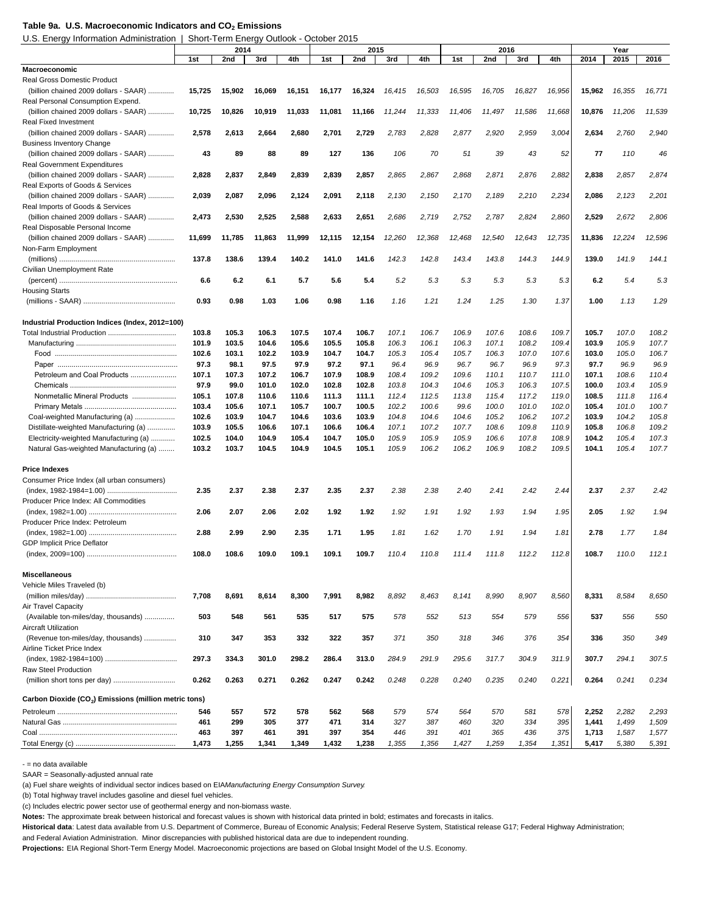**Table 9a. U.S. Macroeconomic Indicators and $CO_2$ Emissions**

U.S. Energy Information Administration | Short-Term Energy Outlook - October 2015

| | 2014 | | | | 2015 | | | | 2016 | | | | Year | | |
|---|---|---|---|---|---|---|---|---|---|---|---|---|---|---|---|
| | 1st | 2nd | 3rd | 4th | 1st | 2nd | 3rd | 4th | 1st | 2nd | 3rd | 4th | 2014 | 2015 | 2016 |
| **Macroeconomic** | | | | | | | | | | | | | | | |
| Real Gross Domestic Product | | | | | | | | | | | | | | | |
| (billion chained 2009 dollars - SAAR) | **15,725** | **15,902** | **16,069** | **16,151** | **16,177** | **16,324** | *16,415* | *16,503* | *16,595* | *16,705* | *16,827* | *16,956* | **15,962** | *16,355* | *16,771* |
| Real Personal Consumption Expend. | | | | | | | | | | | | | | | |
| (billion chained 2009 dollars - SAAR) | **10,725** | **10,826** | **10,919** | **11,033** | **11,081** | **11,166** | *11,244* | *11,333* | *11,406* | *11,497* | *11,586* | *11,668* | **10,876** | *11,206* | *11,539* |
| Real Fixed Investment | | | | | | | | | | | | | | | |
| (billion chained 2009 dollars - SAAR) | **2,578** | **2,613** | **2,664** | **2,680** | **2,701** | **2,729** | *2,783* | *2,828* | *2,877* | *2,920* | *2,959* | *3,004* | **2,634** | *2,760* | *2,940* |
| Business Inventory Change | | | | | | | | | | | | | | | |
| (billion chained 2009 dollars - SAAR) | **43** | **89** | **88** | **89** | **127** | **136** | *106* | *70* | *51* | *39* | *43* | *52* | **77** | *110* | *46* |
| Real Government Expenditures | | | | | | | | | | | | | | | |
| (billion chained 2009 dollars - SAAR) | **2,828** | **2,837** | **2,849** | **2,839** | **2,839** | **2,857** | *2,865* | *2,867* | *2,868* | *2,871* | *2,876* | *2,882* | **2,838** | *2,857* | *2,874* |
| Real Exports of Goods & Services | | | | | | | | | | | | | | | |
| (billion chained 2009 dollars - SAAR) | **2,039** | **2,087** | **2,096** | **2,124** | **2,091** | **2,118** | *2,130* | *2,150* | *2,170* | *2,189* | *2,210* | *2,234* | **2,086** | *2,123* | *2,201* |
| Real Imports of Goods & Services | | | | | | | | | | | | | | | |
| (billion chained 2009 dollars - SAAR) | **2,473** | **2,530** | **2,525** | **2,588** | **2,633** | **2,651** | *2,686* | *2,719* | *2,752* | *2,787* | *2,824* | *2,860* | **2,529** | *2,672* | *2,806* |
| Real Disposable Personal Income | | | | | | | | | | | | | | | |
| (billion chained 2009 dollars - SAAR) | **11,699** | **11,785** | **11,863** | **11,999** | **12,115** | **12,154** | *12,260* | *12,368* | *12,468* | *12,540* | *12,643* | *12,735* | **11,836** | *12,224* | *12,596* |
| Non-Farm Employment | | | | | | | | | | | | | | | |
| (millions) | **137.8** | **138.6** | **139.4** | **140.2** | **141.0** | **141.6** | *142.3* | *142.8* | *143.4* | *143.8* | *144.3* | *144.9* | **139.0** | *141.9* | *144.1* |
| Civilian Unemployment Rate | | | | | | | | | | | | | | | |
| (percent) | **6.6** | **6.2** | **6.1** | **5.7** | **5.6** | **5.4** | *5.2* | *5.3* | *5.3* | *5.3* | *5.3* | *5.3* | **6.2** | *5.4* | *5.3* |
| Housing Starts | | | | | | | | | | | | | | | |
| (millions - SAAR) | **0.93** | **0.98** | **1.03** | **1.06** | **0.98** | **1.16** | *1.16* | *1.21* | *1.24* | *1.25* | *1.30* | *1.37* | **1.00** | *1.13* | *1.29* |
| **Industrial Production Indices (Index, 2012=100)** | | | | | | | | | | | | | | | |
| Total Industrial Production | **103.8** | **105.3** | **106.3** | **107.5** | **107.4** | **106.7** | *107.1* | *106.7* | *106.9* | *107.6* | *108.6* | *109.7* | **105.7** | *107.0* | *108.2* |
| Manufacturing | **101.9** | **103.5** | **104.6** | **105.6** | **105.5** | **105.8** | *106.3* | *106.1* | *106.3* | *107.1* | *108.2* | *109.4* | **103.9** | *105.9* | *107.7* |
| Food | **102.6** | **103.1** | **102.2** | **103.9** | **104.7** | **104.7** | *105.3* | *105.4* | *105.7* | *106.3* | *107.0* | *107.6* | **103.0** | *105.0* | *106.7* |
| Paper | **97.3** | **98.1** | **97.5** | **97.9** | **97.2** | **97.1** | *96.4* | *96.9* | *96.7* | *96.7* | *96.9* | *97.3* | **97.7** | *96.9* | *96.9* |
| Petroleum and Coal Products | **107.1** | **107.3** | **107.2** | **106.7** | **107.9** | **108.9** | *108.4* | *109.2* | *109.6* | *110.1* | *110.7* | *111.0* | **107.1** | *108.6* | *110.4* |
| Chemicals | **97.9** | **99.0** | **101.0** | **102.0** | **102.8** | **102.8** | *103.8* | *104.3* | *104.6* | *105.3* | *106.3* | *107.5* | **100.0** | *103.4* | *105.9* |
| Nonmetallic Mineral Products | **105.1** | **107.8** | **110.6** | **110.6** | **111.3** | **111.1** | *112.4* | *112.5* | *113.8* | *115.4* | *117.2* | *119.0* | **108.5** | *111.8* | *116.4* |
| Primary Metals | **103.4** | **105.6** | **107.1** | **105.7** | **100.7** | **100.5** | *102.2* | *100.6* | *99.6* | *100.0* | *101.0* | *102.0* | **105.4** | *101.0* | *100.7* |
| Coal-weighted Manufacturing (a) | **102.6** | **103.9** | **104.7** | **104.6** | **103.6** | **103.9** | *104.8* | *104.6* | *104.6* | *105.2* | *106.2* | *107.2* | **103.9** | *104.2* | *105.8* |
| Distillate-weighted Manufacturing (a) | **103.9** | **105.5** | **106.6** | **107.1** | **106.6** | **106.4** | *107.1* | *107.2* | *107.7* | *108.6* | *109.8* | *110.9* | **105.8** | *106.8* | *109.2* |
| Electricity-weighted Manufacturing (a) | **102.5** | **104.0** | **104.9** | **105.4** | **104.7** | **105.0** | *105.9* | *105.9* | *105.9* | *106.6* | *107.8* | *108.9* | **104.2** | *105.4* | *107.3* |
| Natural Gas-weighted Manufacturing (a) | **103.2** | **103.7** | **104.5** | **104.9** | **104.5** | **105.1** | *105.9* | *106.2* | *106.2* | *106.9* | *108.2* | *109.5* | **104.1** | *105.4* | *107.7* |
| **Price Indexes** | | | | | | | | | | | | | | | |
| Consumer Price Index (all urban consumers) | | | | | | | | | | | | | | | |
| (index, 1982-1984=1.00) | **2.35** | **2.37** | **2.38** | **2.37** | **2.35** | **2.37** | *2.38* | *2.38* | *2.40* | *2.41* | *2.42* | *2.44* | **2.37** | *2.37* | *2.42* |
| Producer Price Index: All Commodities | | | | | | | | | | | | | | | |
| (index, 1982=1.00) | **2.06** | **2.07** | **2.06** | **2.02** | **1.92** | **1.92** | *1.92* | *1.91* | *1.92* | *1.93* | *1.94* | *1.95* | **2.05** | *1.92* | *1.94* |
| Producer Price Index: Petroleum | | | | | | | | | | | | | | | |
| (index, 1982=1.00) | **2.88** | **2.99** | **2.90** | **2.35** | **1.71** | **1.95** | *1.81* | *1.62* | *1.70* | *1.91* | *1.94* | *1.81* | **2.78** | *1.77* | *1.84* |
| GDP Implicit Price Deflator | | | | | | | | | | | | | | | |
| (index, 2009=100) | **108.0** | **108.6** | **109.0** | **109.1** | **109.1** | **109.7** | *110.4* | *110.8* | *111.4* | *111.8* | *112.2* | *112.8* | **108.7** | *110.0* | *112.1* |
| **Miscellaneous** | | | | | | | | | | | | | | | |
| Vehicle Miles Traveled (b) | | | | | | | | | | | | | | | |
| (million miles/day) | **7,708** | **8,691** | **8,614** | **8,300** | **7,991** | **8,982** | *8,892* | *8,463* | *8,141* | *8,990* | *8,907* | *8,560* | **8,331** | *8,584* | *8,650* |
| Air Travel Capacity | | | | | | | | | | | | | | | |
| (Available ton-miles/day, thousands) | **503** | **548** | **561** | **535** | **517** | **575** | *578* | *552* | *513* | *554* | *579* | *556* | **537** | *556* | *550* |
| Aircraft Utilization | | | | | | | | | | | | | | | |
| (Revenue ton-miles/day, thousands) | **310** | **347** | **353** | **332** | **322** | **357** | *371* | *350* | *318* | *346* | *376* | *354* | **336** | *350* | *349* |
| Airline Ticket Price Index | | | | | | | | | | | | | | | |
| (index, 1982-1984=100) | **297.3** | **334.3** | **301.0** | **298.2** | **286.4** | **313.0** | *284.9* | *291.9* | *295.6* | *317.7* | *304.9* | *311.9* | **307.7** | *294.1* | *307.5* |
| Raw Steel Production | | | | | | | | | | | | | | | |
| (million short tons per day) | **0.262** | **0.263** | **0.271** | **0.262** | **0.247** | **0.242** | *0.248* | *0.228* | *0.240* | *0.235* | *0.240* | *0.221* | **0.264** | *0.241* | *0.234* |
| **Carbon Dioxide ($CO_2$) Emissions (million metric tons)** | | | | | | | | | | | | | | | |
| Petroleum | **546** | **557** | **572** | **578** | **562** | **568** | *579* | *574* | *564* | *570* | *581* | *578* | **2,252** | *2,282* | *2,293* |
| Natural Gas | **461** | **299** | **305** | **377** | **471** | **314** | *327* | *387* | *460* | *320* | *334* | *395* | **1,441** | *1,499* | *1,509* |
| Coal | **463** | **397** | **461** | **391** | **397** | **354** | *446* | *391* | *401* | *365* | *436* | *375* | **1,713** | *1,587* | *1,577* |
| Total Energy (c) | **1,473** | **1,255** | **1,341** | **1,349** | **1,432** | **1,238** | *1,355* | *1,356* | *1,427* | *1,259* | *1,354* | *1,351* | **5,417** | *5,380* | *5,391* |

\- = no data available

SAAR = Seasonally-adjusted annual rate

(a) Fuel share weights of individual sector indices based on EIA *Manufacturing Energy Consumption Survey*.

(b) Total highway travel includes gasoline and diesel fuel vehicles.

(c) Includes electric power sector use of geothermal energy and non-biomass waste.

**Notes:** The approximate break between historical and forecast values is shown with historical data printed in bold; estimates and forecasts in italics.

**Historical data**: Latest data available from U.S. Department of Commerce, Bureau of Economic Analysis; Federal Reserve System, Statistical release G17; Federal Highway Administration; and Federal Aviation Administration. Minor discrepancies with published historical data are due to independent rounding.

**Projections:** EIA Regional Short-Term Energy Model. Macroeconomic projections are based on Global Insight Model of the U.S. Economy.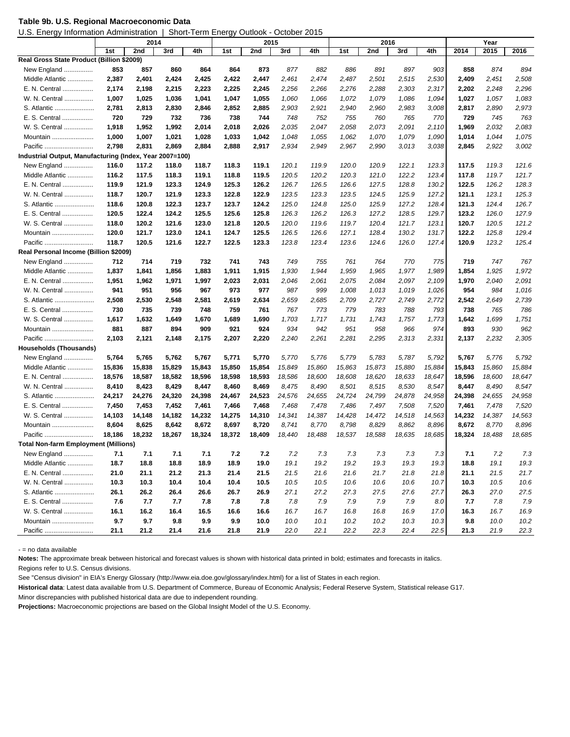**Table 9b. U.S. Regional Macroeconomic Data**

U.S. Energy Information Administration | Short-Term Energy Outlook - October 2015

| | 2014 | | | | 2015 | | | | 2016 | | | | Year | | |
|---|---|---|---|---|---|---|---|---|---|---|---|---|---|---|---|
| | 1st | 2nd | 3rd | 4th | 1st | 2nd | 3rd | 4th | 1st | 2nd | 3rd | 4th | 2014 | 2015 | 2016 |
| **Real Gross State Product (Billion $2009)** | | | | | | | | | | | | | | | |
| New England ................ | **853** | **857** | **860** | **864** | **864** | **873** | *877* | *882* | *886* | *891* | *897* | *903* | **858** | *874* | *894* |
| Middle Atlantic ............. | **2,387** | **2,401** | **2,424** | **2,425** | **2,422** | **2,447** | *2,461* | *2,474* | *2,487* | *2,501* | *2,515* | *2,530* | **2,409** | *2,451* | *2,508* |
| E. N. Central ................. | **2,174** | **2,198** | **2,215** | **2,223** | **2,225** | **2,245** | *2,256* | *2,266* | *2,276* | *2,288* | *2,303* | *2,317* | **2,202** | *2,248* | *2,296* |
| W. N. Central ................ | **1,007** | **1,025** | **1,036** | **1,041** | **1,047** | **1,055** | *1,060* | *1,066* | *1,072* | *1,079* | *1,086* | *1,094* | **1,027** | *1,057* | *1,083* |
| S. Atlantic ...................... | **2,781** | **2,813** | **2,830** | **2,846** | **2,852** | **2,885** | *2,903* | *2,921* | *2,940* | *2,960* | *2,983* | *3,008* | **2,817** | *2,890* | *2,973* |
| E. S. Central ................. | **720** | **729** | **732** | **736** | **738** | **744** | *748* | *752* | *755* | *760* | *765* | *770* | **729** | *745* | *763* |
| W. S. Central ................ | **1,918** | **1,952** | **1,992** | **2,014** | **2,018** | **2,026** | *2,035* | *2,047* | *2,058* | *2,073* | *2,091* | *2,110* | **1,969** | *2,032* | *2,083* |
| Mountain ....................... | **1,000** | **1,007** | **1,021** | **1,028** | **1,033** | **1,042** | *1,048* | *1,055* | *1,062* | *1,070* | *1,079* | *1,090* | **1,014** | *1,044* | *1,075* |
| Pacific ........................... | **2,798** | **2,831** | **2,869** | **2,884** | **2,888** | **2,917** | *2,934* | *2,949* | *2,967* | *2,990* | *3,013* | *3,038* | **2,845** | *2,922* | *3,002* |
| **Industrial Output, Manufacturing (Index, Year 2007=100)** | | | | | | | | | | | | | | | |
| New England ................ | **116.0** | **117.2** | **118.0** | **118.7** | **118.3** | **119.1** | *120.1* | *119.9* | *120.0* | *120.9* | *122.1* | *123.3* | **117.5** | *119.3* | *121.6* |
| Middle Atlantic ............. | **116.2** | **117.5** | **118.3** | **119.1** | **118.8** | **119.5** | *120.5* | *120.2* | *120.3* | *121.0* | *122.2* | *123.4* | **117.8** | *119.7* | *121.7* |
| E. N. Central ................. | **119.9** | **121.9** | **123.3** | **124.9** | **125.3** | **126.2** | *126.7* | *126.5* | *126.6* | *127.5* | *128.8* | *130.2* | **122.5** | *126.2* | *128.3* |
| W. N. Central ................ | **118.7** | **120.7** | **121.9** | **123.3** | **122.8** | **122.9** | *123.5* | *123.3* | *123.5* | *124.5* | *125.9* | *127.2* | **121.1** | *123.1* | *125.3* |
| S. Atlantic ...................... | **118.6** | **120.8** | **122.3** | **123.7** | **123.7** | **124.2** | *125.0* | *124.8* | *125.0* | *125.9* | *127.2* | *128.4* | **121.3** | *124.4* | *126.7* |
| E. S. Central ................. | **120.5** | **122.4** | **124.2** | **125.5** | **125.6** | **125.8** | *126.3* | *126.2* | *126.3* | *127.2* | *128.5* | *129.7* | **123.2** | *126.0* | *127.9* |
| W. S. Central ................ | **118.0** | **120.2** | **121.6** | **123.0** | **121.8** | **120.5** | *120.0* | *119.6* | *119.7* | *120.4* | *121.7* | *123.1* | **120.7** | *120.5* | *121.2* |
| Mountain ....................... | **120.0** | **121.7** | **123.0** | **124.1** | **124.7** | **125.5** | *126.5* | *126.6* | *127.1* | *128.4* | *130.2* | *131.7* | **122.2** | *125.8* | *129.4* |
| Pacific ........................... | **118.7** | **120.5** | **121.6** | **122.7** | **122.5** | **123.3** | *123.8* | *123.4* | *123.6* | *124.6* | *126.0* | *127.4* | **120.9** | *123.2* | *125.4* |
| **Real Personal Income (Billion $2009)** | | | | | | | | | | | | | | | |
| New England ................ | **712** | **714** | **719** | **732** | **741** | **743** | *749* | *755* | *761* | *764* | *770* | *775* | **719** | *747* | *767* |
| Middle Atlantic ............. | **1,837** | **1,841** | **1,856** | **1,883** | **1,911** | **1,915** | *1,930* | *1,944* | *1,959* | *1,965* | *1,977* | *1,989* | **1,854** | *1,925* | *1,972* |
| E. N. Central ................. | **1,951** | **1,962** | **1,971** | **1,997** | **2,023** | **2,031** | *2,046* | *2,061* | *2,075* | *2,084* | *2,097* | *2,109* | **1,970** | *2,040* | *2,091* |
| W. N. Central ................ | **941** | **951** | **956** | **967** | **973** | **977** | *987* | *999* | *1,008* | *1,013* | *1,019* | *1,026* | **954** | *984* | *1,016* |
| S. Atlantic ...................... | **2,508** | **2,530** | **2,548** | **2,581** | **2,619** | **2,634** | *2,659* | *2,685* | *2,709* | *2,727* | *2,749* | *2,772* | **2,542** | *2,649* | *2,739* |
| E. S. Central ................. | **730** | **735** | **739** | **748** | **759** | **761** | *767* | *773* | *779* | *783* | *788* | *793* | **738** | *765* | *786* |
| W. S. Central ................ | **1,617** | **1,632** | **1,649** | **1,670** | **1,689** | **1,690** | *1,703* | *1,717* | *1,731* | *1,743* | *1,757* | *1,773* | **1,642** | *1,699* | *1,751* |
| Mountain ....................... | **881** | **887** | **894** | **909** | **921** | **924** | *934* | *942* | *951* | *958* | *966* | *974* | **893** | *930* | *962* |
| Pacific ........................... | **2,103** | **2,121** | **2,148** | **2,175** | **2,207** | **2,220** | *2,240* | *2,261* | *2,281* | *2,295* | *2,313* | *2,331* | **2,137** | *2,232* | *2,305* |
| **Households (Thousands)** | | | | | | | | | | | | | | | |
| New England ................ | **5,764** | **5,765** | **5,762** | **5,767** | **5,771** | **5,770** | *5,770* | *5,776* | *5,779* | *5,783* | *5,787* | *5,792* | **5,767** | *5,776* | *5,792* |
| Middle Atlantic ............. | **15,836** | **15,838** | **15,829** | **15,843** | **15,850** | **15,854** | *15,849* | *15,860* | *15,863* | *15,873* | *15,880* | *15,884* | **15,843** | *15,860* | *15,884* |
| E. N. Central ................. | **18,576** | **18,587** | **18,582** | **18,596** | **18,598** | **18,593** | *18,586* | *18,600* | *18,608* | *18,620* | *18,633* | *18,647* | **18,596** | *18,600* | *18,647* |
| W. N. Central ................ | **8,410** | **8,423** | **8,429** | **8,447** | **8,460** | **8,469** | *8,475* | *8,490* | *8,501* | *8,515* | *8,530* | *8,547* | **8,447** | *8,490* | *8,547* |
| S. Atlantic ...................... | **24,217** | **24,276** | **24,320** | **24,398** | **24,467** | **24,523** | *24,576* | *24,655* | *24,724* | *24,799* | *24,878* | *24,958* | **24,398** | *24,655* | *24,958* |
| E. S. Central ................. | **7,450** | **7,453** | **7,452** | **7,461** | **7,466** | **7,468** | *7,468* | *7,478* | *7,486* | *7,497* | *7,508* | *7,520* | **7,461** | *7,478* | *7,520* |
| W. S. Central ................ | **14,103** | **14,148** | **14,182** | **14,232** | **14,275** | **14,310** | *14,341* | *14,387* | *14,428* | *14,472* | *14,518* | *14,563* | **14,232** | *14,387* | *14,563* |
| Mountain ....................... | **8,604** | **8,625** | **8,642** | **8,672** | **8,697** | **8,720** | *8,741* | *8,770* | *8,798* | *8,829* | *8,862* | *8,896* | **8,672** | *8,770* | *8,896* |
| Pacific ........................... | **18,186** | **18,232** | **18,267** | **18,324** | **18,372** | **18,409** | *18,440* | *18,488* | *18,537* | *18,588* | *18,635* | *18,685* | **18,324** | *18,488* | *18,685* |
| **Total Non-farm Employment (Millions)** | | | | | | | | | | | | | | | |
| New England ................ | **7.1** | **7.1** | **7.1** | **7.1** | **7.2** | **7.2** | *7.2* | *7.3* | *7.3* | *7.3* | *7.3* | *7.3* | **7.1** | *7.2* | *7.3* |
| Middle Atlantic ............. | **18.7** | **18.8** | **18.8** | **18.9** | **18.9** | **19.0** | *19.1* | *19.2* | *19.2* | *19.3* | *19.3* | *19.3* | **18.8** | *19.1* | *19.3* |
| E. N. Central ................. | **21.0** | **21.1** | **21.2** | **21.3** | **21.4** | **21.5** | *21.5* | *21.6* | *21.6* | *21.7* | *21.8* | *21.8* | **21.1** | *21.5* | *21.7* |
| W. N. Central ................ | **10.3** | **10.3** | **10.4** | **10.4** | **10.4** | **10.5** | *10.5* | *10.5* | *10.6* | *10.6* | *10.6* | *10.7* | **10.3** | *10.5* | *10.6* |
| S. Atlantic ...................... | **26.1** | **26.2** | **26.4** | **26.6** | **26.7** | **26.9** | *27.1* | *27.2* | *27.3* | *27.5* | *27.6* | *27.7* | **26.3** | *27.0* | *27.5* |
| E. S. Central ................. | **7.6** | **7.7** | **7.7** | **7.8** | **7.8** | **7.8** | *7.8* | *7.9* | *7.9* | *7.9* | *7.9* | *8.0* | **7.7** | *7.8* | *7.9* |
| W. S. Central ................ | **16.1** | **16.2** | **16.4** | **16.5** | **16.6** | **16.6** | *16.7* | *16.7* | *16.8* | *16.8* | *16.9* | *17.0* | **16.3** | *16.7* | *16.9* |
| Mountain ....................... | **9.7** | **9.7** | **9.8** | **9.9** | **9.9** | **10.0** | *10.0* | *10.1* | *10.2* | *10.2* | *10.3* | *10.3* | **9.8** | *10.0* | *10.2* |
| Pacific ........................... | **21.1** | **21.2** | **21.4** | **21.6** | **21.8** | **21.9** | *22.0* | *22.1* | *22.2* | *22.3* | *22.4* | *22.5* | **21.3** | *21.9* | *22.3* |

- = no data available

**Notes:** The approximate break between historical and forecast values is shown with historical data printed in bold; estimates and forecasts in italics.

Regions refer to U.S. Census divisions.

See "Census division" in EIA's Energy Glossary (http://www.eia.doe.gov/glossary/index.html) for a list of States in each region.

**Historical data**: Latest data available from U.S. Department of Commerce, Bureau of Economic Analysis; Federal Reserve System, Statistical release G17.

Minor discrepancies with published historical data are due to independent rounding.

**Projections:** Macroeconomic projections are based on the Global Insight Model of the U.S. Economy.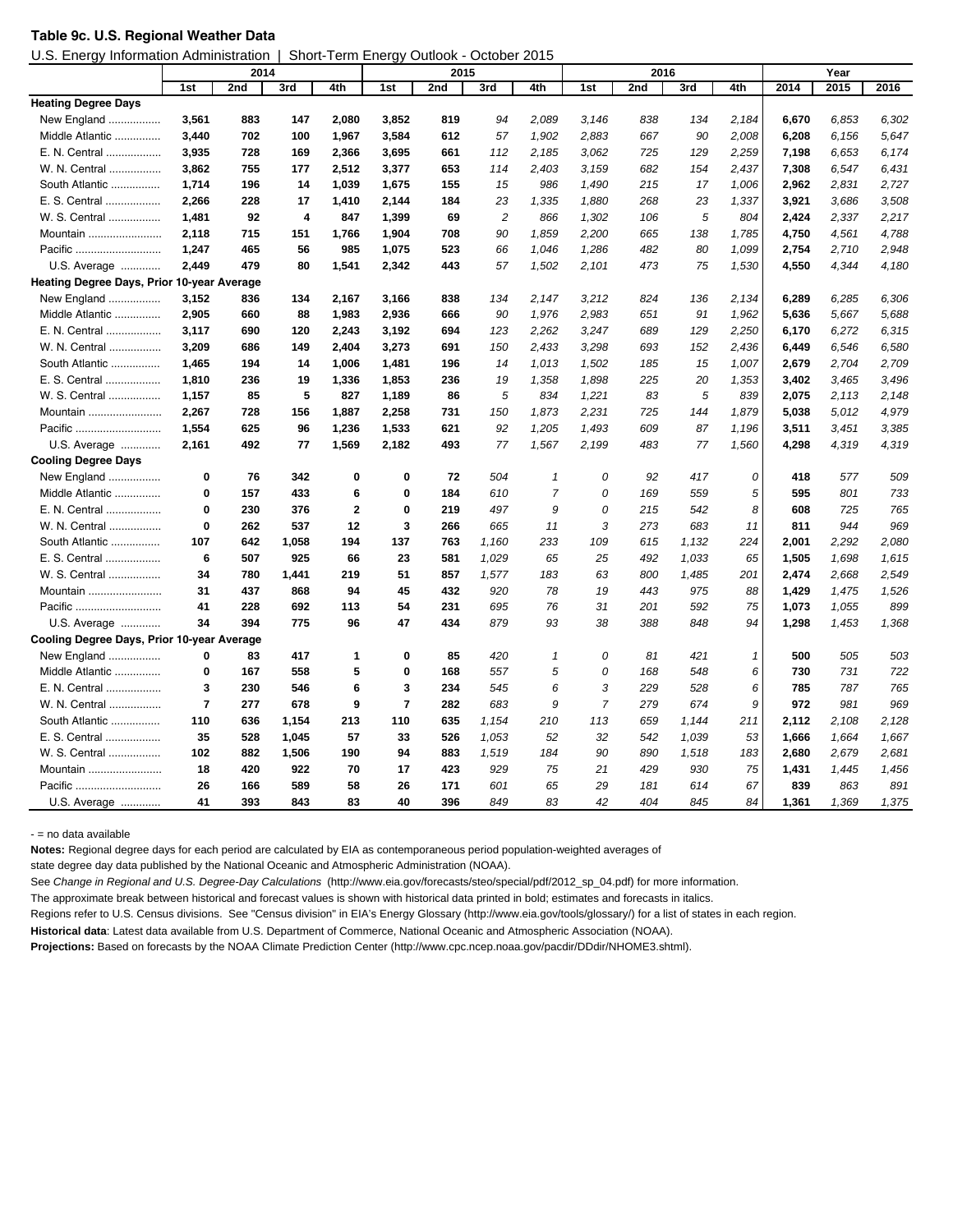## Table 9c. U.S. Regional Weather Data

U.S. Energy Information Administration | Short-Term Energy Outlook - October 2015

| | 2014 | | | | 2015 | | | | 2016 | | | | Year | | |
|---|---|---|---|---|---|---|---|---|---|---|---|---|---|---|---|
| | 1st | 2nd | 3rd | 4th | 1st | 2nd | 3rd | 4th | 1st | 2nd | 3rd | 4th | 2014 | 2015 | 2016 |
| **Heating Degree Days** | | | | | | | | | | | | | | | |
| New England | **3,561** | **883** | **147** | **2,080** | **3,852** | **819** | *94* | *2,089* | *3,146* | *838* | *134* | *2,184* | **6,670** | *6,853* | *6,302* |
| Middle Atlantic | **3,440** | **702** | **100** | **1,967** | **3,584** | **612** | *57* | *1,902* | *2,883* | *667* | *90* | *2,008* | **6,208** | *6,156* | *5,647* |
| E. N. Central | **3,935** | **728** | **169** | **2,366** | **3,695** | **661** | *112* | *2,185* | *3,062* | *725* | *129* | *2,259* | **7,198** | *6,653* | *6,174* |
| W. N. Central | **3,862** | **755** | **177** | **2,512** | **3,377** | **653** | *114* | *2,403* | *3,159* | *682* | *154* | *2,437* | **7,308** | *6,547* | *6,431* |
| South Atlantic | **1,714** | **196** | **14** | **1,039** | **1,675** | **155** | *15* | *986* | *1,490* | *215* | *17* | *1,006* | **2,962** | *2,831* | *2,727* |
| E. S. Central | **2,266** | **228** | **17** | **1,410** | **2,144** | **184** | *23* | *1,335* | *1,880* | *268* | *23* | *1,337* | **3,921** | *3,686* | *3,508* |
| W. S. Central | **1,481** | **92** | **4** | **847** | **1,399** | **69** | *2* | *866* | *1,302* | *106* | *5* | *804* | **2,424** | *2,337* | *2,217* |
| Mountain | **2,118** | **715** | **151** | **1,766** | **1,904** | **708** | *90* | *1,859* | *2,200* | *665* | *138* | *1,785* | **4,750** | *4,561* | *4,788* |
| Pacific | **1,247** | **465** | **56** | **985** | **1,075** | **523** | *66* | *1,046* | *1,286* | *482* | *80* | *1,099* | **2,754** | *2,710* | *2,948* |
| U.S. Average | **2,449** | **479** | **80** | **1,541** | **2,342** | **443** | *57* | *1,502* | *2,101* | *473* | *75* | *1,530* | **4,550** | *4,344* | *4,180* |
| **Heating Degree Days, Prior 10-year Average** | | | | | | | | | | | | | | | |
| New England | **3,152** | **836** | **134** | **2,167** | **3,166** | **838** | *134* | *2,147* | *3,212* | *824* | *136* | *2,134* | **6,289** | *6,285* | *6,306* |
| Middle Atlantic | **2,905** | **660** | **88** | **1,983** | **2,936** | **666** | *90* | *1,976* | *2,983* | *651* | *91* | *1,962* | **5,636** | *5,667* | *5,688* |
| E. N. Central | **3,117** | **690** | **120** | **2,243** | **3,192** | **694** | *123* | *2,262* | *3,247* | *689* | *129* | *2,250* | **6,170** | *6,272* | *6,315* |
| W. N. Central | **3,209** | **686** | **149** | **2,404** | **3,273** | **691** | *150* | *2,433* | *3,298* | *693* | *152* | *2,436* | **6,449** | *6,546* | *6,580* |
| South Atlantic | **1,465** | **194** | **14** | **1,006** | **1,481** | **196** | *14* | *1,013* | *1,502* | *185* | *15* | *1,007* | **2,679** | *2,704* | *2,709* |
| E. S. Central | **1,810** | **236** | **19** | **1,336** | **1,853** | **236** | *19* | *1,358* | *1,898* | *225* | *20* | *1,353* | **3,402** | *3,465* | *3,496* |
| W. S. Central | **1,157** | **85** | **5** | **827** | **1,189** | **86** | *5* | *834* | *1,221* | *83* | *5* | *839* | **2,075** | *2,113* | *2,148* |
| Mountain | **2,267** | **728** | **156** | **1,887** | **2,258** | **731** | *150* | *1,873* | *2,231* | *725* | *144* | *1,879* | **5,038** | *5,012* | *4,979* |
| Pacific | **1,554** | **625** | **96** | **1,236** | **1,533** | **621** | *92* | *1,205* | *1,493* | *609* | *87* | *1,196* | **3,511** | *3,451* | *3,385* |
| U.S. Average | **2,161** | **492** | **77** | **1,569** | **2,182** | **493** | *77* | *1,567* | *2,199* | *483* | *77* | *1,560* | **4,298** | *4,319* | *4,319* |
| **Cooling Degree Days** | | | | | | | | | | | | | | | |
| New England | **0** | **76** | **342** | **0** | **0** | **72** | *504* | *1* | *0* | *92* | *417* | *0* | **418** | *577* | *509* |
| Middle Atlantic | **0** | **157** | **433** | **6** | **0** | **184** | *610* | *7* | *0* | *169* | *559* | *5* | **595** | *801* | *733* |
| E. N. Central | **0** | **230** | **376** | **2** | **0** | **219** | *497* | *9* | *0* | *215* | *542* | *8* | **608** | *725* | *765* |
| W. N. Central | **0** | **262** | **537** | **12** | **3** | **266** | *665* | *11* | *3* | *273* | *683* | *11* | **811** | *944* | *969* |
| South Atlantic | **107** | **642** | **1,058** | **194** | **137** | **763** | *1,160* | *233* | *109* | *615* | *1,132* | *224* | **2,001** | *2,292* | *2,080* |
| E. S. Central | **6** | **507** | **925** | **66** | **23** | **581** | *1,029* | *65* | *25* | *492* | *1,033* | *65* | **1,505** | *1,698* | *1,615* |
| W. S. Central | **34** | **780** | **1,441** | **219** | **51** | **857** | *1,577* | *183* | *63* | *800* | *1,485* | *201* | **2,474** | *2,668* | *2,549* |
| Mountain | **31** | **437** | **868** | **94** | **45** | **432** | *920* | *78* | *19* | *443* | *975* | *88* | **1,429** | *1,475* | *1,526* |
| Pacific | **41** | **228** | **692** | **113** | **54** | **231** | *695* | *76* | *31* | *201* | *592* | *75* | **1,073** | *1,055* | *899* |
| U.S. Average | **34** | **394** | **775** | **96** | **47** | **434** | *879* | *93* | *38* | *388* | *848* | *94* | **1,298** | *1,453* | *1,368* |
| **Cooling Degree Days, Prior 10-year Average** | | | | | | | | | | | | | | | |
| New England | **0** | **83** | **417** | **1** | **0** | **85** | *420* | *1* | *0* | *81* | *421* | *1* | **500** | *505* | *503* |
| Middle Atlantic | **0** | **167** | **558** | **5** | **0** | **168** | *557* | *5* | *0* | *168* | *548* | *6* | **730** | *731* | *722* |
| E. N. Central | **3** | **230** | **546** | **6** | **3** | **234** | *545* | *6* | *3* | *229* | *528* | *6* | **785** | *787* | *765* |
| W. N. Central | **7** | **277** | **678** | **9** | **7** | **282** | *683* | *9* | *7* | *279* | *674* | *9* | **972** | *981* | *969* |
| South Atlantic | **110** | **636** | **1,154** | **213** | **110** | **635** | *1,154* | *210* | *113* | *659* | *1,144* | *211* | **2,112** | *2,108* | *2,128* |
| E. S. Central | **35** | **528** | **1,045** | **57** | **33** | **526** | *1,053* | *52* | *32* | *542* | *1,039* | *53* | **1,666** | *1,664* | *1,667* |
| W. S. Central | **102** | **882** | **1,506** | **190** | **94** | **883** | *1,519* | *184* | *90* | *890* | *1,518* | *183* | **2,680** | *2,679* | *2,681* |
| Mountain | **18** | **420** | **922** | **70** | **17** | **423** | *929* | *75* | *21* | *429* | *930* | *75* | **1,431** | *1,445* | *1,456* |
| Pacific | **26** | **166** | **589** | **58** | **26** | **171** | *601* | *65* | *29* | *181* | *614* | *67* | **839** | *863* | *891* |
| U.S. Average | **41** | **393** | **843** | **83** | **40** | **396** | *849* | *83* | *42* | *404* | *845* | *84* | **1,361** | *1,369* | *1,375* |

\- = no data available

**Notes:** Regional degree days for each period are calculated by EIA as contemporaneous period population-weighted averages of state degree day data published by the National Oceanic and Atmospheric Administration (NOAA).

See *Change in Regional and U.S. Degree-Day Calculations* (http://www.eia.gov/forecasts/steo/special/pdf/2012_sp_04.pdf) for more information.

The approximate break between historical and forecast values is shown with historical data printed in bold; estimates and forecasts in italics.

Regions refer to U.S. Census divisions. See "Census division" in EIA's Energy Glossary (http://www.eia.gov/tools/glossary/) for a list of states in each region.

**Historical data**: Latest data available from U.S. Department of Commerce, National Oceanic and Atmospheric Association (NOAA).

**Projections:** Based on forecasts by the NOAA Climate Prediction Center (http://www.cpc.ncep.noaa.gov/pacdir/DDdir/NHOME3.shtml).